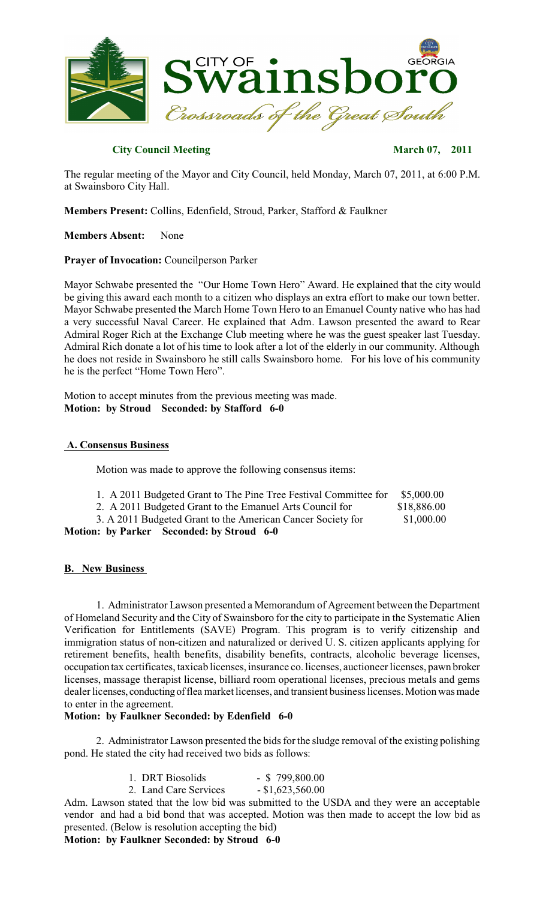**City Council Meeting** **March 07, 2011**

The regular meeting of the Mayor and City Council, held Monday, March 07, 2011, at 6:00 P.M. at Swainsboro City Hall.

**Members Present:** Collins, Edenfield, Stroud, Parker, Stafford & Faulkner

**Members Absent:** None

**Prayer of Invocation:** Councilperson Parker

Mayor Schwabe presented the "Our Home Town Hero" Award. He explained that the city would be giving this award each month to a citizen who displays an extra effort to make our town better. Mayor Schwabe presented the March Home Town Hero to an Emanuel County native who has had a very successful Naval Career. He explained that Adm. Lawson presented the award to Rear Admiral Roger Rich at the Exchange Club meeting where he was the guest speaker last Tuesday. Admiral Rich donate a lot of his time to look after a lot of the elderly in our community. Although he does not reside in Swainsboro he still calls Swainsboro home. For his love of his community he is the perfect "Home Town Hero".

Motion to accept minutes from the previous meeting was made.
**Motion: by Stroud Seconded: by Stafford 6-0**

## A. Consensus Business

Motion was made to approve the following consensus items:

1. A 2011 Budgeted Grant to The Pine Tree Festival Committee for $5,000.00
2. A 2011 Budgeted Grant to the Emanuel Arts Council for $18,886.00
3. A 2011 Budgeted Grant to the American Cancer Society for $1,000.00

**Motion: by Parker Seconded: by Stroud 6-0**

## B. New Business

1. Administrator Lawson presented a Memorandum of Agreement between the Department of Homeland Security and the City of Swainsboro for the city to participate in the Systematic Alien Verification for Entitlements (SAVE) Program. This program is to verify citizenship and immigration status of non-citizen and naturalized or derived U. S. citizen applicants applying for retirement benefits, health benefits, disability benefits, contracts, alcoholic beverage licenses, occupation tax certificates, taxicab licenses, insurance co. licenses, auctioneer licenses, pawn broker licenses, massage therapist license, billiard room operational licenses, precious metals and gems dealer licenses, conducting of flea market licenses, and transient business licenses. Motion was made to enter in the agreement.

**Motion: by Faulkner Seconded: by Edenfield 6-0**

2. Administrator Lawson presented the bids for the sludge removal of the existing polishing pond. He stated the city had received two bids as follows:

1. DRT Biosolids - $ 799,800.00
2. Land Care Services - $1,623,560.00

Adm. Lawson stated that the low bid was submitted to the USDA and they were an acceptable vendor and had a bid bond that was accepted. Motion was then made to accept the low bid as presented. (Below is resolution accepting the bid)

**Motion: by Faulkner Seconded: by Stroud 6-0**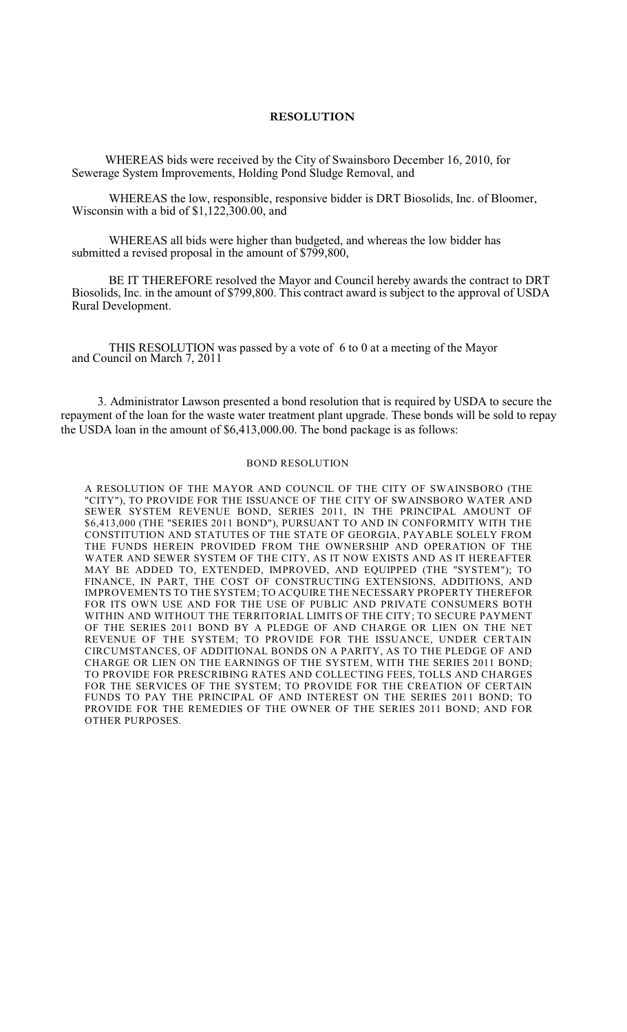# RESOLUTION

WHEREAS bids were received by the City of Swainsboro December 16, 2010, for Sewerage System Improvements, Holding Pond Sludge Removal, and

WHEREAS the low, responsible, responsive bidder is DRT Biosolids, Inc. of Bloomer, Wisconsin with a bid of $1,122,300.00, and

WHEREAS all bids were higher than budgeted, and whereas the low bidder has submitted a revised proposal in the amount of $799,800,

BE IT THEREFORE resolved the Mayor and Council hereby awards the contract to DRT Biosolids, Inc. in the amount of $799,800. This contract award is subject to the approval of USDA Rural Development.

THIS RESOLUTION was passed by a vote of 6 to 0 at a meeting of the Mayor and Council on March 7, 2011

3. Administrator Lawson presented a bond resolution that is required by USDA to secure the repayment of the loan for the waste water treatment plant upgrade. These bonds will be sold to repay the USDA loan in the amount of $6,413,000.00. The bond package is as follows:

## BOND RESOLUTION

A RESOLUTION OF THE MAYOR AND COUNCIL OF THE CITY OF SWAINSBORO (THE "CITY"), TO PROVIDE FOR THE ISSUANCE OF THE CITY OF SWAINSBORO WATER AND SEWER SYSTEM REVENUE BOND, SERIES 2011, IN THE PRINCIPAL AMOUNT OF $6,413,000 (THE "SERIES 2011 BOND"), PURSUANT TO AND IN CONFORMITY WITH THE CONSTITUTION AND STATUTES OF THE STATE OF GEORGIA, PAYABLE SOLELY FROM THE FUNDS HEREIN PROVIDED FROM THE OWNERSHIP AND OPERATION OF THE WATER AND SEWER SYSTEM OF THE CITY, AS IT NOW EXISTS AND AS IT HEREAFTER MAY BE ADDED TO, EXTENDED, IMPROVED, AND EQUIPPED (THE "SYSTEM"); TO FINANCE, IN PART, THE COST OF CONSTRUCTING EXTENSIONS, ADDITIONS, AND IMPROVEMENTS TO THE SYSTEM; TO ACQUIRE THE NECESSARY PROPERTY THEREFOR FOR ITS OWN USE AND FOR THE USE OF PUBLIC AND PRIVATE CONSUMERS BOTH WITHIN AND WITHOUT THE TERRITORIAL LIMITS OF THE CITY; TO SECURE PAYMENT OF THE SERIES 2011 BOND BY A PLEDGE OF AND CHARGE OR LIEN ON THE NET REVENUE OF THE SYSTEM; TO PROVIDE FOR THE ISSUANCE, UNDER CERTAIN CIRCUMSTANCES, OF ADDITIONAL BONDS ON A PARITY, AS TO THE PLEDGE OF AND CHARGE OR LIEN ON THE EARNINGS OF THE SYSTEM, WITH THE SERIES 2011 BOND; TO PROVIDE FOR PRESCRIBING RATES AND COLLECTING FEES, TOLLS AND CHARGES FOR THE SERVICES OF THE SYSTEM; TO PROVIDE FOR THE CREATION OF CERTAIN FUNDS TO PAY THE PRINCIPAL OF AND INTEREST ON THE SERIES 2011 BOND; TO PROVIDE FOR THE REMEDIES OF THE OWNER OF THE SERIES 2011 BOND; AND FOR OTHER PURPOSES.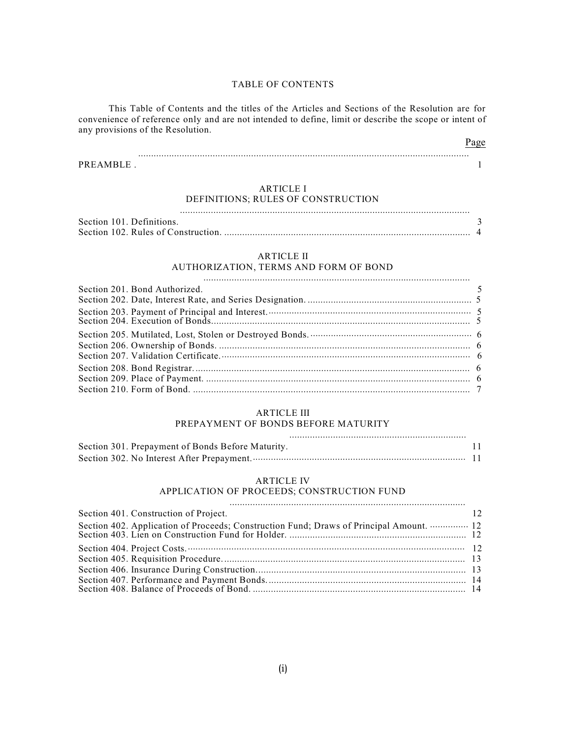# TABLE OF CONTENTS

This Table of Contents and the titles of the Articles and Sections of the Resolution are for convenience of reference only and are not intended to define, limit or describe the scope or intent of any provisions of the Resolution.

| | Page |
|---|---|
| PREAMBLE | 1 |

## ARTICLE I
## DEFINITIONS; RULES OF CONSTRUCTION

| | |
|---|---|
| Section 101. Definitions. | 3 |
| Section 102. Rules of Construction. | 4 |

## ARTICLE II
## AUTHORIZATION, TERMS AND FORM OF BOND

| | |
|---|---|
| Section 201. Bond Authorized. | 5 |
| Section 202. Date, Interest Rate, and Series Designation. | 5 |
| Section 203. Payment of Principal and Interest. | 5 |
| Section 204. Execution of Bonds. | 5 |
| Section 205. Mutilated, Lost, Stolen or Destroyed Bonds. | 6 |
| Section 206. Ownership of Bonds. | 6 |
| Section 207. Validation Certificate. | 6 |
| Section 208. Bond Registrar. | 6 |
| Section 209. Place of Payment. | 6 |
| Section 210. Form of Bond. | 7 |

## ARTICLE III
## PREPAYMENT OF BONDS BEFORE MATURITY

| | |
|---|---|
| Section 301. Prepayment of Bonds Before Maturity. | 11 |
| Section 302. No Interest After Prepayment. | 11 |

## ARTICLE IV
## APPLICATION OF PROCEEDS; CONSTRUCTION FUND

| | |
|---|---|
| Section 401. Construction of Project. | 12 |
| Section 402. Application of Proceeds; Construction Fund; Draws of Principal Amount. | 12 |
| Section 403. Lien on Construction Fund for Holder. | 12 |
| Section 404. Project Costs. | 12 |
| Section 405. Requisition Procedure. | 13 |
| Section 406. Insurance During Construction. | 13 |
| Section 407. Performance and Payment Bonds. | 14 |
| Section 408. Balance of Proceeds of Bond. | 14 |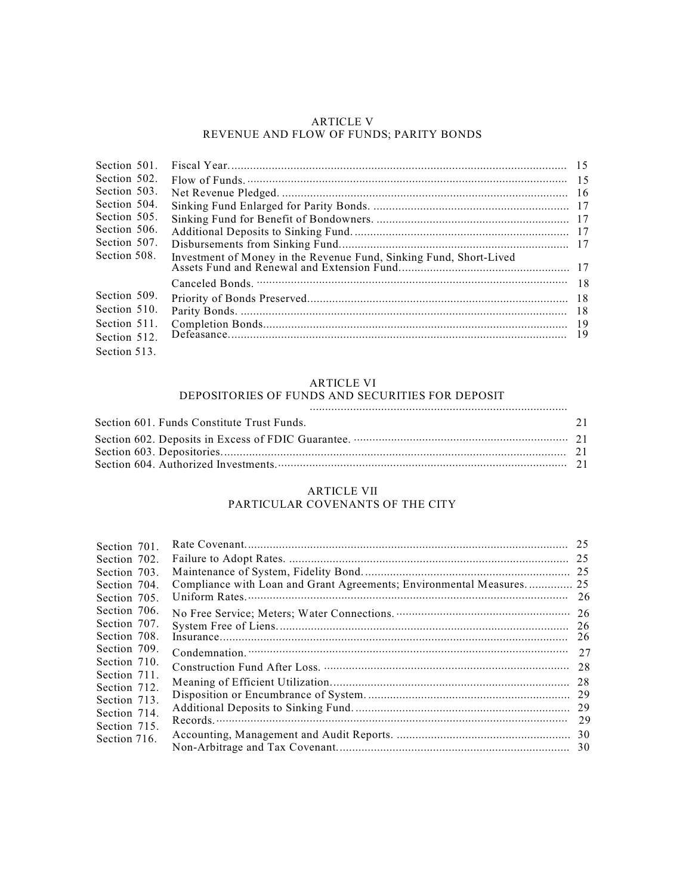## ARTICLE V
## REVENUE AND FLOW OF FUNDS; PARITY BONDS

| Section | Title | Page |
|---|---|---|
| Section 501. | Fiscal Year. | 15 |
| Section 502. | Flow of Funds. | 15 |
| Section 503. | Net Revenue Pledged. | 16 |
| Section 504. | Sinking Fund Enlarged for Parity Bonds. | 17 |
| Section 505. | Sinking Fund for Benefit of Bondowners. | 17 |
| Section 506. | Additional Deposits to Sinking Fund. | 17 |
| Section 507. | Disbursements from Sinking Fund. | 17 |
| Section 508. | Investment of Money in the Revenue Fund, Sinking Fund, Short-Lived Assets Fund and Renewal and Extension Fund. | 17 |
| Section 509. | Canceled Bonds. | 18 |
| Section 510. | Priority of Bonds Preserved. | 18 |
| Section 511. | Parity Bonds. | 18 |
| Section 512. | Completion Bonds. | 19 |
| Section 513. | Defeasance. | 19 |

## ARTICLE VI
## DEPOSITORIES OF FUNDS AND SECURITIES FOR DEPOSIT

| Section | Page |
|---|---|
| Section 601. Funds Constitute Trust Funds. | 21 |
| Section 602. Deposits in Excess of FDIC Guarantee. | 21 |
| Section 603. Depositories. | 21 |
| Section 604. Authorized Investments. | 21 |

## ARTICLE VII
## PARTICULAR COVENANTS OF THE CITY

| Section | Title | Page |
|---|---|---|
| Section 701. | Rate Covenant. | 25 |
| Section 702. | Failure to Adopt Rates. | 25 |
| Section 703. | Maintenance of System, Fidelity Bond. | 25 |
| Section 704. | Compliance with Loan and Grant Agreements; Environmental Measures. | 25 |
| Section 705. | Uniform Rates. | 26 |
| Section 706. | No Free Service; Meters; Water Connections. | 26 |
| Section 707. | System Free of Liens. | 26 |
| Section 708. | Insurance. | 26 |
| Section 709. | Condemnation. | 27 |
| Section 710. | Construction Fund After Loss. | 28 |
| Section 711. | Meaning of Efficient Utilization. | 28 |
| Section 712. | Disposition or Encumbrance of System. | 29 |
| Section 713. | Additional Deposits to Sinking Fund. | 29 |
| Section 714. | Records. | 29 |
| Section 715. | Accounting, Management and Audit Reports. | 30 |
| Section 716. | Non-Arbitrage and Tax Covenant. | 30 |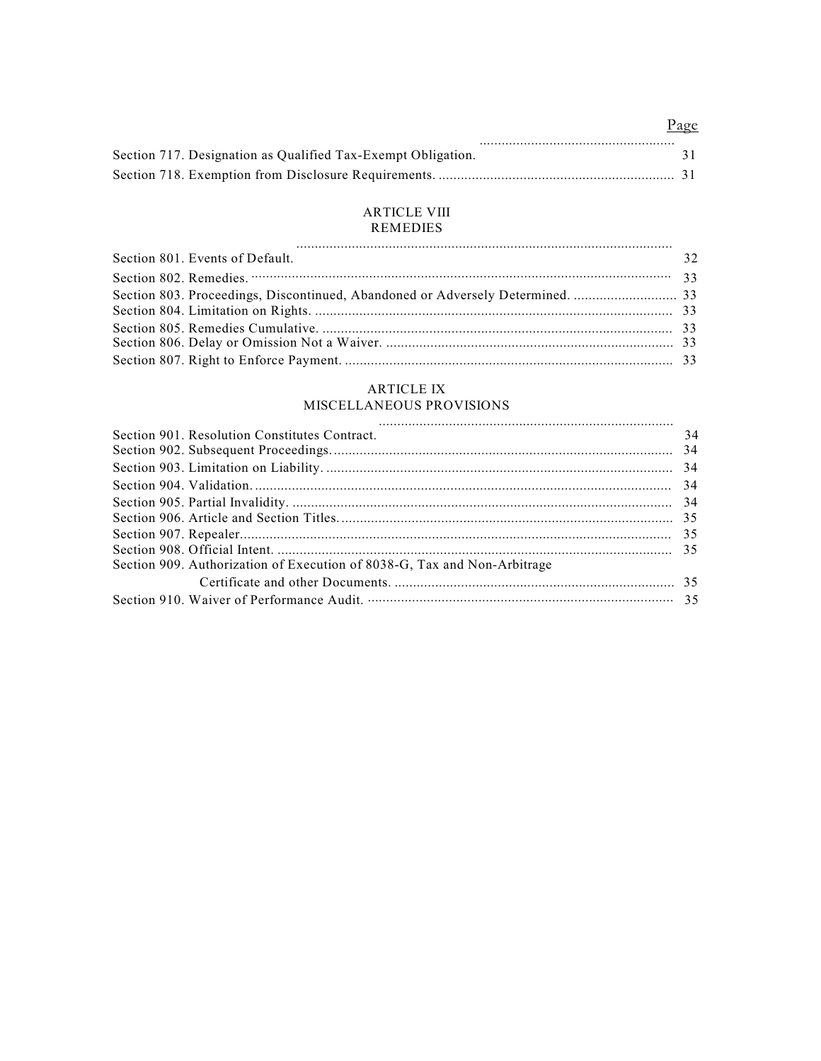| | Page |
|---|---|
| Section 717. Designation as Qualified Tax-Exempt Obligation. | 31 |
| Section 718. Exemption from Disclosure Requirements. | 31 |

## ARTICLE VIII
## REMEDIES

| | |
|---|---|
| Section 801. Events of Default. | 32 |
| Section 802. Remedies. | 33 |
| Section 803. Proceedings, Discontinued, Abandoned or Adversely Determined. | 33 |
| Section 804. Limitation on Rights. | 33 |
| Section 805. Remedies Cumulative. | 33 |
| Section 806. Delay or Omission Not a Waiver. | 33 |
| Section 807. Right to Enforce Payment. | 33 |

## ARTICLE IX
## MISCELLANEOUS PROVISIONS

| | |
|---|---|
| Section 901. Resolution Constitutes Contract. | 34 |
| Section 902. Subsequent Proceedings. | 34 |
| Section 903. Limitation on Liability. | 34 |
| Section 904. Validation. | 34 |
| Section 905. Partial Invalidity. | 34 |
| Section 906. Article and Section Titles. | 35 |
| Section 907. Repealer. | 35 |
| Section 908. Official Intent. | 35 |
| Section 909. Authorization of Execution of 8038-G, Tax and Non-Arbitrage Certificate and other Documents. | 35 |
| Section 910. Waiver of Performance Audit. | 35 |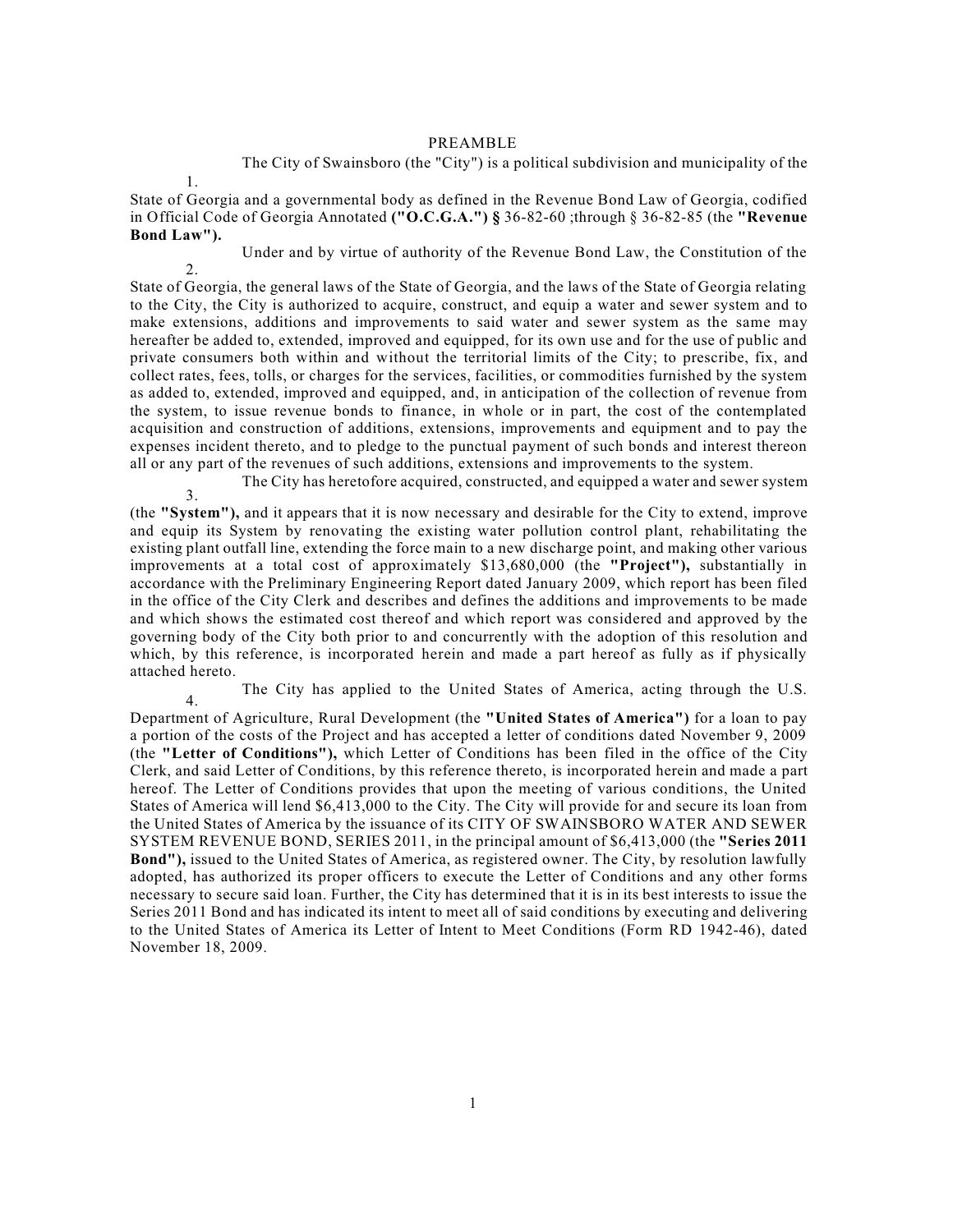# PREAMBLE

1. The City of Swainsboro (the "City") is a political subdivision and municipality of the State of Georgia and a governmental body as defined in the Revenue Bond Law of Georgia, codified in Official Code of Georgia Annotated **("O.C.G.A.") §** 36-82-60 ;through § 36-82-85 (the **"Revenue Bond Law").**

2. Under and by virtue of authority of the Revenue Bond Law, the Constitution of the State of Georgia, the general laws of the State of Georgia, and the laws of the State of Georgia relating to the City, the City is authorized to acquire, construct, and equip a water and sewer system and to make extensions, additions and improvements to said water and sewer system as the same may hereafter be added to, extended, improved and equipped, for its own use and for the use of public and private consumers both within and without the territorial limits of the City; to prescribe, fix, and collect rates, fees, tolls, or charges for the services, facilities, or commodities furnished by the system as added to, extended, improved and equipped, and, in anticipation of the collection of revenue from the system, to issue revenue bonds to finance, in whole or in part, the cost of the contemplated acquisition and construction of additions, extensions, improvements and equipment and to pay the expenses incident thereto, and to pledge to the punctual payment of such bonds and interest thereon all or any part of the revenues of such additions, extensions and improvements to the system.

3. The City has heretofore acquired, constructed, and equipped a water and sewer system (the **"System"),** and it appears that it is now necessary and desirable for the City to extend, improve and equip its System by renovating the existing water pollution control plant, rehabilitating the existing plant outfall line, extending the force main to a new discharge point, and making other various improvements at a total cost of approximately $13,680,000 (the **"Project"),** substantially in accordance with the Preliminary Engineering Report dated January 2009, which report has been filed in the office of the City Clerk and describes and defines the additions and improvements to be made and which shows the estimated cost thereof and which report was considered and approved by the governing body of the City both prior to and concurrently with the adoption of this resolution and which, by this reference, is incorporated herein and made a part hereof as fully as if physically attached hereto.

4. The City has applied to the United States of America, acting through the U.S. Department of Agriculture, Rural Development (the **"United States of America")** for a loan to pay a portion of the costs of the Project and has accepted a letter of conditions dated November 9, 2009 (the **"Letter of Conditions"),** which Letter of Conditions has been filed in the office of the City Clerk, and said Letter of Conditions, by this reference thereto, is incorporated herein and made a part hereof. The Letter of Conditions provides that upon the meeting of various conditions, the United States of America will lend $6,413,000 to the City. The City will provide for and secure its loan from the United States of America by the issuance of its CITY OF SWAINSBORO WATER AND SEWER SYSTEM REVENUE BOND, SERIES 2011, in the principal amount of $6,413,000 (the **"Series 2011 Bond"),** issued to the United States of America, as registered owner. The City, by resolution lawfully adopted, has authorized its proper officers to execute the Letter of Conditions and any other forms necessary to secure said loan. Further, the City has determined that it is in its best interests to issue the Series 2011 Bond and has indicated its intent to meet all of said conditions by executing and delivering to the United States of America its Letter of Intent to Meet Conditions (Form RD 1942-46), dated November 18, 2009.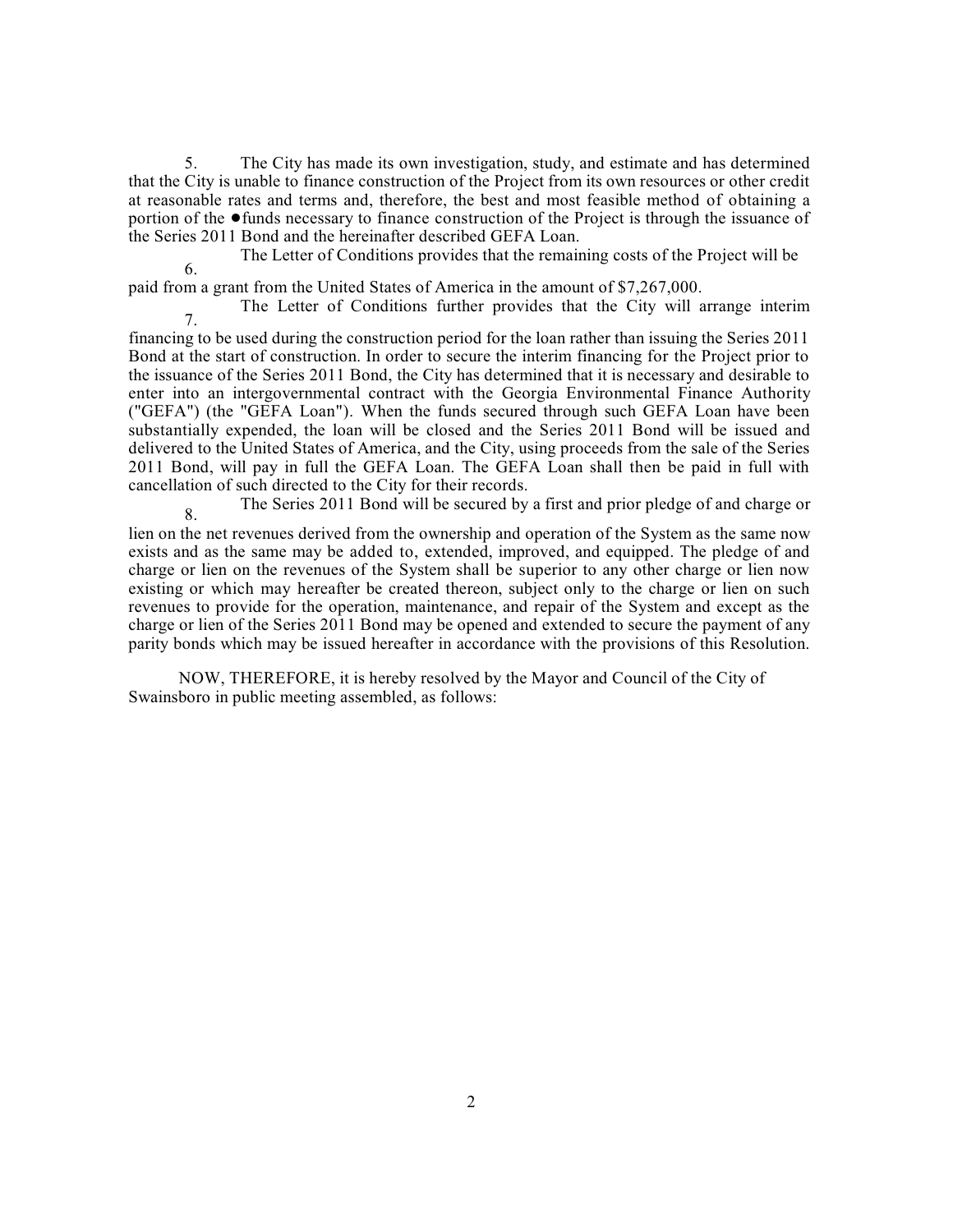5. The City has made its own investigation, study, and estimate and has determined that the City is unable to finance construction of the Project from its own resources or other credit at reasonable rates and terms and, therefore, the best and most feasible method of obtaining a portion of the ●funds necessary to finance construction of the Project is through the issuance of the Series 2011 Bond and the hereinafter described GEFA Loan.

6. The Letter of Conditions provides that the remaining costs of the Project will be paid from a grant from the United States of America in the amount of $7,267,000.

7. The Letter of Conditions further provides that the City will arrange interim financing to be used during the construction period for the loan rather than issuing the Series 2011 Bond at the start of construction. In order to secure the interim financing for the Project prior to the issuance of the Series 2011 Bond, the City has determined that it is necessary and desirable to enter into an intergovernmental contract with the Georgia Environmental Finance Authority ("GEFA") (the "GEFA Loan"). When the funds secured through such GEFA Loan have been substantially expended, the loan will be closed and the Series 2011 Bond will be issued and delivered to the United States of America, and the City, using proceeds from the sale of the Series 2011 Bond, will pay in full the GEFA Loan. The GEFA Loan shall then be paid in full with cancellation of such directed to the City for their records.

8. The Series 2011 Bond will be secured by a first and prior pledge of and charge or lien on the net revenues derived from the ownership and operation of the System as the same now exists and as the same may be added to, extended, improved, and equipped. The pledge of and charge or lien on the revenues of the System shall be superior to any other charge or lien now existing or which may hereafter be created thereon, subject only to the charge or lien on such revenues to provide for the operation, maintenance, and repair of the System and except as the charge or lien of the Series 2011 Bond may be opened and extended to secure the payment of any parity bonds which may be issued hereafter in accordance with the provisions of this Resolution.

NOW, THEREFORE, it is hereby resolved by the Mayor and Council of the City of Swainsboro in public meeting assembled, as follows: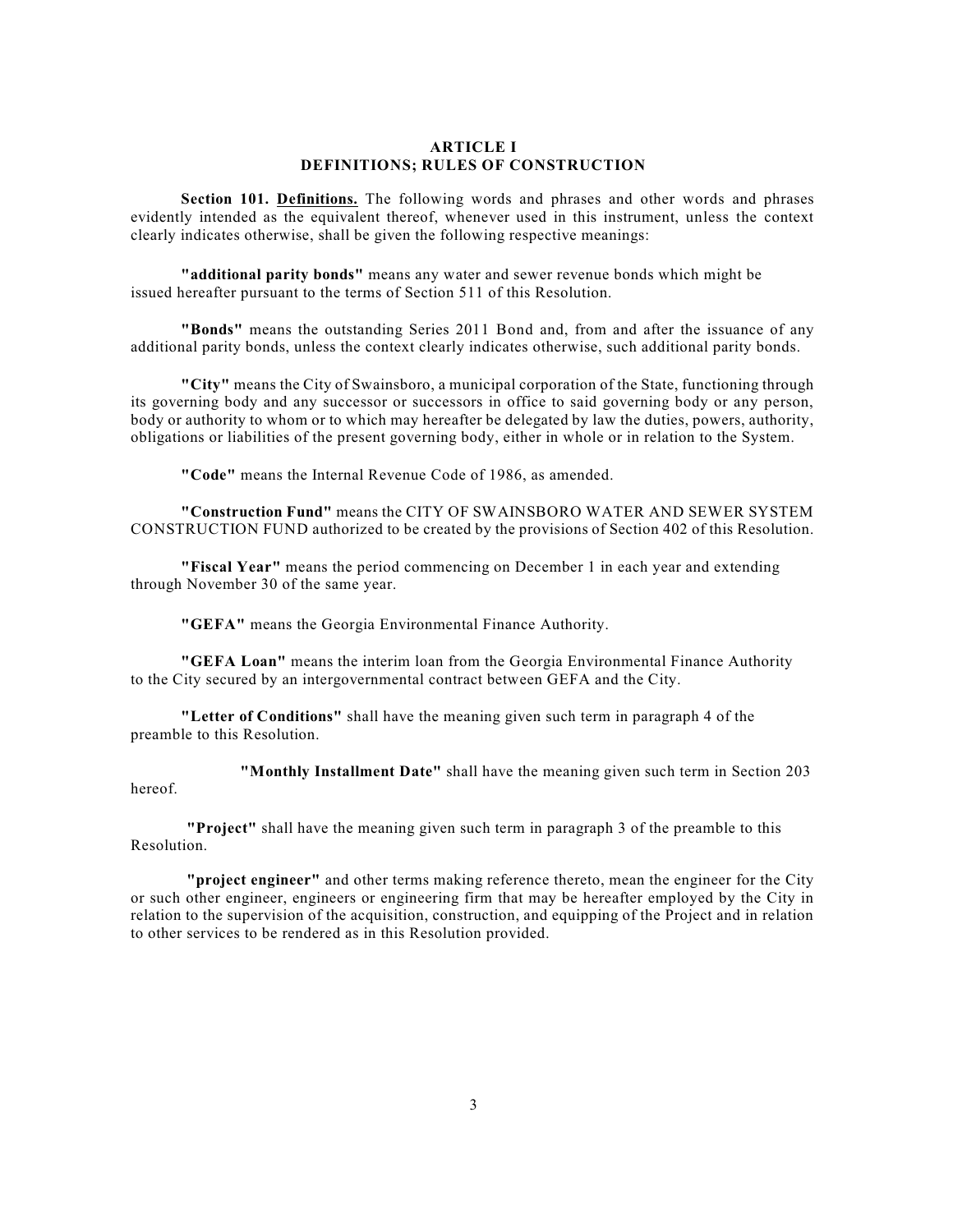## ARTICLE I
## DEFINITIONS; RULES OF CONSTRUCTION

**Section 101. Definitions.** The following words and phrases and other words and phrases evidently intended as the equivalent thereof, whenever used in this instrument, unless the context clearly indicates otherwise, shall be given the following respective meanings:

**"additional parity bonds"** means any water and sewer revenue bonds which might be issued hereafter pursuant to the terms of Section 511 of this Resolution.

**"Bonds"** means the outstanding Series 2011 Bond and, from and after the issuance of any additional parity bonds, unless the context clearly indicates otherwise, such additional parity bonds.

**"City"** means the City of Swainsboro, a municipal corporation of the State, functioning through its governing body and any successor or successors in office to said governing body or any person, body or authority to whom or to which may hereafter be delegated by law the duties, powers, authority, obligations or liabilities of the present governing body, either in whole or in relation to the System.

**"Code"** means the Internal Revenue Code of 1986, as amended.

**"Construction Fund"** means the CITY OF SWAINSBORO WATER AND SEWER SYSTEM CONSTRUCTION FUND authorized to be created by the provisions of Section 402 of this Resolution.

**"Fiscal Year"** means the period commencing on December 1 in each year and extending through November 30 of the same year.

**"GEFA"** means the Georgia Environmental Finance Authority.

**"GEFA Loan"** means the interim loan from the Georgia Environmental Finance Authority to the City secured by an intergovernmental contract between GEFA and the City.

**"Letter of Conditions"** shall have the meaning given such term in paragraph 4 of the preamble to this Resolution.

**"Monthly Installment Date"** shall have the meaning given such term in Section 203 hereof.

**"Project"** shall have the meaning given such term in paragraph 3 of the preamble to this Resolution.

**"project engineer"** and other terms making reference thereto, mean the engineer for the City or such other engineer, engineers or engineering firm that may be hereafter employed by the City in relation to the supervision of the acquisition, construction, and equipping of the Project and in relation to other services to be rendered as in this Resolution provided.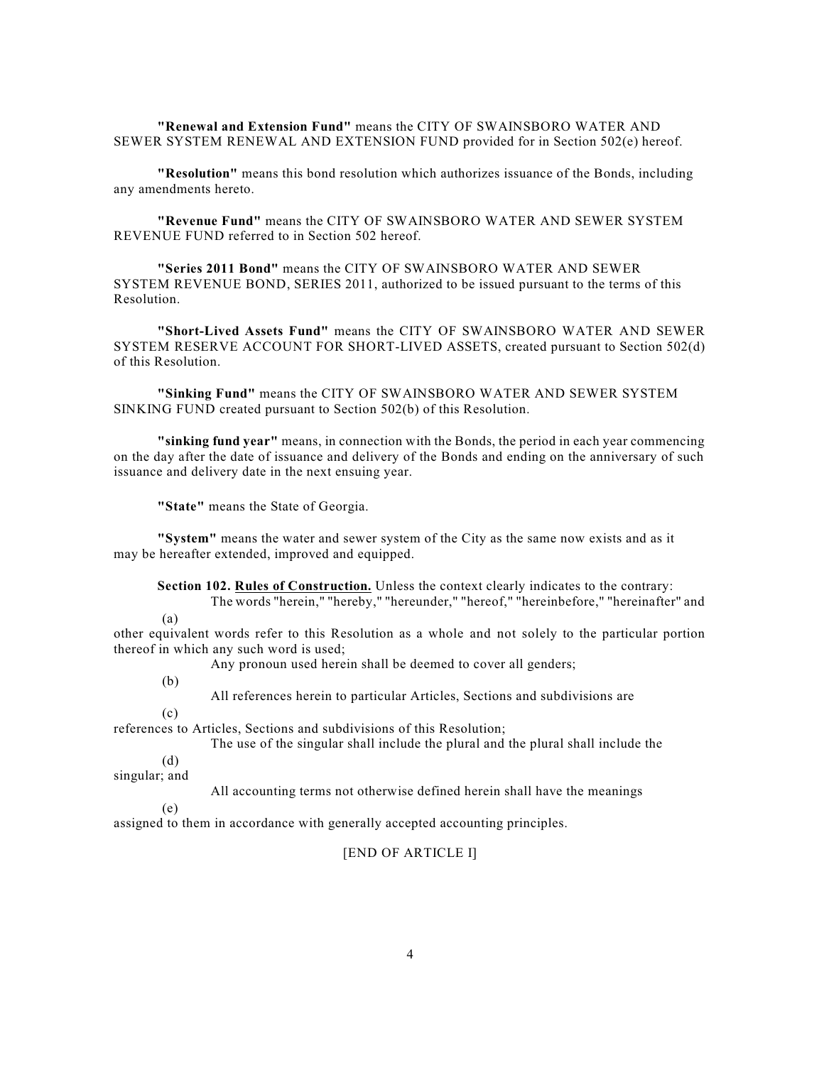**"Renewal and Extension Fund"** means the CITY OF SWAINSBORO WATER AND SEWER SYSTEM RENEWAL AND EXTENSION FUND provided for in Section 502(e) hereof.

**"Resolution"** means this bond resolution which authorizes issuance of the Bonds, including any amendments hereto.

**"Revenue Fund"** means the CITY OF SWAINSBORO WATER AND SEWER SYSTEM REVENUE FUND referred to in Section 502 hereof.

**"Series 2011 Bond"** means the CITY OF SWAINSBORO WATER AND SEWER SYSTEM REVENUE BOND, SERIES 2011, authorized to be issued pursuant to the terms of this Resolution.

**"Short-Lived Assets Fund"** means the CITY OF SWAINSBORO WATER AND SEWER SYSTEM RESERVE ACCOUNT FOR SHORT-LIVED ASSETS, created pursuant to Section 502(d) of this Resolution.

**"Sinking Fund"** means the CITY OF SWAINSBORO WATER AND SEWER SYSTEM SINKING FUND created pursuant to Section 502(b) of this Resolution.

**"sinking fund year"** means, in connection with the Bonds, the period in each year commencing on the day after the date of issuance and delivery of the Bonds and ending on the anniversary of such issuance and delivery date in the next ensuing year.

**"State"** means the State of Georgia.

**"System"** means the water and sewer system of the City as the same now exists and as it may be hereafter extended, improved and equipped.

**Section 102. Rules of Construction.** Unless the context clearly indicates to the contrary:

(a) The words "herein," "hereby," "hereunder," "hereof," "hereinbefore," "hereinafter" and other equivalent words refer to this Resolution as a whole and not solely to the particular portion thereof in which any such word is used;

(b) Any pronoun used herein shall be deemed to cover all genders;

(c) All references herein to particular Articles, Sections and subdivisions are references to Articles, Sections and subdivisions of this Resolution;

(d) The use of the singular shall include the plural and the plural shall include the singular; and

(e) All accounting terms not otherwise defined herein shall have the meanings assigned to them in accordance with generally accepted accounting principles.

[END OF ARTICLE I]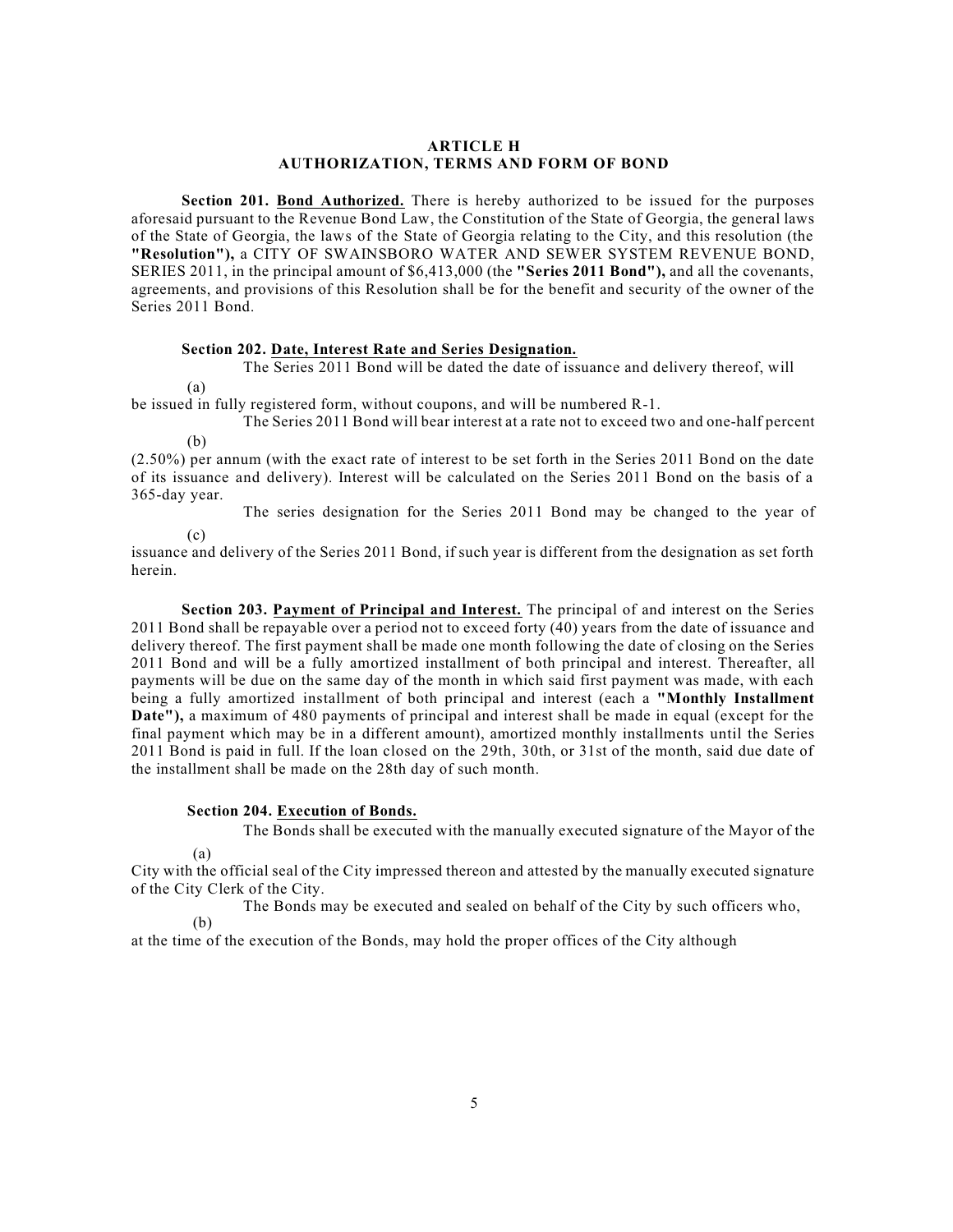**ARTICLE H**
**AUTHORIZATION, TERMS AND FORM OF BOND**

**Section 201. Bond Authorized.** There is hereby authorized to be issued for the purposes aforesaid pursuant to the Revenue Bond Law, the Constitution of the State of Georgia, the general laws of the State of Georgia, the laws of the State of Georgia relating to the City, and this resolution (the **"Resolution"),** a CITY OF SWAINSBORO WATER AND SEWER SYSTEM REVENUE BOND, SERIES 2011, in the principal amount of $6,413,000 (the **"Series 2011 Bond"),** and all the covenants, agreements, and provisions of this Resolution shall be for the benefit and security of the owner of the Series 2011 Bond.

**Section 202. Date, Interest Rate and Series Designation.**

(a) The Series 2011 Bond will be dated the date of issuance and delivery thereof, will be issued in fully registered form, without coupons, and will be numbered R-1.

(b) The Series 2011 Bond will bear interest at a rate not to exceed two and one-half percent (2.50%) per annum (with the exact rate of interest to be set forth in the Series 2011 Bond on the date of its issuance and delivery). Interest will be calculated on the Series 2011 Bond on the basis of a 365-day year.

(c) The series designation for the Series 2011 Bond may be changed to the year of issuance and delivery of the Series 2011 Bond, if such year is different from the designation as set forth herein.

**Section 203. Payment of Principal and Interest.** The principal of and interest on the Series 2011 Bond shall be repayable over a period not to exceed forty (40) years from the date of issuance and delivery thereof. The first payment shall be made one month following the date of closing on the Series 2011 Bond and will be a fully amortized installment of both principal and interest. Thereafter, all payments will be due on the same day of the month in which said first payment was made, with each being a fully amortized installment of both principal and interest (each a **"Monthly Installment Date"),** a maximum of 480 payments of principal and interest shall be made in equal (except for the final payment which may be in a different amount), amortized monthly installments until the Series 2011 Bond is paid in full. If the loan closed on the 29th, 30th, or 31st of the month, said due date of the installment shall be made on the 28th day of such month.

**Section 204. Execution of Bonds.**

(a) The Bonds shall be executed with the manually executed signature of the Mayor of the City with the official seal of the City impressed thereon and attested by the manually executed signature of the City Clerk of the City.

(b) The Bonds may be executed and sealed on behalf of the City by such officers who, at the time of the execution of the Bonds, may hold the proper offices of the City although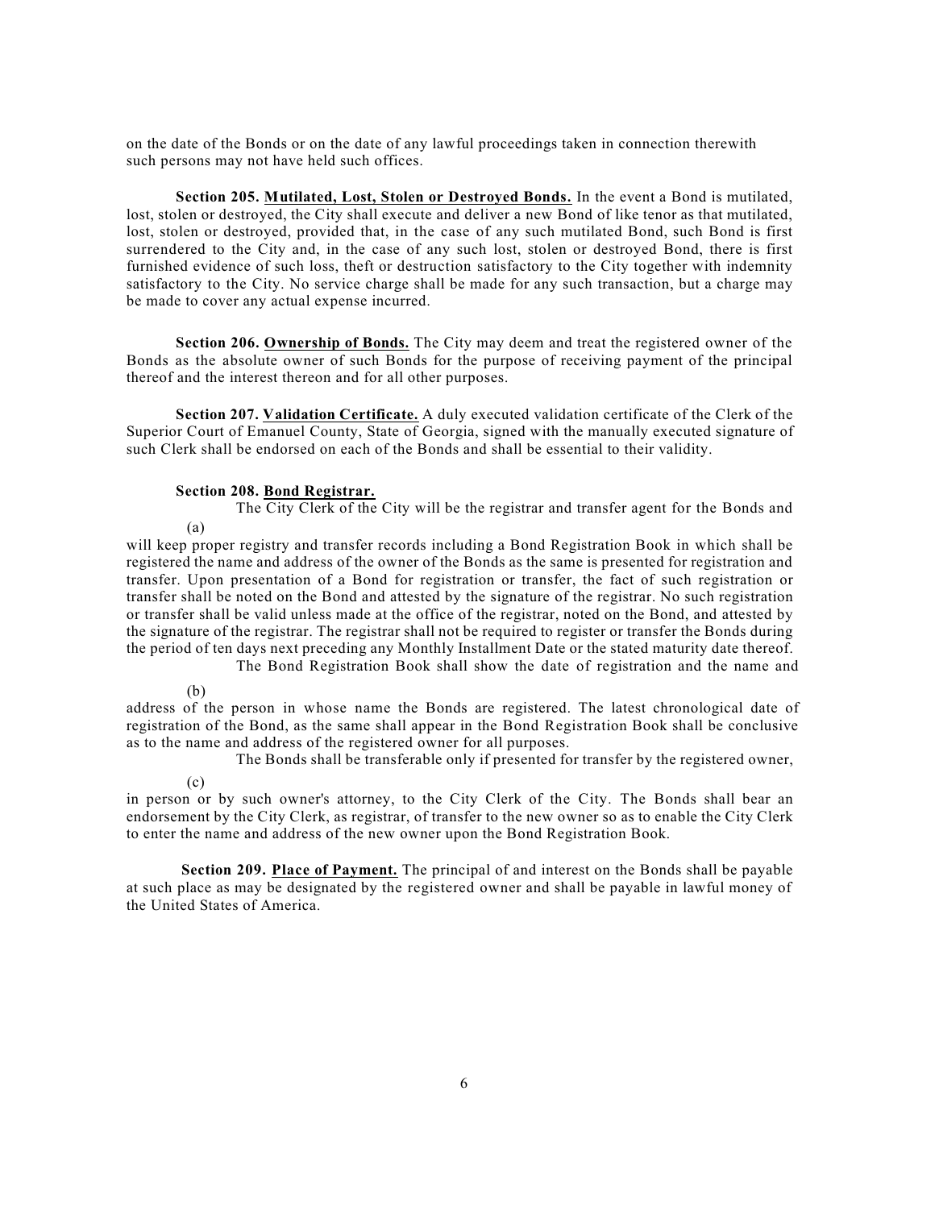on the date of the Bonds or on the date of any lawful proceedings taken in connection therewith such persons may not have held such offices.

**Section 205. Mutilated, Lost, Stolen or Destroyed Bonds.** In the event a Bond is mutilated, lost, stolen or destroyed, the City shall execute and deliver a new Bond of like tenor as that mutilated, lost, stolen or destroyed, provided that, in the case of any such mutilated Bond, such Bond is first surrendered to the City and, in the case of any such lost, stolen or destroyed Bond, there is first furnished evidence of such loss, theft or destruction satisfactory to the City together with indemnity satisfactory to the City. No service charge shall be made for any such transaction, but a charge may be made to cover any actual expense incurred.

**Section 206. Ownership of Bonds.** The City may deem and treat the registered owner of the Bonds as the absolute owner of such Bonds for the purpose of receiving payment of the principal thereof and the interest thereon and for all other purposes.

**Section 207. Validation Certificate.** A duly executed validation certificate of the Clerk of the Superior Court of Emanuel County, State of Georgia, signed with the manually executed signature of such Clerk shall be endorsed on each of the Bonds and shall be essential to their validity.

**Section 208. Bond Registrar.**

(a) The City Clerk of the City will be the registrar and transfer agent for the Bonds and will keep proper registry and transfer records including a Bond Registration Book in which shall be registered the name and address of the owner of the Bonds as the same is presented for registration and transfer. Upon presentation of a Bond for registration or transfer, the fact of such registration or transfer shall be noted on the Bond and attested by the signature of the registrar. No such registration or transfer shall be valid unless made at the office of the registrar, noted on the Bond, and attested by the signature of the registrar. The registrar shall not be required to register or transfer the Bonds during the period of ten days next preceding any Monthly Installment Date or the stated maturity date thereof.

(b) The Bond Registration Book shall show the date of registration and the name and address of the person in whose name the Bonds are registered. The latest chronological date of registration of the Bond, as the same shall appear in the Bond Registration Book shall be conclusive as to the name and address of the registered owner for all purposes.

(c) The Bonds shall be transferable only if presented for transfer by the registered owner, in person or by such owner's attorney, to the City Clerk of the City. The Bonds shall bear an endorsement by the City Clerk, as registrar, of transfer to the new owner so as to enable the City Clerk to enter the name and address of the new owner upon the Bond Registration Book.

**Section 209. Place of Payment.** The principal of and interest on the Bonds shall be payable at such place as may be designated by the registered owner and shall be payable in lawful money of the United States of America.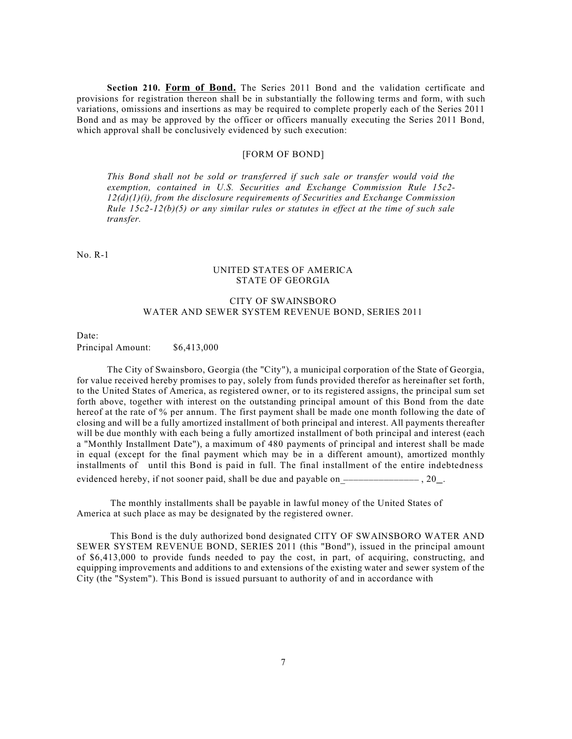**Section 210. Form of Bond.** The Series 2011 Bond and the validation certificate and provisions for registration thereon shall be in substantially the following terms and form, with such variations, omissions and insertions as may be required to complete properly each of the Series 2011 Bond and as may be approved by the officer or officers manually executing the Series 2011 Bond, which approval shall be conclusively evidenced by such execution:

[FORM OF BOND]

*This Bond shall not be sold or transferred if such sale or transfer would void the exemption, contained in U.S. Securities and Exchange Commission Rule 15c2-12(d)(1)(i), from the disclosure requirements of Securities and Exchange Commission Rule 15c2-12(b)(5) or any similar rules or statutes in effect at the time of such sale transfer.*

No. R-1

UNITED STATES OF AMERICA
STATE OF GEORGIA

CITY OF SWAINSBORO
WATER AND SEWER SYSTEM REVENUE BOND, SERIES 2011

Date:
Principal Amount: $6,413,000

The City of Swainsboro, Georgia (the "City"), a municipal corporation of the State of Georgia, for value received hereby promises to pay, solely from funds provided therefor as hereinafter set forth, to the United States of America, as registered owner, or to its registered assigns, the principal sum set forth above, together with interest on the outstanding principal amount of this Bond from the date hereof at the rate of % per annum. The first payment shall be made one month following the date of closing and will be a fully amortized installment of both principal and interest. All payments thereafter will be due monthly with each being a fully amortized installment of both principal and interest (each a "Monthly Installment Date"), a maximum of 480 payments of principal and interest shall be made in equal (except for the final payment which may be in a different amount), amortized monthly installments of until this Bond is paid in full. The final installment of the entire indebtedness evidenced hereby, if not sooner paid, shall be due and payable on_______________ , 20_.

The monthly installments shall be payable in lawful money of the United States of America at such place as may be designated by the registered owner.

This Bond is the duly authorized bond designated CITY OF SWAINSBORO WATER AND SEWER SYSTEM REVENUE BOND, SERIES 2011 (this "Bond"), issued in the principal amount of $6,413,000 to provide funds needed to pay the cost, in part, of acquiring, constructing, and equipping improvements and additions to and extensions of the existing water and sewer system of the City (the "System"). This Bond is issued pursuant to authority of and in accordance with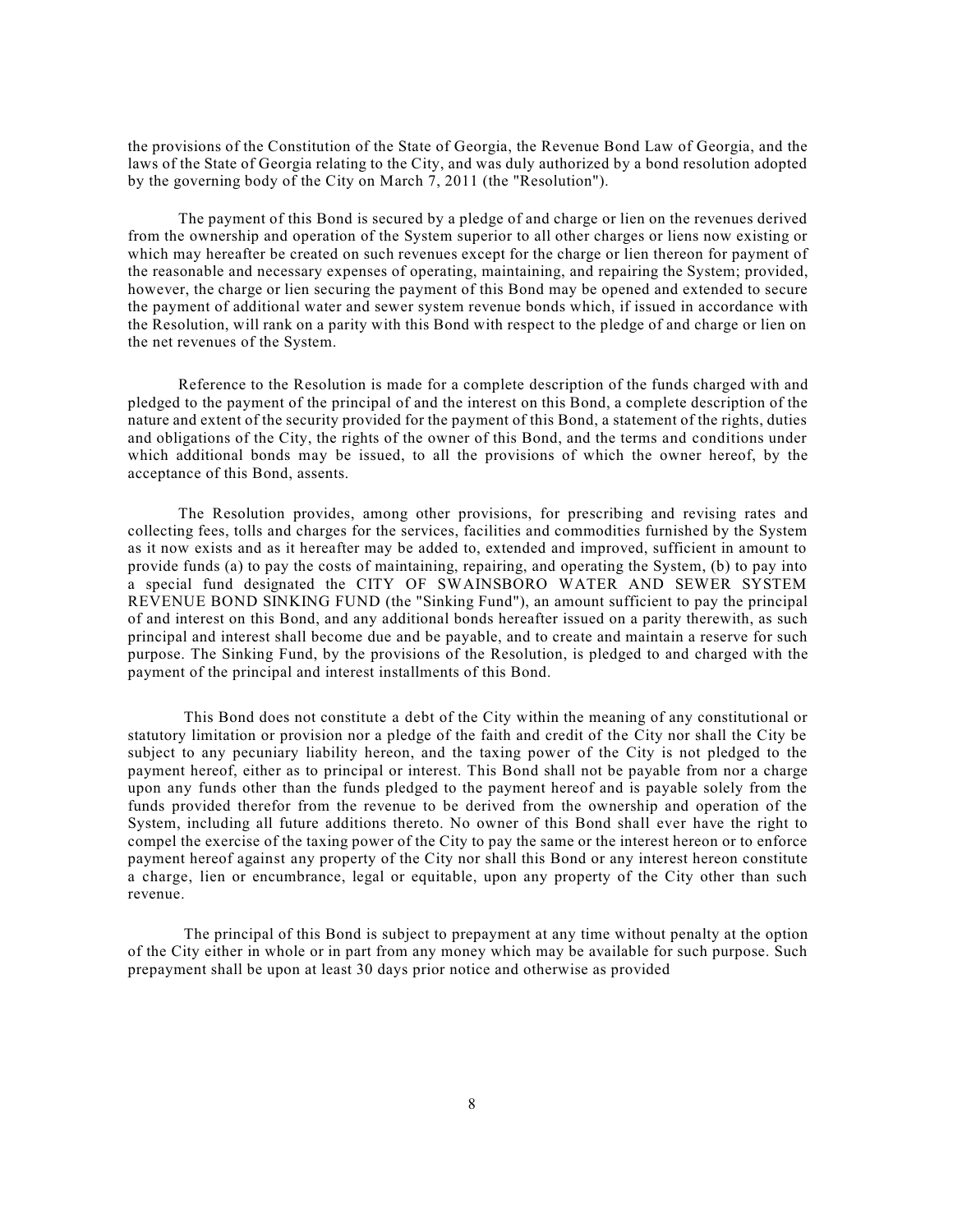the provisions of the Constitution of the State of Georgia, the Revenue Bond Law of Georgia, and the laws of the State of Georgia relating to the City, and was duly authorized by a bond resolution adopted by the governing body of the City on March 7, 2011 (the "Resolution").

The payment of this Bond is secured by a pledge of and charge or lien on the revenues derived from the ownership and operation of the System superior to all other charges or liens now existing or which may hereafter be created on such revenues except for the charge or lien thereon for payment of the reasonable and necessary expenses of operating, maintaining, and repairing the System; provided, however, the charge or lien securing the payment of this Bond may be opened and extended to secure the payment of additional water and sewer system revenue bonds which, if issued in accordance with the Resolution, will rank on a parity with this Bond with respect to the pledge of and charge or lien on the net revenues of the System.

Reference to the Resolution is made for a complete description of the funds charged with and pledged to the payment of the principal of and the interest on this Bond, a complete description of the nature and extent of the security provided for the payment of this Bond, a statement of the rights, duties and obligations of the City, the rights of the owner of this Bond, and the terms and conditions under which additional bonds may be issued, to all the provisions of which the owner hereof, by the acceptance of this Bond, assents.

The Resolution provides, among other provisions, for prescribing and revising rates and collecting fees, tolls and charges for the services, facilities and commodities furnished by the System as it now exists and as it hereafter may be added to, extended and improved, sufficient in amount to provide funds (a) to pay the costs of maintaining, repairing, and operating the System, (b) to pay into a special fund designated the CITY OF SWAINSBORO WATER AND SEWER SYSTEM REVENUE BOND SINKING FUND (the "Sinking Fund"), an amount sufficient to pay the principal of and interest on this Bond, and any additional bonds hereafter issued on a parity therewith, as such principal and interest shall become due and be payable, and to create and maintain a reserve for such purpose. The Sinking Fund, by the provisions of the Resolution, is pledged to and charged with the payment of the principal and interest installments of this Bond.

This Bond does not constitute a debt of the City within the meaning of any constitutional or statutory limitation or provision nor a pledge of the faith and credit of the City nor shall the City be subject to any pecuniary liability hereon, and the taxing power of the City is not pledged to the payment hereof, either as to principal or interest. This Bond shall not be payable from nor a charge upon any funds other than the funds pledged to the payment hereof and is payable solely from the funds provided therefor from the revenue to be derived from the ownership and operation of the System, including all future additions thereto. No owner of this Bond shall ever have the right to compel the exercise of the taxing power of the City to pay the same or the interest hereon or to enforce payment hereof against any property of the City nor shall this Bond or any interest hereon constitute a charge, lien or encumbrance, legal or equitable, upon any property of the City other than such revenue.

The principal of this Bond is subject to prepayment at any time without penalty at the option of the City either in whole or in part from any money which may be available for such purpose. Such prepayment shall be upon at least 30 days prior notice and otherwise as provided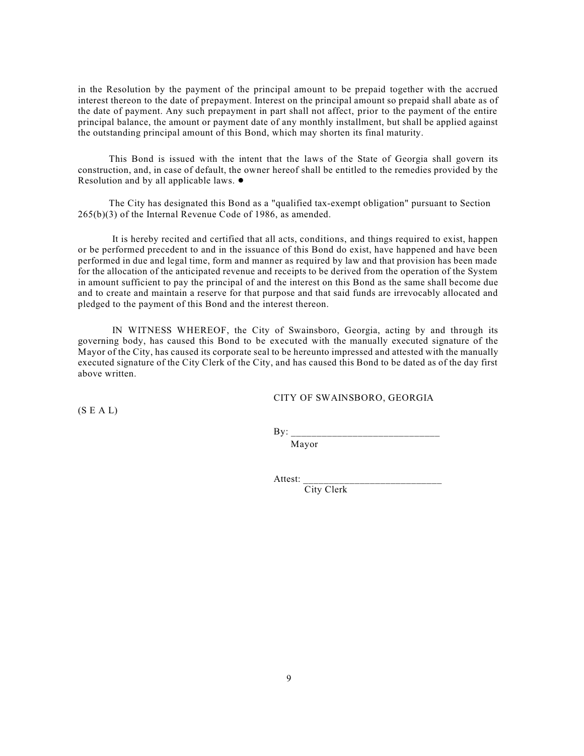in the Resolution by the payment of the principal amount to be prepaid together with the accrued interest thereon to the date of prepayment. Interest on the principal amount so prepaid shall abate as of the date of payment. Any such prepayment in part shall not affect, prior to the payment of the entire principal balance, the amount or payment date of any monthly installment, but shall be applied against the outstanding principal amount of this Bond, which may shorten its final maturity.

This Bond is issued with the intent that the laws of the State of Georgia shall govern its construction, and, in case of default, the owner hereof shall be entitled to the remedies provided by the Resolution and by all applicable laws. ●

The City has designated this Bond as a "qualified tax-exempt obligation" pursuant to Section 265(b)(3) of the Internal Revenue Code of 1986, as amended.

It is hereby recited and certified that all acts, conditions, and things required to exist, happen or be performed precedent to and in the issuance of this Bond do exist, have happened and have been performed in due and legal time, form and manner as required by law and that provision has been made for the allocation of the anticipated revenue and receipts to be derived from the operation of the System in amount sufficient to pay the principal of and the interest on this Bond as the same shall become due and to create and maintain a reserve for that purpose and that said funds are irrevocably allocated and pledged to the payment of this Bond and the interest thereon.

IN WITNESS WHEREOF, the City of Swainsboro, Georgia, acting by and through its governing body, has caused this Bond to be executed with the manually executed signature of the Mayor of the City, has caused its corporate seal to be hereunto impressed and attested with the manually executed signature of the City Clerk of the City, and has caused this Bond to be dated as of the day first above written.

CITY OF SWAINSBORO, GEORGIA

(S E A L)

By: ____________________________
Mayor

Attest: ___________________________
City Clerk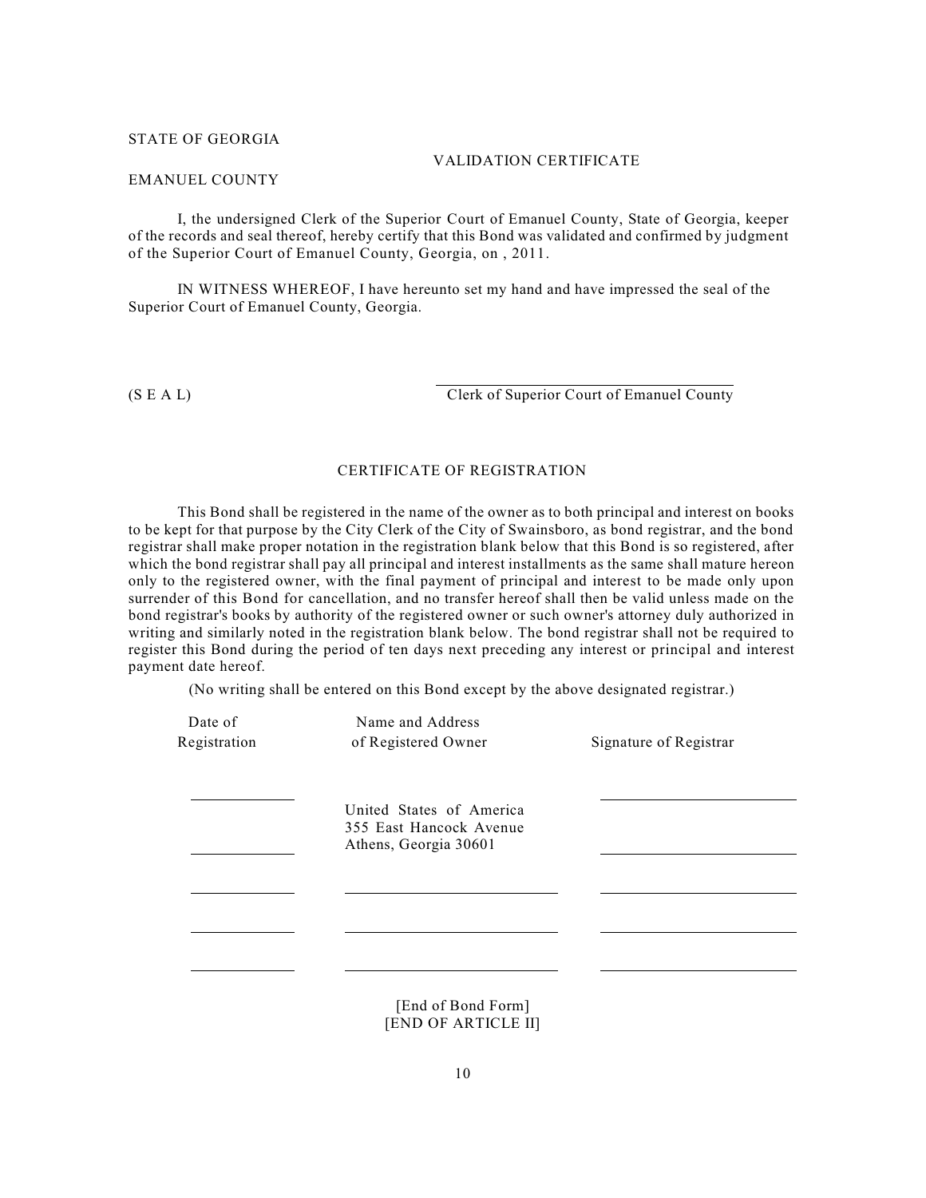STATE OF GEORGIA

VALIDATION CERTIFICATE

EMANUEL COUNTY

I, the undersigned Clerk of the Superior Court of Emanuel County, State of Georgia, keeper of the records and seal thereof, hereby certify that this Bond was validated and confirmed by judgment of the Superior Court of Emanuel County, Georgia, on , 2011.

IN WITNESS WHEREOF, I have hereunto set my hand and have impressed the seal of the Superior Court of Emanuel County, Georgia.

(S E A L)

\_\_\_\_\_\_\_\_\_\_\_\_\_\_\_\_\_\_\_\_\_\_\_\_\_\_\_\_\_\_\_\_\_\_\_\_
Clerk of Superior Court of Emanuel County

CERTIFICATE OF REGISTRATION

This Bond shall be registered in the name of the owner as to both principal and interest on books to be kept for that purpose by the City Clerk of the City of Swainsboro, as bond registrar, and the bond registrar shall make proper notation in the registration blank below that this Bond is so registered, after which the bond registrar shall pay all principal and interest installments as the same shall mature hereon only to the registered owner, with the final payment of principal and interest to be made only upon surrender of this Bond for cancellation, and no transfer hereof shall then be valid unless made on the bond registrar's books by authority of the registered owner or such owner's attorney duly authorized in writing and similarly noted in the registration blank below. The bond registrar shall not be required to register this Bond during the period of ten days next preceding any interest or principal and interest payment date hereof.

(No writing shall be entered on this Bond except by the above designated registrar.)

| Date of Registration | Name and Address of Registered Owner | Signature of Registrar |
|---|---|---|
| \_\_\_\_\_\_\_\_\_\_ | United States of America<br>355 East Hancock Avenue<br>Athens, Georgia 30601 | \_\_\_\_\_\_\_\_\_\_\_\_\_\_\_\_ |
| \_\_\_\_\_\_\_\_\_\_ | \_\_\_\_\_\_\_\_\_\_\_\_\_\_\_\_\_\_\_\_ | \_\_\_\_\_\_\_\_\_\_\_\_\_\_\_\_ |
| \_\_\_\_\_\_\_\_\_\_ | \_\_\_\_\_\_\_\_\_\_\_\_\_\_\_\_\_\_\_\_ | \_\_\_\_\_\_\_\_\_\_\_\_\_\_\_\_ |
| \_\_\_\_\_\_\_\_\_\_ | \_\_\_\_\_\_\_\_\_\_\_\_\_\_\_\_\_\_\_\_ | \_\_\_\_\_\_\_\_\_\_\_\_\_\_\_\_ |
| \_\_\_\_\_\_\_\_\_\_ | \_\_\_\_\_\_\_\_\_\_\_\_\_\_\_\_\_\_\_\_ | \_\_\_\_\_\_\_\_\_\_\_\_\_\_\_\_ |

[End of Bond Form]
[END OF ARTICLE II]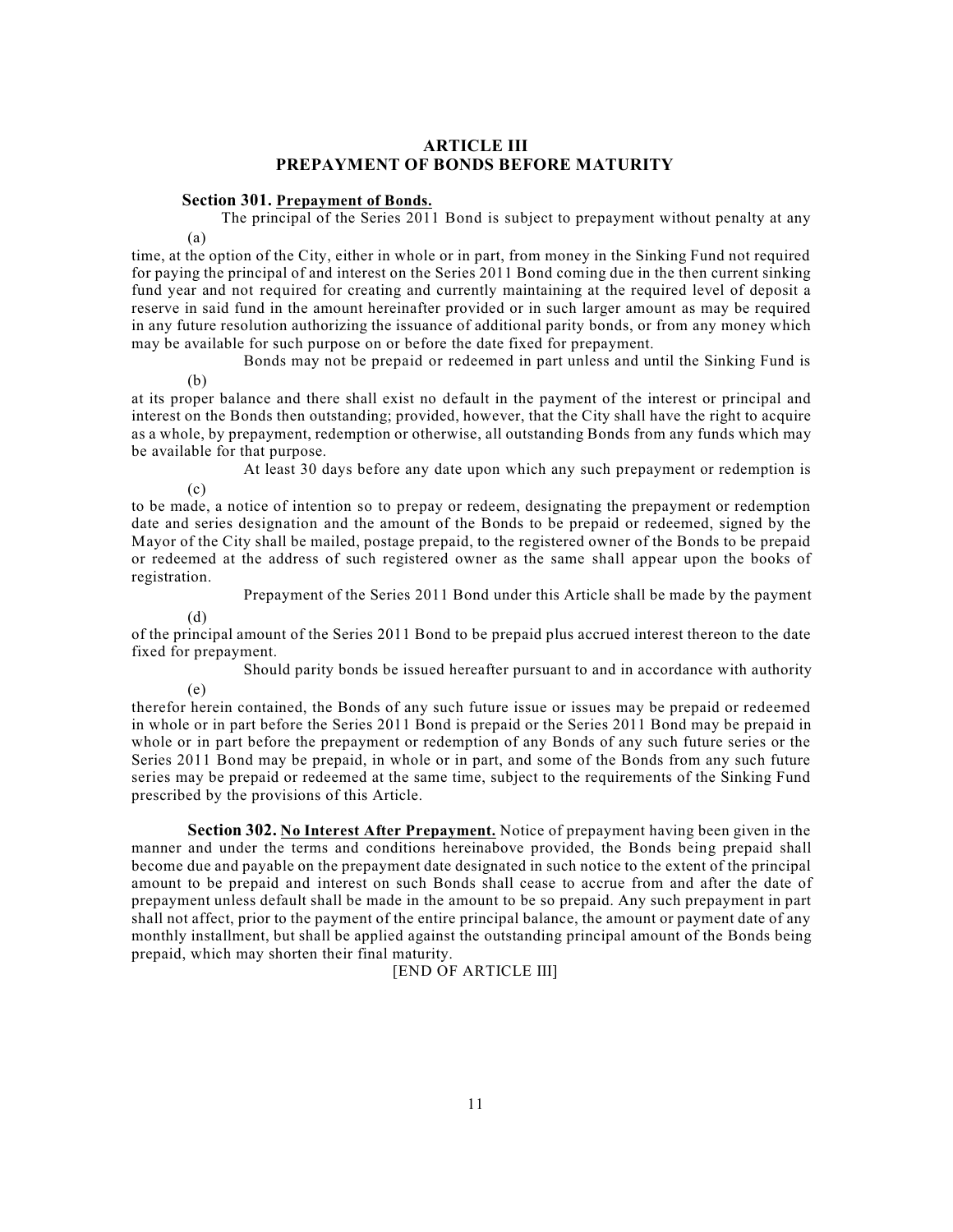## ARTICLE III
## PREPAYMENT OF BONDS BEFORE MATURITY

**Section 301. Prepayment of Bonds.**

(a) The principal of the Series 2011 Bond is subject to prepayment without penalty at any time, at the option of the City, either in whole or in part, from money in the Sinking Fund not required for paying the principal of and interest on the Series 2011 Bond coming due in the then current sinking fund year and not required for creating and currently maintaining at the required level of deposit a reserve in said fund in the amount hereinafter provided or in such larger amount as may be required in any future resolution authorizing the issuance of additional parity bonds, or from any money which may be available for such purpose on or before the date fixed for prepayment.

(b) Bonds may not be prepaid or redeemed in part unless and until the Sinking Fund is at its proper balance and there shall exist no default in the payment of the interest or principal and interest on the Bonds then outstanding; provided, however, that the City shall have the right to acquire as a whole, by prepayment, redemption or otherwise, all outstanding Bonds from any funds which may be available for that purpose.

(c) At least 30 days before any date upon which any such prepayment or redemption is to be made, a notice of intention so to prepay or redeem, designating the prepayment or redemption date and series designation and the amount of the Bonds to be prepaid or redeemed, signed by the Mayor of the City shall be mailed, postage prepaid, to the registered owner of the Bonds to be prepaid or redeemed at the address of such registered owner as the same shall appear upon the books of registration.

(d) Prepayment of the Series 2011 Bond under this Article shall be made by the payment of the principal amount of the Series 2011 Bond to be prepaid plus accrued interest thereon to the date fixed for prepayment.

(e) Should parity bonds be issued hereafter pursuant to and in accordance with authority therefor herein contained, the Bonds of any such future issue or issues may be prepaid or redeemed in whole or in part before the Series 2011 Bond is prepaid or the Series 2011 Bond may be prepaid in whole or in part before the prepayment or redemption of any Bonds of any such future series or the Series 2011 Bond may be prepaid, in whole or in part, and some of the Bonds from any such future series may be prepaid or redeemed at the same time, subject to the requirements of the Sinking Fund prescribed by the provisions of this Article.

**Section 302. No Interest After Prepayment.** Notice of prepayment having been given in the manner and under the terms and conditions hereinabove provided, the Bonds being prepaid shall become due and payable on the prepayment date designated in such notice to the extent of the principal amount to be prepaid and interest on such Bonds shall cease to accrue from and after the date of prepayment unless default shall be made in the amount to be so prepaid. Any such prepayment in part shall not affect, prior to the payment of the entire principal balance, the amount or payment date of any monthly installment, but shall be applied against the outstanding principal amount of the Bonds being prepaid, which may shorten their final maturity.

[END OF ARTICLE III]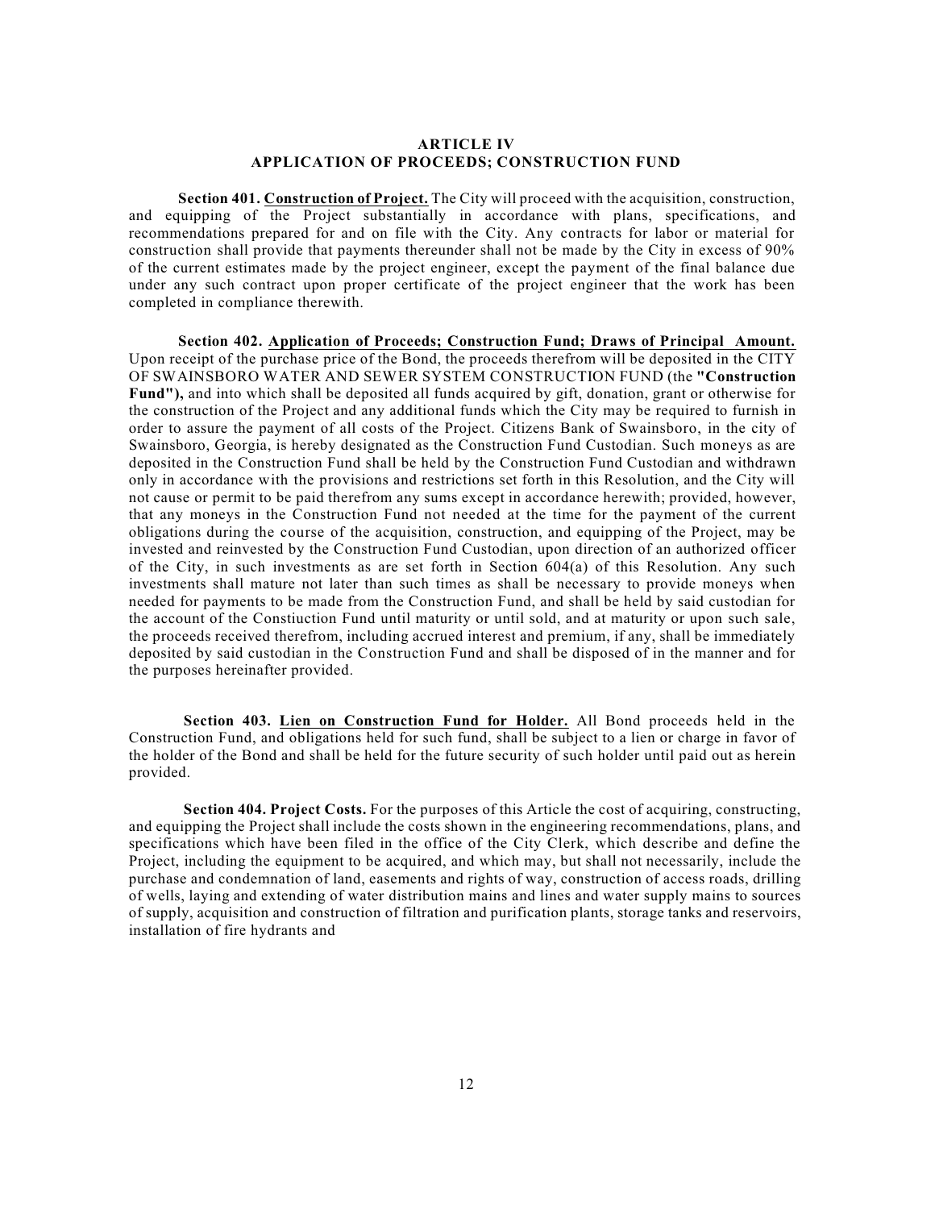## ARTICLE IV
## APPLICATION OF PROCEEDS; CONSTRUCTION FUND

**Section 401. <u>Construction of Project.</u>** The City will proceed with the acquisition, construction, and equipping of the Project substantially in accordance with plans, specifications, and recommendations prepared for and on file with the City. Any contracts for labor or material for construction shall provide that payments thereunder shall not be made by the City in excess of 90% of the current estimates made by the project engineer, except the payment of the final balance due under any such contract upon proper certificate of the project engineer that the work has been completed in compliance therewith.

**Section 402. <u>Application of Proceeds; Construction Fund; Draws of Principal Amount.</u>** Upon receipt of the purchase price of the Bond, the proceeds therefrom will be deposited in the CITY OF SWAINSBORO WATER AND SEWER SYSTEM CONSTRUCTION FUND (the **"Construction Fund"),** and into which shall be deposited all funds acquired by gift, donation, grant or otherwise for the construction of the Project and any additional funds which the City may be required to furnish in order to assure the payment of all costs of the Project. Citizens Bank of Swainsboro, in the city of Swainsboro, Georgia, is hereby designated as the Construction Fund Custodian. Such moneys as are deposited in the Construction Fund shall be held by the Construction Fund Custodian and withdrawn only in accordance with the provisions and restrictions set forth in this Resolution, and the City will not cause or permit to be paid therefrom any sums except in accordance herewith; provided, however, that any moneys in the Construction Fund not needed at the time for the payment of the current obligations during the course of the acquisition, construction, and equipping of the Project, may be invested and reinvested by the Construction Fund Custodian, upon direction of an authorized officer of the City, in such investments as are set forth in Section 604(a) of this Resolution. Any such investments shall mature not later than such times as shall be necessary to provide moneys when needed for payments to be made from the Construction Fund, and shall be held by said custodian for the account of the Constiuction Fund until maturity or until sold, and at maturity or upon such sale, the proceeds received therefrom, including accrued interest and premium, if any, shall be immediately deposited by said custodian in the Construction Fund and shall be disposed of in the manner and for the purposes hereinafter provided.

**Section 403. <u>Lien on Construction Fund for Holder.</u>** All Bond proceeds held in the Construction Fund, and obligations held for such fund, shall be subject to a lien or charge in favor of the holder of the Bond and shall be held for the future security of such holder until paid out as herein provided.

**Section 404. Project Costs.** For the purposes of this Article the cost of acquiring, constructing, and equipping the Project shall include the costs shown in the engineering recommendations, plans, and specifications which have been filed in the office of the City Clerk, which describe and define the Project, including the equipment to be acquired, and which may, but shall not necessarily, include the purchase and condemnation of land, easements and rights of way, construction of access roads, drilling of wells, laying and extending of water distribution mains and lines and water supply mains to sources of supply, acquisition and construction of filtration and purification plants, storage tanks and reservoirs, installation of fire hydrants and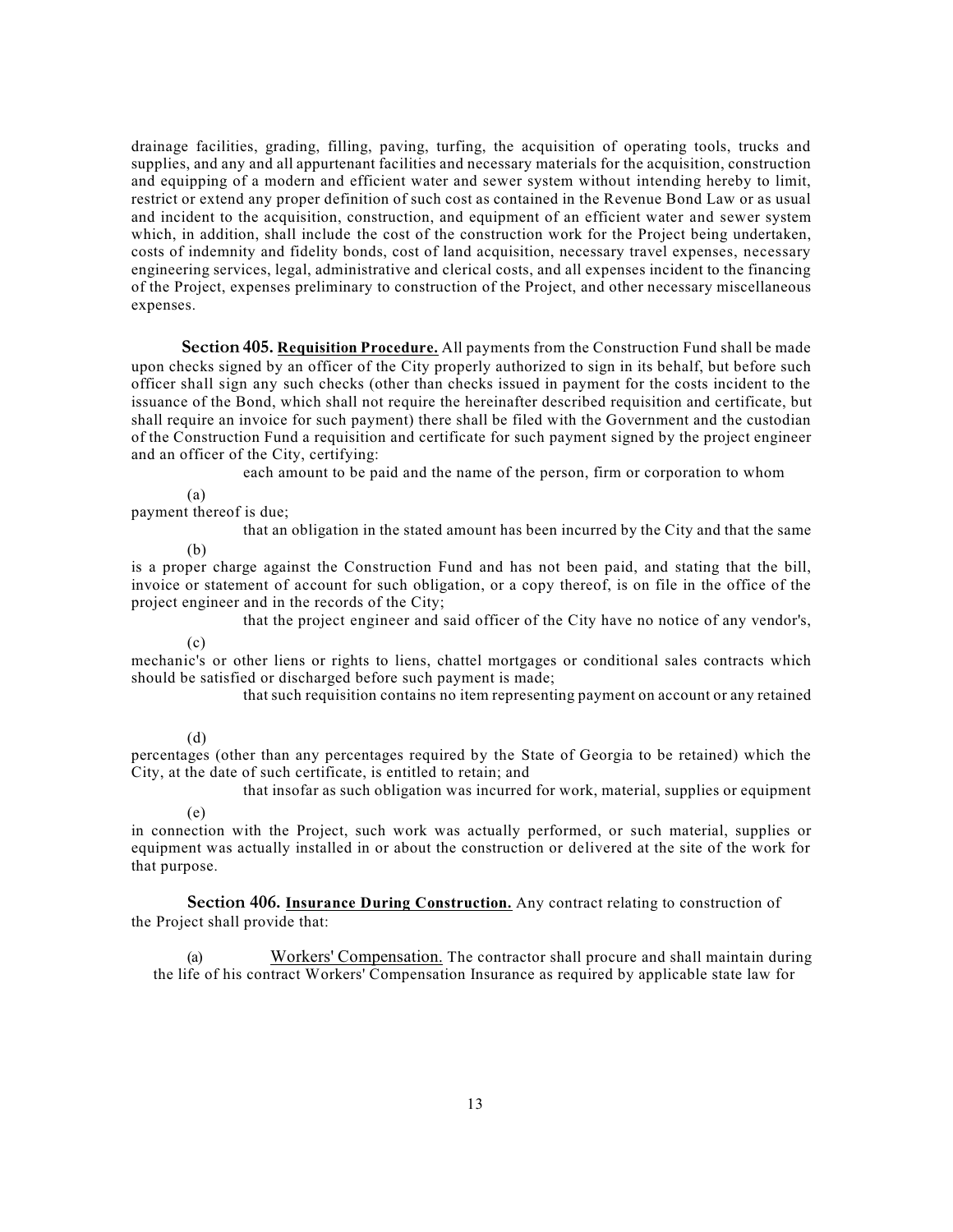drainage facilities, grading, filling, paving, turfing, the acquisition of operating tools, trucks and supplies, and any and all appurtenant facilities and necessary materials for the acquisition, construction and equipping of a modern and efficient water and sewer system without intending hereby to limit, restrict or extend any proper definition of such cost as contained in the Revenue Bond Law or as usual and incident to the acquisition, construction, and equipment of an efficient water and sewer system which, in addition, shall include the cost of the construction work for the Project being undertaken, costs of indemnity and fidelity bonds, cost of land acquisition, necessary travel expenses, necessary engineering services, legal, administrative and clerical costs, and all expenses incident to the financing of the Project, expenses preliminary to construction of the Project, and other necessary miscellaneous expenses.

**Section 405. Requisition Procedure.** All payments from the Construction Fund shall be made upon checks signed by an officer of the City properly authorized to sign in its behalf, but before such officer shall sign any such checks (other than checks issued in payment for the costs incident to the issuance of the Bond, which shall not require the hereinafter described requisition and certificate, but shall require an invoice for such payment) there shall be filed with the Government and the custodian of the Construction Fund a requisition and certificate for such payment signed by the project engineer and an officer of the City, certifying:

(a) each amount to be paid and the name of the person, firm or corporation to whom payment thereof is due;

(b) that an obligation in the stated amount has been incurred by the City and that the same is a proper charge against the Construction Fund and has not been paid, and stating that the bill, invoice or statement of account for such obligation, or a copy thereof, is on file in the office of the project engineer and in the records of the City;

(c) that the project engineer and said officer of the City have no notice of any vendor's, mechanic's or other liens or rights to liens, chattel mortgages or conditional sales contracts which should be satisfied or discharged before such payment is made;

(d) that such requisition contains no item representing payment on account or any retained percentages (other than any percentages required by the State of Georgia to be retained) which the City, at the date of such certificate, is entitled to retain; and

(e) that insofar as such obligation was incurred for work, material, supplies or equipment in connection with the Project, such work was actually performed, or such material, supplies or equipment was actually installed in or about the construction or delivered at the site of the work for that purpose.

**Section 406. Insurance During Construction.** Any contract relating to construction of the Project shall provide that:

(a) Workers' Compensation. The contractor shall procure and shall maintain during the life of his contract Workers' Compensation Insurance as required by applicable state law for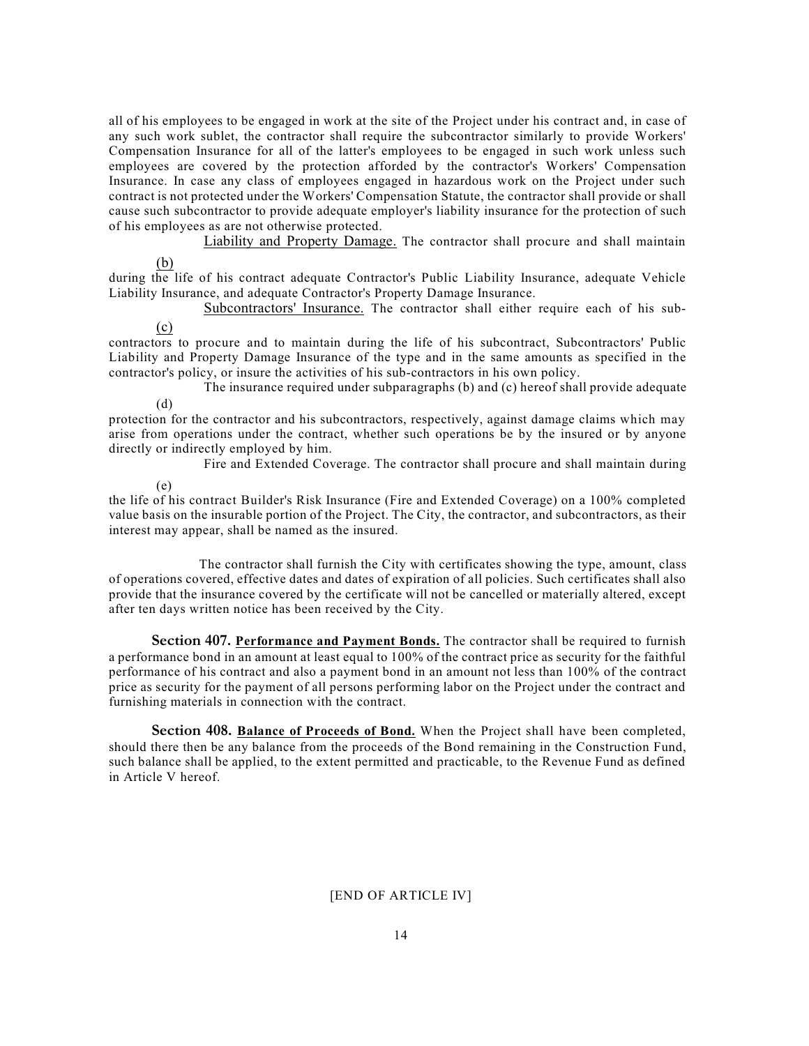all of his employees to be engaged in work at the site of the Project under his contract and, in case of any such work sublet, the contractor shall require the subcontractor similarly to provide Workers' Compensation Insurance for all of the latter's employees to be engaged in such work unless such employees are covered by the protection afforded by the contractor's Workers' Compensation Insurance. In case any class of employees engaged in hazardous work on the Project under such contract is not protected under the Workers' Compensation Statute, the contractor shall provide or shall cause such subcontractor to provide adequate employer's liability insurance for the protection of such of his employees as are not otherwise protected.

(b) Liability and Property Damage. The contractor shall procure and shall maintain during the life of his contract adequate Contractor's Public Liability Insurance, adequate Vehicle Liability Insurance, and adequate Contractor's Property Damage Insurance.

(c) Subcontractors' Insurance. The contractor shall either require each of his sub-contractors to procure and to maintain during the life of his subcontract, Subcontractors' Public Liability and Property Damage Insurance of the type and in the same amounts as specified in the contractor's policy, or insure the activities of his sub-contractors in his own policy.

(d) The insurance required under subparagraphs (b) and (c) hereof shall provide adequate protection for the contractor and his subcontractors, respectively, against damage claims which may arise from operations under the contract, whether such operations be by the insured or by anyone directly or indirectly employed by him.

(e) Fire and Extended Coverage. The contractor shall procure and shall maintain during the life of his contract Builder's Risk Insurance (Fire and Extended Coverage) on a 100% completed value basis on the insurable portion of the Project. The City, the contractor, and subcontractors, as their interest may appear, shall be named as the insured.

The contractor shall furnish the City with certificates showing the type, amount, class of operations covered, effective dates and dates of expiration of all policies. Such certificates shall also provide that the insurance covered by the certificate will not be cancelled or materially altered, except after ten days written notice has been received by the City.

**Section 407. Performance and Payment Bonds.** The contractor shall be required to furnish a performance bond in an amount at least equal to 100% of the contract price as security for the faithful performance of his contract and also a payment bond in an amount not less than 100% of the contract price as security for the payment of all persons performing labor on the Project under the contract and furnishing materials in connection with the contract.

**Section 408. Balance of Proceeds of Bond.** When the Project shall have been completed, should there then be any balance from the proceeds of the Bond remaining in the Construction Fund, such balance shall be applied, to the extent permitted and practicable, to the Revenue Fund as defined in Article V hereof.

[END OF ARTICLE IV]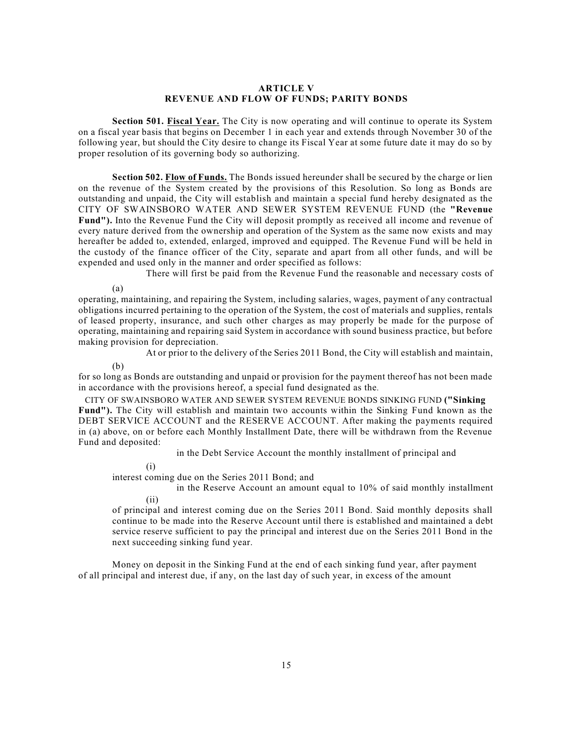## ARTICLE V
## REVENUE AND FLOW OF FUNDS; PARITY BONDS

**Section 501. <u>Fiscal Year.</u>** The City is now operating and will continue to operate its System on a fiscal year basis that begins on December 1 in each year and extends through November 30 of the following year, but should the City desire to change its Fiscal Year at some future date it may do so by proper resolution of its governing body so authorizing.

**Section 502. <u>Flow of Funds.</u>** The Bonds issued hereunder shall be secured by the charge or lien on the revenue of the System created by the provisions of this Resolution. So long as Bonds are outstanding and unpaid, the City will establish and maintain a special fund hereby designated as the CITY OF SWAINSBORO WATER AND SEWER SYSTEM REVENUE FUND (the **"Revenue Fund").** Into the Revenue Fund the City will deposit promptly as received all income and revenue of every nature derived from the ownership and operation of the System as the same now exists and may hereafter be added to, extended, enlarged, improved and equipped. The Revenue Fund will be held in the custody of the finance officer of the City, separate and apart from all other funds, and will be expended and used only in the manner and order specified as follows:

(a) There will first be paid from the Revenue Fund the reasonable and necessary costs of operating, maintaining, and repairing the System, including salaries, wages, payment of any contractual obligations incurred pertaining to the operation of the System, the cost of materials and supplies, rentals of leased property, insurance, and such other charges as may properly be made for the purpose of operating, maintaining and repairing said System in accordance with sound business practice, but before making provision for depreciation.

(b) At or prior to the delivery of the Series 2011 Bond, the City will establish and maintain, for so long as Bonds are outstanding and unpaid or provision for the payment thereof has not been made in accordance with the provisions hereof, a special fund designated as the.

CITY OF SWAINSBORO WATER AND SEWER SYSTEM REVENUE BONDS SINKING FUND **("Sinking Fund").** The City will establish and maintain two accounts within the Sinking Fund known as the DEBT SERVICE ACCOUNT and the RESERVE ACCOUNT. After making the payments required in (a) above, on or before each Monthly Installment Date, there will be withdrawn from the Revenue Fund and deposited:

(i) in the Debt Service Account the monthly installment of principal and interest coming due on the Series 2011 Bond; and

(ii) in the Reserve Account an amount equal to 10% of said monthly installment of principal and interest coming due on the Series 2011 Bond. Said monthly deposits shall continue to be made into the Reserve Account until there is established and maintained a debt service reserve sufficient to pay the principal and interest due on the Series 2011 Bond in the next succeeding sinking fund year.

Money on deposit in the Sinking Fund at the end of each sinking fund year, after payment of all principal and interest due, if any, on the last day of such year, in excess of the amount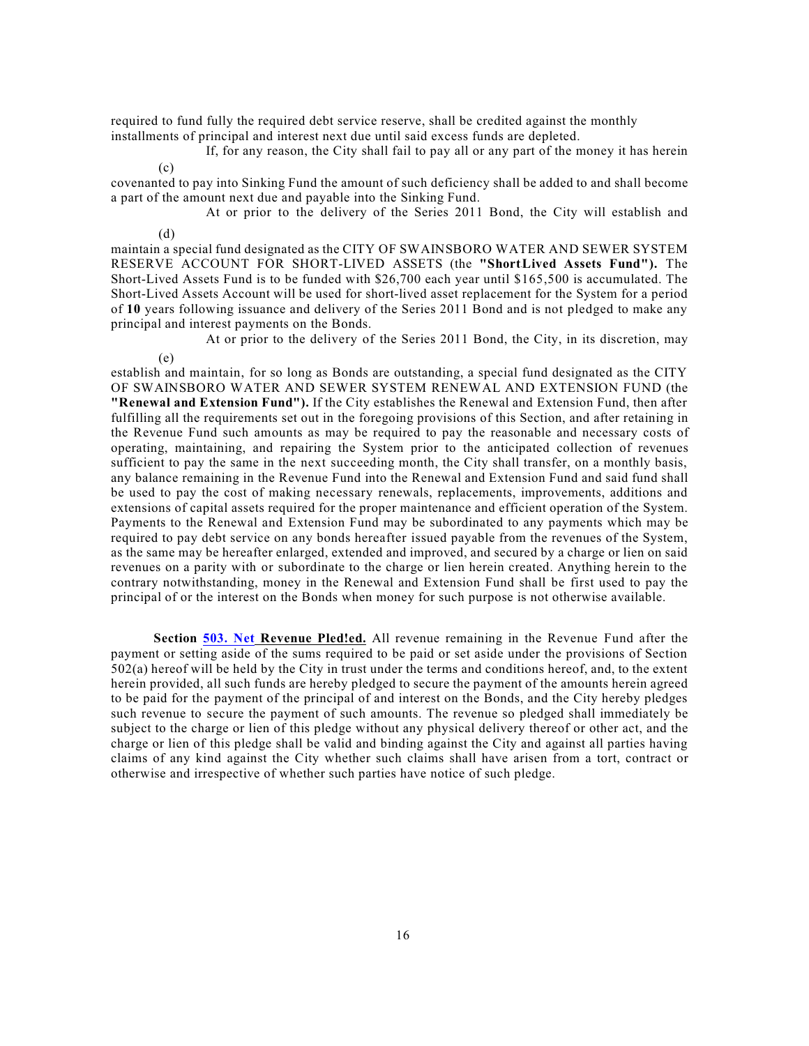required to fund fully the required debt service reserve, shall be credited against the monthly installments of principal and interest next due until said excess funds are depleted.

(c) If, for any reason, the City shall fail to pay all or any part of the money it has herein covenanted to pay into Sinking Fund the amount of such deficiency shall be added to and shall become a part of the amount next due and payable into the Sinking Fund.

(d) At or prior to the delivery of the Series 2011 Bond, the City will establish and maintain a special fund designated as the CITY OF SWAINSBORO WATER AND SEWER SYSTEM RESERVE ACCOUNT FOR SHORT-LIVED ASSETS (the **"ShortLived Assets Fund").** The Short-Lived Assets Fund is to be funded with $26,700 each year until $165,500 is accumulated. The Short-Lived Assets Account will be used for short-lived asset replacement for the System for a period of **10** years following issuance and delivery of the Series 2011 Bond and is not pledged to make any principal and interest payments on the Bonds.

(e) At or prior to the delivery of the Series 2011 Bond, the City, in its discretion, may establish and maintain, for so long as Bonds are outstanding, a special fund designated as the CITY OF SWAINSBORO WATER AND SEWER SYSTEM RENEWAL AND EXTENSION FUND (the **"Renewal and Extension Fund").** If the City establishes the Renewal and Extension Fund, then after fulfilling all the requirements set out in the foregoing provisions of this Section, and after retaining in the Revenue Fund such amounts as may be required to pay the reasonable and necessary costs of operating, maintaining, and repairing the System prior to the anticipated collection of revenues sufficient to pay the same in the next succeeding month, the City shall transfer, on a monthly basis, any balance remaining in the Revenue Fund into the Renewal and Extension Fund and said fund shall be used to pay the cost of making necessary renewals, replacements, improvements, additions and extensions of capital assets required for the proper maintenance and efficient operation of the System. Payments to the Renewal and Extension Fund may be subordinated to any payments which may be required to pay debt service on any bonds hereafter issued payable from the revenues of the System, as the same may be hereafter enlarged, extended and improved, and secured by a charge or lien on said revenues on a parity with or subordinate to the charge or lien herein created. Anything herein to the contrary notwithstanding, money in the Renewal and Extension Fund shall be first used to pay the principal of or the interest on the Bonds when money for such purpose is not otherwise available.

**Section 503. Net Revenue Pled!ed.** All revenue remaining in the Revenue Fund after the payment or setting aside of the sums required to be paid or set aside under the provisions of Section 502(a) hereof will be held by the City in trust under the terms and conditions hereof, and, to the extent herein provided, all such funds are hereby pledged to secure the payment of the amounts herein agreed to be paid for the payment of the principal of and interest on the Bonds, and the City hereby pledges such revenue to secure the payment of such amounts. The revenue so pledged shall immediately be subject to the charge or lien of this pledge without any physical delivery thereof or other act, and the charge or lien of this pledge shall be valid and binding against the City and against all parties having claims of any kind against the City whether such claims shall have arisen from a tort, contract or otherwise and irrespective of whether such parties have notice of such pledge.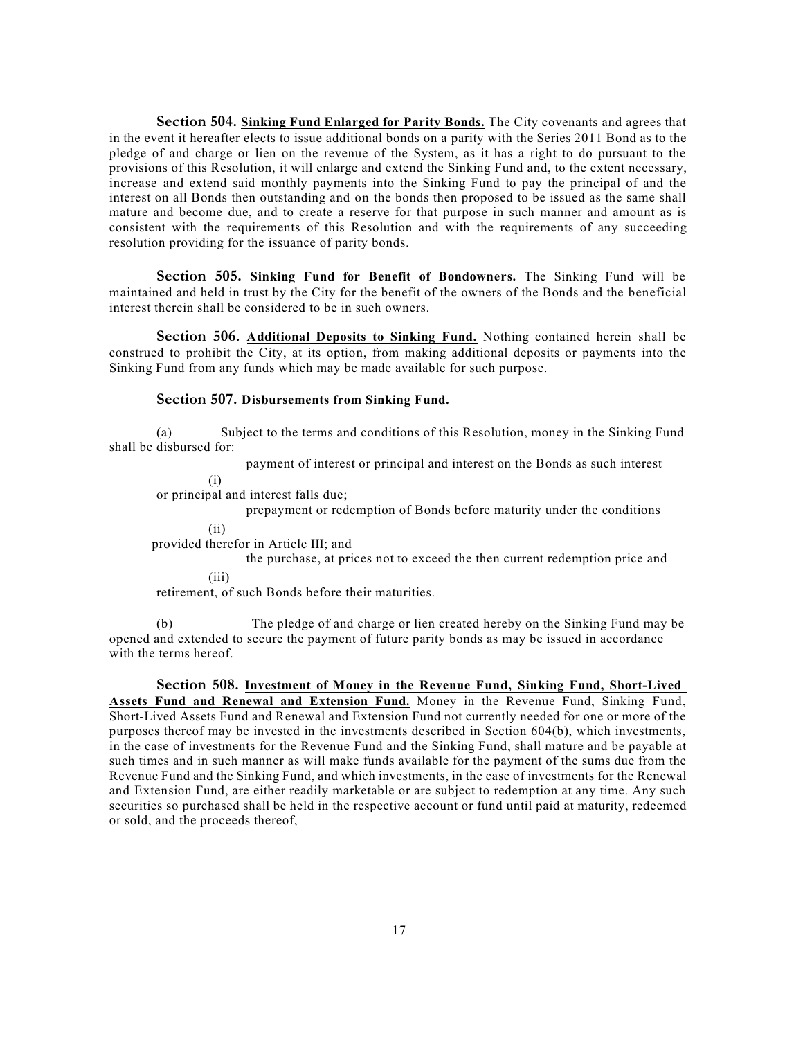**Section 504.** **Sinking Fund Enlarged for Parity Bonds.** The City covenants and agrees that in the event it hereafter elects to issue additional bonds on a parity with the Series 2011 Bond as to the pledge of and charge or lien on the revenue of the System, as it has a right to do pursuant to the provisions of this Resolution, it will enlarge and extend the Sinking Fund and, to the extent necessary, increase and extend said monthly payments into the Sinking Fund to pay the principal of and the interest on all Bonds then outstanding and on the bonds then proposed to be issued as the same shall mature and become due, and to create a reserve for that purpose in such manner and amount as is consistent with the requirements of this Resolution and with the requirements of any succeeding resolution providing for the issuance of parity bonds.

**Section 505.** **Sinking Fund for Benefit of Bondowners.** The Sinking Fund will be maintained and held in trust by the City for the benefit of the owners of the Bonds and the beneficial interest therein shall be considered to be in such owners.

**Section 506.** **Additional Deposits to Sinking Fund.** Nothing contained herein shall be construed to prohibit the City, at its option, from making additional deposits or payments into the Sinking Fund from any funds which may be made available for such purpose.

**Section 507.** **Disbursements from Sinking Fund.**

(a) Subject to the terms and conditions of this Resolution, money in the Sinking Fund shall be disbursed for:

(i) payment of interest or principal and interest on the Bonds as such interest or principal and interest falls due;

(ii) prepayment or redemption of Bonds before maturity under the conditions provided therefor in Article III; and

(iii) the purchase, at prices not to exceed the then current redemption price and retirement, of such Bonds before their maturities.

(b) The pledge of and charge or lien created hereby on the Sinking Fund may be opened and extended to secure the payment of future parity bonds as may be issued in accordance with the terms hereof.

**Section 508.** **Investment of Money in the Revenue Fund, Sinking Fund, Short-Lived Assets Fund and Renewal and Extension Fund.** Money in the Revenue Fund, Sinking Fund, Short-Lived Assets Fund and Renewal and Extension Fund not currently needed for one or more of the purposes thereof may be invested in the investments described in Section 604(b), which investments, in the case of investments for the Revenue Fund and the Sinking Fund, shall mature and be payable at such times and in such manner as will make funds available for the payment of the sums due from the Revenue Fund and the Sinking Fund, and which investments, in the case of investments for the Renewal and Extension Fund, are either readily marketable or are subject to redemption at any time. Any such securities so purchased shall be held in the respective account or fund until paid at maturity, redeemed or sold, and the proceeds thereof,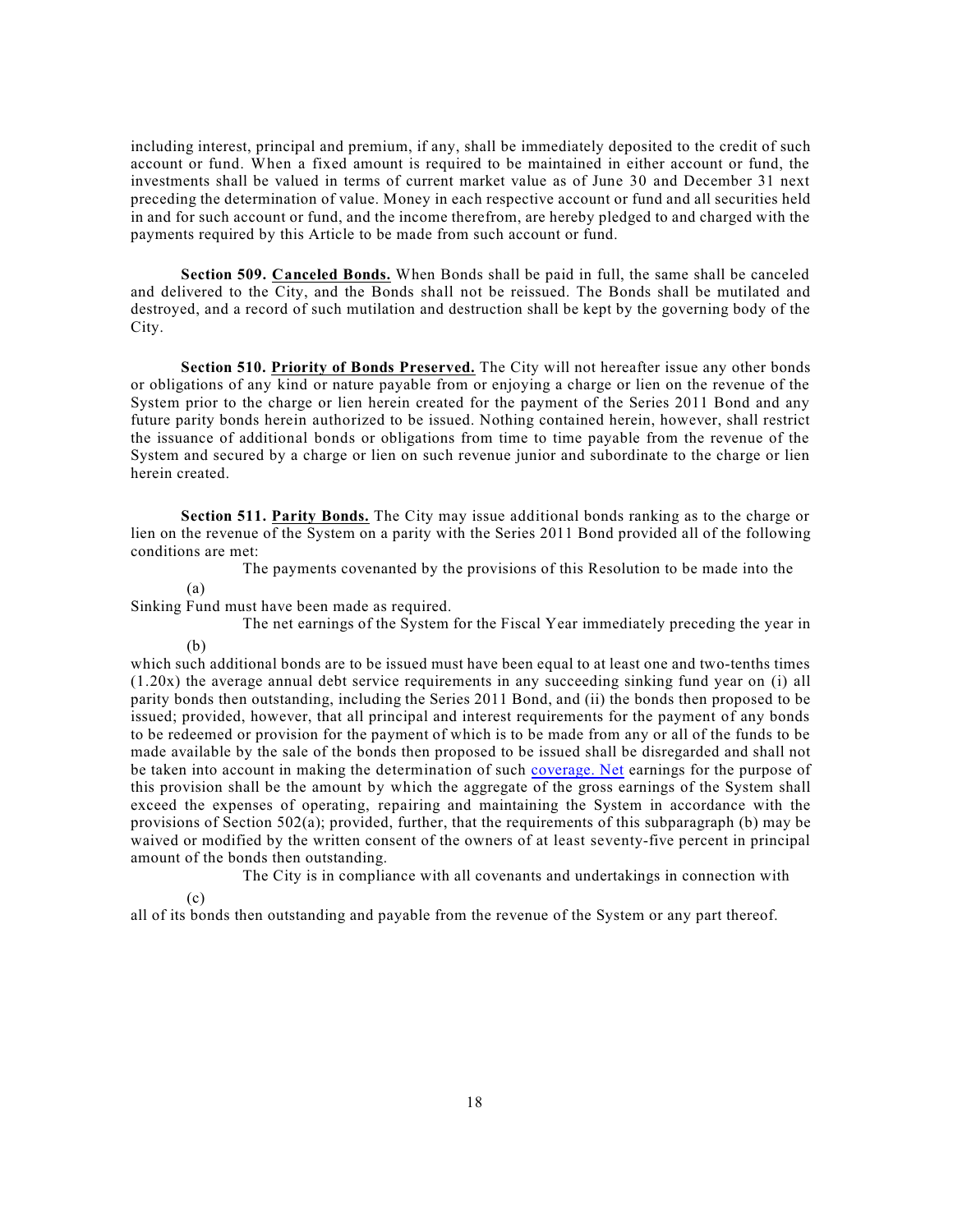including interest, principal and premium, if any, shall be immediately deposited to the credit of such account or fund. When a fixed amount is required to be maintained in either account or fund, the investments shall be valued in terms of current market value as of June 30 and December 31 next preceding the determination of value. Money in each respective account or fund and all securities held in and for such account or fund, and the income therefrom, are hereby pledged to and charged with the payments required by this Article to be made from such account or fund.

**Section 509. Canceled Bonds.** When Bonds shall be paid in full, the same shall be canceled and delivered to the City, and the Bonds shall not be reissued. The Bonds shall be mutilated and destroyed, and a record of such mutilation and destruction shall be kept by the governing body of the City.

**Section 510. Priority of Bonds Preserved.** The City will not hereafter issue any other bonds or obligations of any kind or nature payable from or enjoying a charge or lien on the revenue of the System prior to the charge or lien herein created for the payment of the Series 2011 Bond and any future parity bonds herein authorized to be issued. Nothing contained herein, however, shall restrict the issuance of additional bonds or obligations from time to time payable from the revenue of the System and secured by a charge or lien on such revenue junior and subordinate to the charge or lien herein created.

**Section 511. Parity Bonds.** The City may issue additional bonds ranking as to the charge or lien on the revenue of the System on a parity with the Series 2011 Bond provided all of the following conditions are met:

(a) The payments covenanted by the provisions of this Resolution to be made into the Sinking Fund must have been made as required.

(b) The net earnings of the System for the Fiscal Year immediately preceding the year in which such additional bonds are to be issued must have been equal to at least one and two-tenths times (1.20x) the average annual debt service requirements in any succeeding sinking fund year on (i) all parity bonds then outstanding, including the Series 2011 Bond, and (ii) the bonds then proposed to be issued; provided, however, that all principal and interest requirements for the payment of any bonds to be redeemed or provision for the payment of which is to be made from any or all of the funds to be made available by the sale of the bonds then proposed to be issued shall be disregarded and shall not be taken into account in making the determination of such coverage. Net earnings for the purpose of this provision shall be the amount by which the aggregate of the gross earnings of the System shall exceed the expenses of operating, repairing and maintaining the System in accordance with the provisions of Section 502(a); provided, further, that the requirements of this subparagraph (b) may be waived or modified by the written consent of the owners of at least seventy-five percent in principal amount of the bonds then outstanding.

(c) The City is in compliance with all covenants and undertakings in connection with all of its bonds then outstanding and payable from the revenue of the System or any part thereof.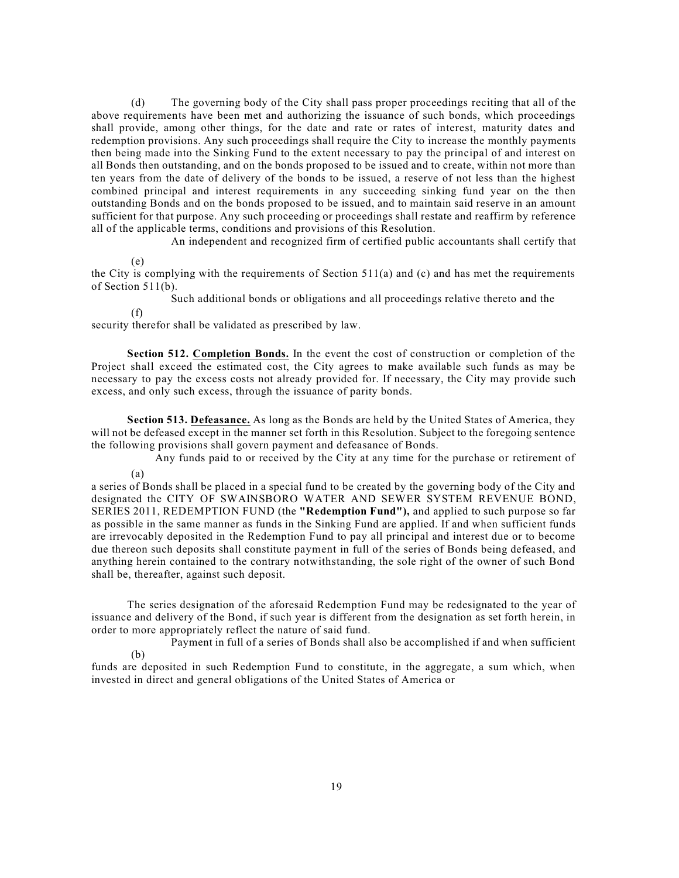(d) The governing body of the City shall pass proper proceedings reciting that all of the above requirements have been met and authorizing the issuance of such bonds, which proceedings shall provide, among other things, for the date and rate or rates of interest, maturity dates and redemption provisions. Any such proceedings shall require the City to increase the monthly payments then being made into the Sinking Fund to the extent necessary to pay the principal of and interest on all Bonds then outstanding, and on the bonds proposed to be issued and to create, within not more than ten years from the date of delivery of the bonds to be issued, a reserve of not less than the highest combined principal and interest requirements in any succeeding sinking fund year on the then outstanding Bonds and on the bonds proposed to be issued, and to maintain said reserve in an amount sufficient for that purpose. Any such proceeding or proceedings shall restate and reaffirm by reference all of the applicable terms, conditions and provisions of this Resolution.

(e) An independent and recognized firm of certified public accountants shall certify that the City is complying with the requirements of Section 511(a) and (c) and has met the requirements of Section 511(b).

(f) Such additional bonds or obligations and all proceedings relative thereto and the security therefor shall be validated as prescribed by law.

**Section 512. Completion Bonds.** In the event the cost of construction or completion of the Project shall exceed the estimated cost, the City agrees to make available such funds as may be necessary to pay the excess costs not already provided for. If necessary, the City may provide such excess, and only such excess, through the issuance of parity bonds.

**Section 513. Defeasance.** As long as the Bonds are held by the United States of America, they will not be defeased except in the manner set forth in this Resolution. Subject to the foregoing sentence the following provisions shall govern payment and defeasance of Bonds.

(a) Any funds paid to or received by the City at any time for the purchase or retirement of a series of Bonds shall be placed in a special fund to be created by the governing body of the City and designated the CITY OF SWAINSBORO WATER AND SEWER SYSTEM REVENUE BOND, SERIES 2011, REDEMPTION FUND (the **"Redemption Fund"),** and applied to such purpose so far as possible in the same manner as funds in the Sinking Fund are applied. If and when sufficient funds are irrevocably deposited in the Redemption Fund to pay all principal and interest due or to become due thereon such deposits shall constitute payment in full of the series of Bonds being defeased, and anything herein contained to the contrary notwithstanding, the sole right of the owner of such Bond shall be, thereafter, against such deposit.

The series designation of the aforesaid Redemption Fund may be redesignated to the year of issuance and delivery of the Bond, if such year is different from the designation as set forth herein, in order to more appropriately reflect the nature of said fund.

(b) Payment in full of a series of Bonds shall also be accomplished if and when sufficient funds are deposited in such Redemption Fund to constitute, in the aggregate, a sum which, when invested in direct and general obligations of the United States of America or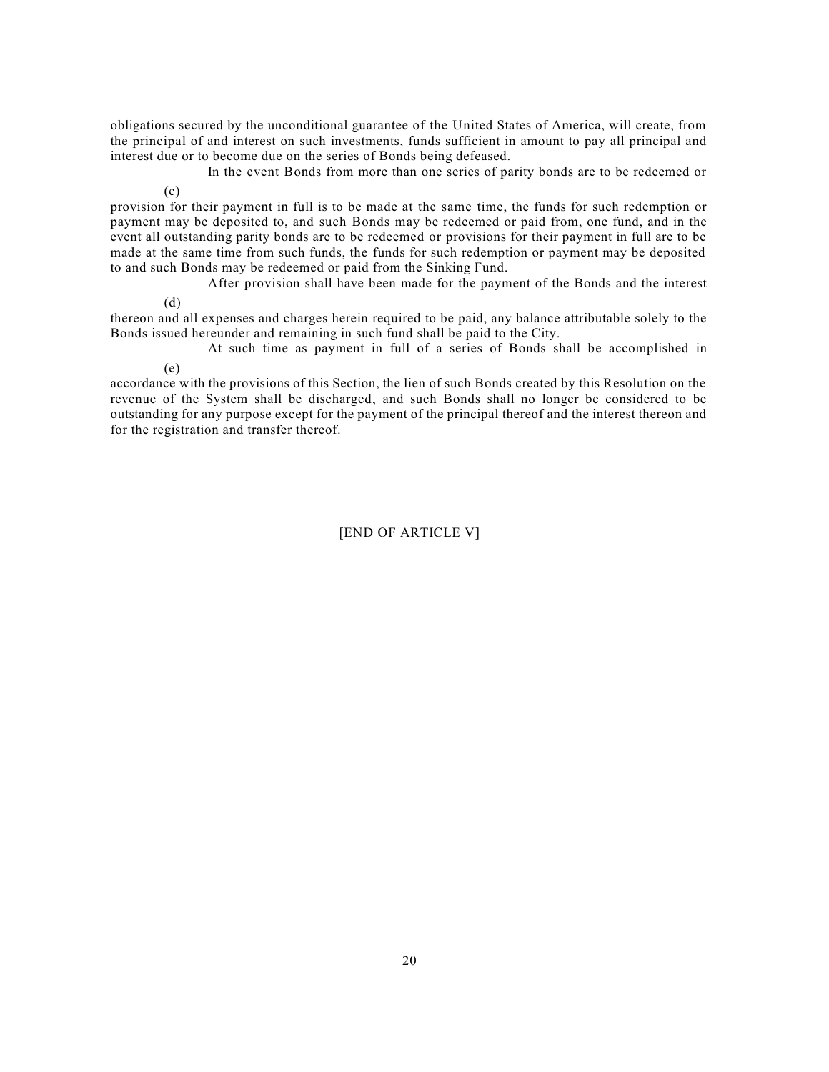obligations secured by the unconditional guarantee of the United States of America, will create, from the principal of and interest on such investments, funds sufficient in amount to pay all principal and interest due or to become due on the series of Bonds being defeased.

(c) In the event Bonds from more than one series of parity bonds are to be redeemed or provision for their payment in full is to be made at the same time, the funds for such redemption or payment may be deposited to, and such Bonds may be redeemed or paid from, one fund, and in the event all outstanding parity bonds are to be redeemed or provisions for their payment in full are to be made at the same time from such funds, the funds for such redemption or payment may be deposited to and such Bonds may be redeemed or paid from the Sinking Fund.

(d) After provision shall have been made for the payment of the Bonds and the interest thereon and all expenses and charges herein required to be paid, any balance attributable solely to the Bonds issued hereunder and remaining in such fund shall be paid to the City.

(e) At such time as payment in full of a series of Bonds shall be accomplished in accordance with the provisions of this Section, the lien of such Bonds created by this Resolution on the revenue of the System shall be discharged, and such Bonds shall no longer be considered to be outstanding for any purpose except for the payment of the principal thereof and the interest thereon and for the registration and transfer thereof.

[END OF ARTICLE V]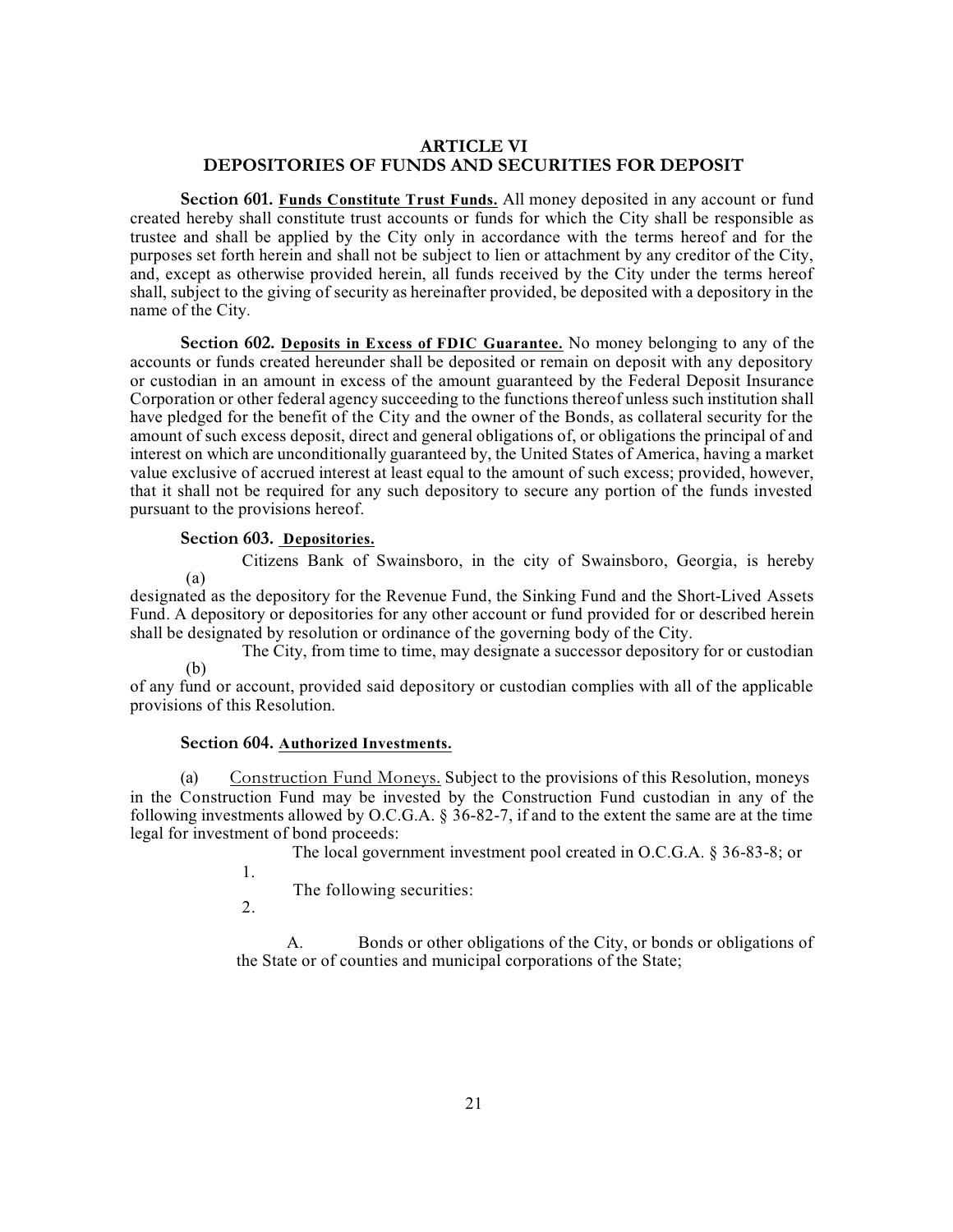## ARTICLE VI
## DEPOSITORIES OF FUNDS AND SECURITIES FOR DEPOSIT

**Section 601.** **Funds Constitute Trust Funds.** All money deposited in any account or fund created hereby shall constitute trust accounts or funds for which the City shall be responsible as trustee and shall be applied by the City only in accordance with the terms hereof and for the purposes set forth herein and shall not be subject to lien or attachment by any creditor of the City, and, except as otherwise provided herein, all funds received by the City under the terms hereof shall, subject to the giving of security as hereinafter provided, be deposited with a depository in the name of the City.

**Section 602.** **Deposits in Excess of FDIC Guarantee.** No money belonging to any of the accounts or funds created hereunder shall be deposited or remain on deposit with any depository or custodian in an amount in excess of the amount guaranteed by the Federal Deposit Insurance Corporation or other federal agency succeeding to the functions thereof unless such institution shall have pledged for the benefit of the City and the owner of the Bonds, as collateral security for the amount of such excess deposit, direct and general obligations of, or obligations the principal of and interest on which are unconditionally guaranteed by, the United States of America, having a market value exclusive of accrued interest at least equal to the amount of such excess; provided, however, that it shall not be required for any such depository to secure any portion of the funds invested pursuant to the provisions hereof.

**Section 603.** **Depositories.**

(a) Citizens Bank of Swainsboro, in the city of Swainsboro, Georgia, is hereby designated as the depository for the Revenue Fund, the Sinking Fund and the Short-Lived Assets Fund. A depository or depositories for any other account or fund provided for or described herein shall be designated by resolution or ordinance of the governing body of the City.

(b) The City, from time to time, may designate a successor depository for or custodian of any fund or account, provided said depository or custodian complies with all of the applicable provisions of this Resolution.

**Section 604.** **Authorized Investments.**

(a) Construction Fund Moneys. Subject to the provisions of this Resolution, moneys in the Construction Fund may be invested by the Construction Fund custodian in any of the following investments allowed by O.C.G.A. § 36-82-7, if and to the extent the same are at the time legal for investment of bond proceeds:

1. The local government investment pool created in O.C.G.A. § 36-83-8; or

2. The following securities:

   A. Bonds or other obligations of the City, or bonds or obligations of the State or of counties and municipal corporations of the State;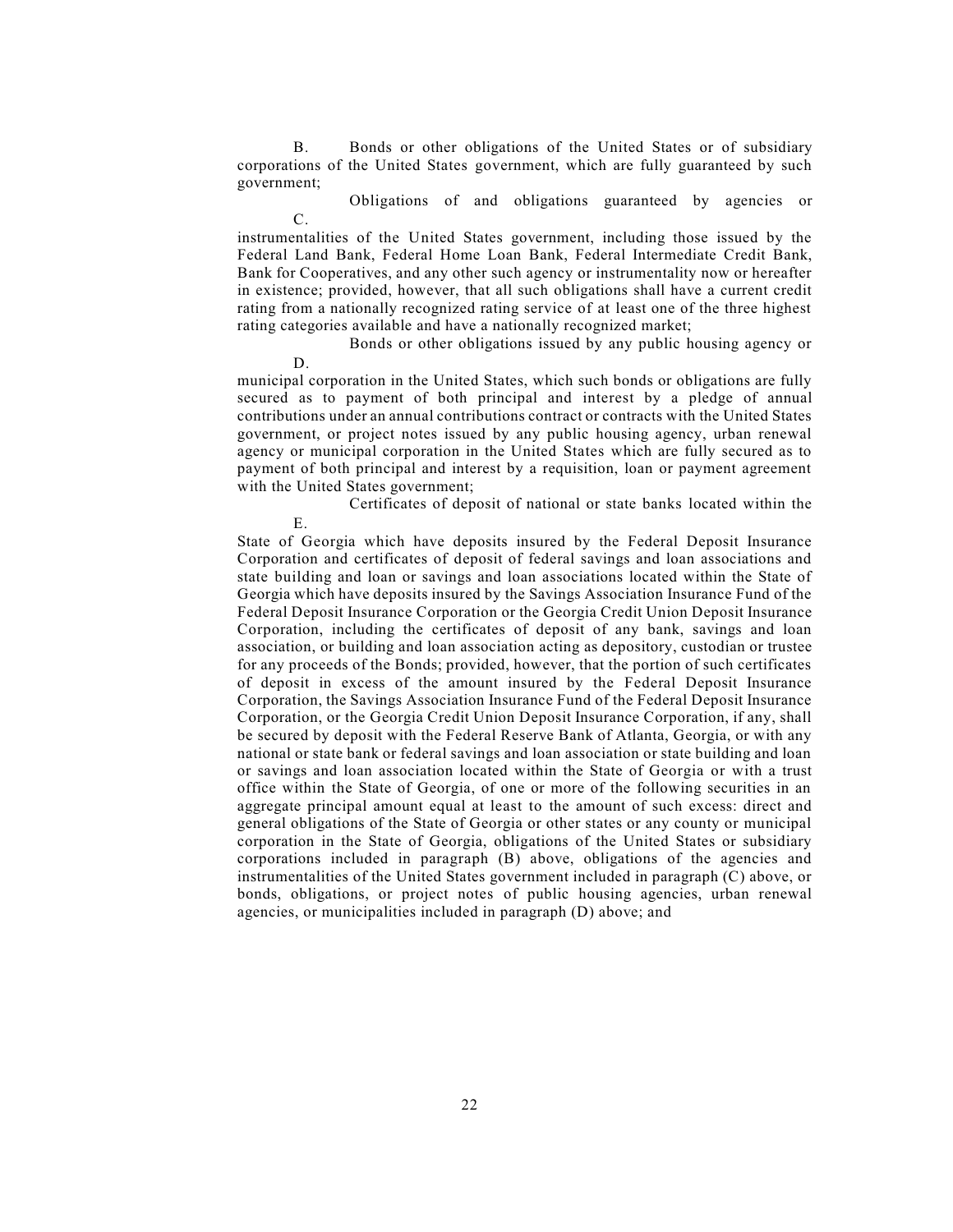B. Bonds or other obligations of the United States or of subsidiary corporations of the United States government, which are fully guaranteed by such government;

C. Obligations of and obligations guaranteed by agencies or instrumentalities of the United States government, including those issued by the Federal Land Bank, Federal Home Loan Bank, Federal Intermediate Credit Bank, Bank for Cooperatives, and any other such agency or instrumentality now or hereafter in existence; provided, however, that all such obligations shall have a current credit rating from a nationally recognized rating service of at least one of the three highest rating categories available and have a nationally recognized market;

D. Bonds or other obligations issued by any public housing agency or municipal corporation in the United States, which such bonds or obligations are fully secured as to payment of both principal and interest by a pledge of annual contributions under an annual contributions contract or contracts with the United States government, or project notes issued by any public housing agency, urban renewal agency or municipal corporation in the United States which are fully secured as to payment of both principal and interest by a requisition, loan or payment agreement with the United States government;

E. Certificates of deposit of national or state banks located within the State of Georgia which have deposits insured by the Federal Deposit Insurance Corporation and certificates of deposit of federal savings and loan associations and state building and loan or savings and loan associations located within the State of Georgia which have deposits insured by the Savings Association Insurance Fund of the Federal Deposit Insurance Corporation or the Georgia Credit Union Deposit Insurance Corporation, including the certificates of deposit of any bank, savings and loan association, or building and loan association acting as depository, custodian or trustee for any proceeds of the Bonds; provided, however, that the portion of such certificates of deposit in excess of the amount insured by the Federal Deposit Insurance Corporation, the Savings Association Insurance Fund of the Federal Deposit Insurance Corporation, or the Georgia Credit Union Deposit Insurance Corporation, if any, shall be secured by deposit with the Federal Reserve Bank of Atlanta, Georgia, or with any national or state bank or federal savings and loan association or state building and loan or savings and loan association located within the State of Georgia or with a trust office within the State of Georgia, of one or more of the following securities in an aggregate principal amount equal at least to the amount of such excess: direct and general obligations of the State of Georgia or other states or any county or municipal corporation in the State of Georgia, obligations of the United States or subsidiary corporations included in paragraph (B) above, obligations of the agencies and instrumentalities of the United States government included in paragraph (C) above, or bonds, obligations, or project notes of public housing agencies, urban renewal agencies, or municipalities included in paragraph (D) above; and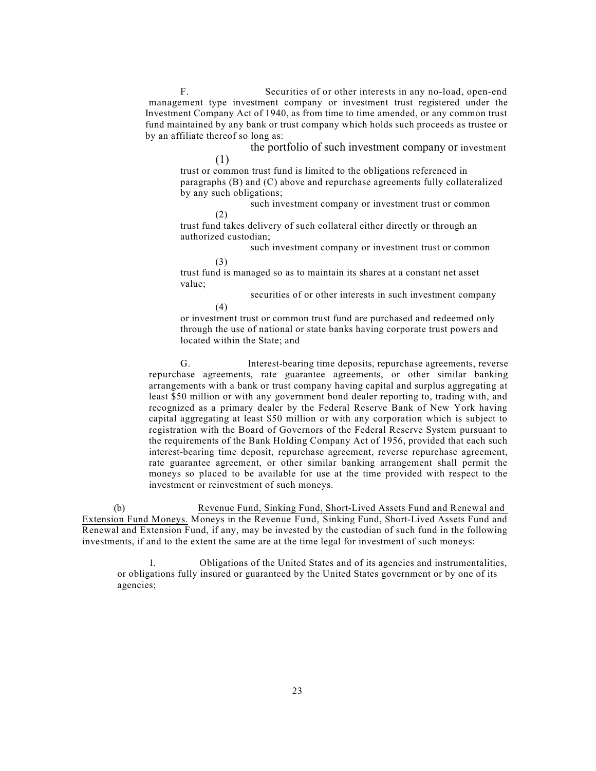F. Securities of or other interests in any no-load, open-end management type investment company or investment trust registered under the Investment Company Act of 1940, as from time to time amended, or any common trust fund maintained by any bank or trust company which holds such proceeds as trustee or by an affiliate thereof so long as:

(1) the portfolio of such investment company or investment trust or common trust fund is limited to the obligations referenced in paragraphs (B) and (C) above and repurchase agreements fully collateralized by any such obligations;

(2) such investment company or investment trust or common trust fund takes delivery of such collateral either directly or through an authorized custodian;

(3) such investment company or investment trust or common trust fund is managed so as to maintain its shares at a constant net asset value;

(4) securities of or other interests in such investment company or investment trust or common trust fund are purchased and redeemed only through the use of national or state banks having corporate trust powers and located within the State; and

G. Interest-bearing time deposits, repurchase agreements, reverse repurchase agreements, rate guarantee agreements, or other similar banking arrangements with a bank or trust company having capital and surplus aggregating at least $50 million or with any government bond dealer reporting to, trading with, and recognized as a primary dealer by the Federal Reserve Bank of New York having capital aggregating at least $50 million or with any corporation which is subject to registration with the Board of Governors of the Federal Reserve System pursuant to the requirements of the Bank Holding Company Act of 1956, provided that each such interest-bearing time deposit, repurchase agreement, reverse repurchase agreement, rate guarantee agreement, or other similar banking arrangement shall permit the moneys so placed to be available for use at the time provided with respect to the investment or reinvestment of such moneys.

(b) Revenue Fund, Sinking Fund, Short-Lived Assets Fund and Renewal and Extension Fund Moneys. Moneys in the Revenue Fund, Sinking Fund, Short-Lived Assets Fund and Renewal and Extension Fund, if any, may be invested by the custodian of such fund in the following investments, if and to the extent the same are at the time legal for investment of such moneys:

1. Obligations of the United States and of its agencies and instrumentalities, or obligations fully insured or guaranteed by the United States government or by one of its agencies;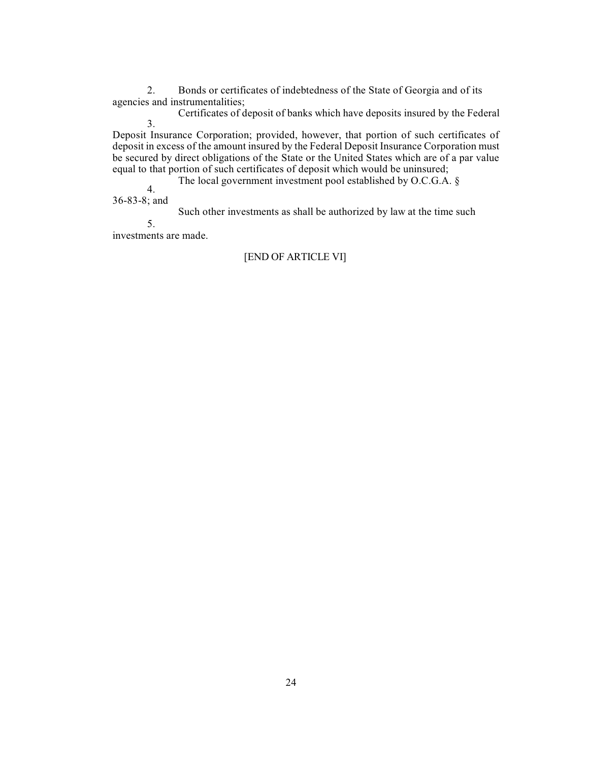2. Bonds or certificates of indebtedness of the State of Georgia and of its agencies and instrumentalities;

3. Certificates of deposit of banks which have deposits insured by the Federal Deposit Insurance Corporation; provided, however, that portion of such certificates of deposit in excess of the amount insured by the Federal Deposit Insurance Corporation must be secured by direct obligations of the State or the United States which are of a par value equal to that portion of such certificates of deposit which would be uninsured;

4. The local government investment pool established by O.C.G.A. § 36-83-8; and

5. Such other investments as shall be authorized by law at the time such investments are made.

[END OF ARTICLE VI]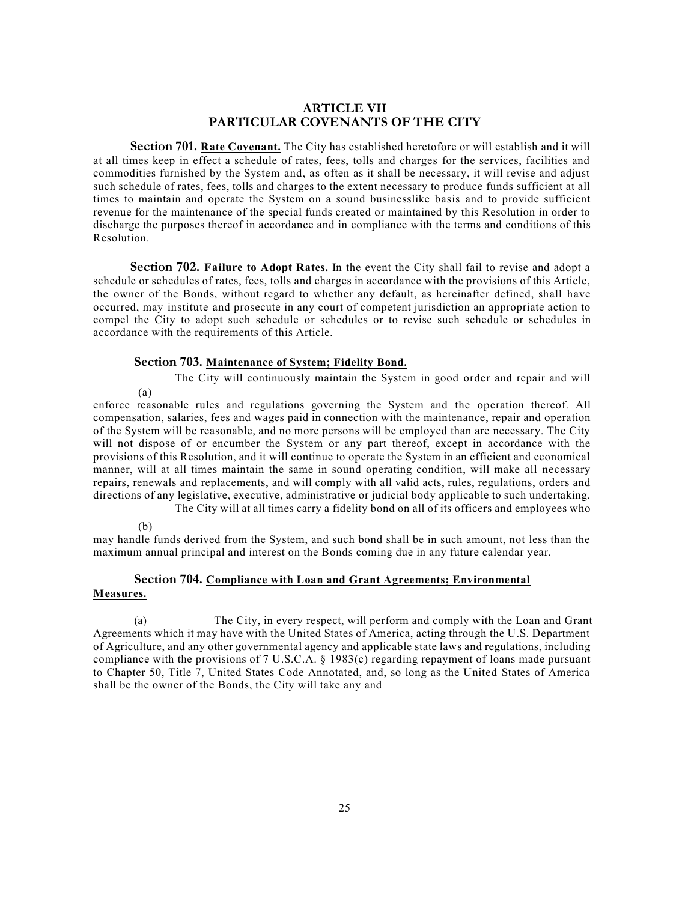## ARTICLE VII
## PARTICULAR COVENANTS OF THE CITY

**Section 701.** **Rate Covenant.** The City has established heretofore or will establish and it will at all times keep in effect a schedule of rates, fees, tolls and charges for the services, facilities and commodities furnished by the System and, as often as it shall be necessary, it will revise and adjust such schedule of rates, fees, tolls and charges to the extent necessary to produce funds sufficient at all times to maintain and operate the System on a sound businesslike basis and to provide sufficient revenue for the maintenance of the special funds created or maintained by this Resolution in order to discharge the purposes thereof in accordance and in compliance with the terms and conditions of this Resolution.

**Section 702.** **Failure to Adopt Rates.** In the event the City shall fail to revise and adopt a schedule or schedules of rates, fees, tolls and charges in accordance with the provisions of this Article, the owner of the Bonds, without regard to whether any default, as hereinafter defined, shall have occurred, may institute and prosecute in any court of competent jurisdiction an appropriate action to compel the City to adopt such schedule or schedules or to revise such schedule or schedules in accordance with the requirements of this Article.

**Section 703.** **Maintenance of System; Fidelity Bond.**

(a) The City will continuously maintain the System in good order and repair and will enforce reasonable rules and regulations governing the System and the operation thereof. All compensation, salaries, fees and wages paid in connection with the maintenance, repair and operation of the System will be reasonable, and no more persons will be employed than are necessary. The City will not dispose of or encumber the System or any part thereof, except in accordance with the provisions of this Resolution, and it will continue to operate the System in an efficient and economical manner, will at all times maintain the same in sound operating condition, will make all necessary repairs, renewals and replacements, and will comply with all valid acts, rules, regulations, orders and directions of any legislative, executive, administrative or judicial body applicable to such undertaking.

(b) The City will at all times carry a fidelity bond on all of its officers and employees who may handle funds derived from the System, and such bond shall be in such amount, not less than the maximum annual principal and interest on the Bonds coming due in any future calendar year.

**Section 704.** **Compliance with Loan and Grant Agreements; Environmental Measures.**

(a) The City, in every respect, will perform and comply with the Loan and Grant Agreements which it may have with the United States of America, acting through the U.S. Department of Agriculture, and any other governmental agency and applicable state laws and regulations, including compliance with the provisions of 7 U.S.C.A. § 1983(c) regarding repayment of loans made pursuant to Chapter 50, Title 7, United States Code Annotated, and, so long as the United States of America shall be the owner of the Bonds, the City will take any and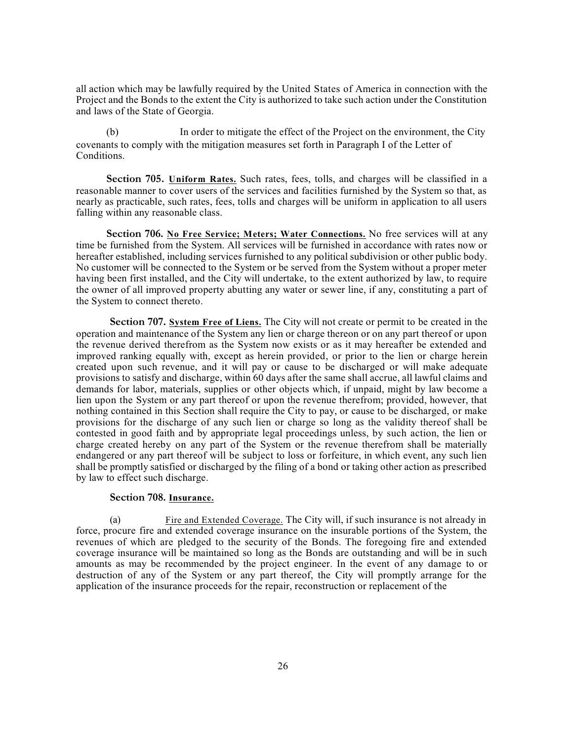all action which may be lawfully required by the United States of America in connection with the Project and the Bonds to the extent the City is authorized to take such action under the Constitution and laws of the State of Georgia.

(b) In order to mitigate the effect of the Project on the environment, the City covenants to comply with the mitigation measures set forth in Paragraph I of the Letter of Conditions.

**Section 705.** **Uniform Rates.** Such rates, fees, tolls, and charges will be classified in a reasonable manner to cover users of the services and facilities furnished by the System so that, as nearly as practicable, such rates, fees, tolls and charges will be uniform in application to all users falling within any reasonable class.

**Section 706.** **No Free Service; Meters; Water Connections.** No free services will at any time be furnished from the System. All services will be furnished in accordance with rates now or hereafter established, including services furnished to any political subdivision or other public body. No customer will be connected to the System or be served from the System without a proper meter having been first installed, and the City will undertake, to the extent authorized by law, to require the owner of all improved property abutting any water or sewer line, if any, constituting a part of the System to connect thereto.

**Section 707.** **System Free of Liens.** The City will not create or permit to be created in the operation and maintenance of the System any lien or charge thereon or on any part thereof or upon the revenue derived therefrom as the System now exists or as it may hereafter be extended and improved ranking equally with, except as herein provided, or prior to the lien or charge herein created upon such revenue, and it will pay or cause to be discharged or will make adequate provisions to satisfy and discharge, within 60 days after the same shall accrue, all lawful claims and demands for labor, materials, supplies or other objects which, if unpaid, might by law become a lien upon the System or any part thereof or upon the revenue therefrom; provided, however, that nothing contained in this Section shall require the City to pay, or cause to be discharged, or make provisions for the discharge of any such lien or charge so long as the validity thereof shall be contested in good faith and by appropriate legal proceedings unless, by such action, the lien or charge created hereby on any part of the System or the revenue therefrom shall be materially endangered or any part thereof will be subject to loss or forfeiture, in which event, any such lien shall be promptly satisfied or discharged by the filing of a bond or taking other action as prescribed by law to effect such discharge.

**Section 708.** **Insurance.**

(a) Fire and Extended Coverage. The City will, if such insurance is not already in force, procure fire and extended coverage insurance on the insurable portions of the System, the revenues of which are pledged to the security of the Bonds. The foregoing fire and extended coverage insurance will be maintained so long as the Bonds are outstanding and will be in such amounts as may be recommended by the project engineer. In the event of any damage to or destruction of any of the System or any part thereof, the City will promptly arrange for the application of the insurance proceeds for the repair, reconstruction or replacement of the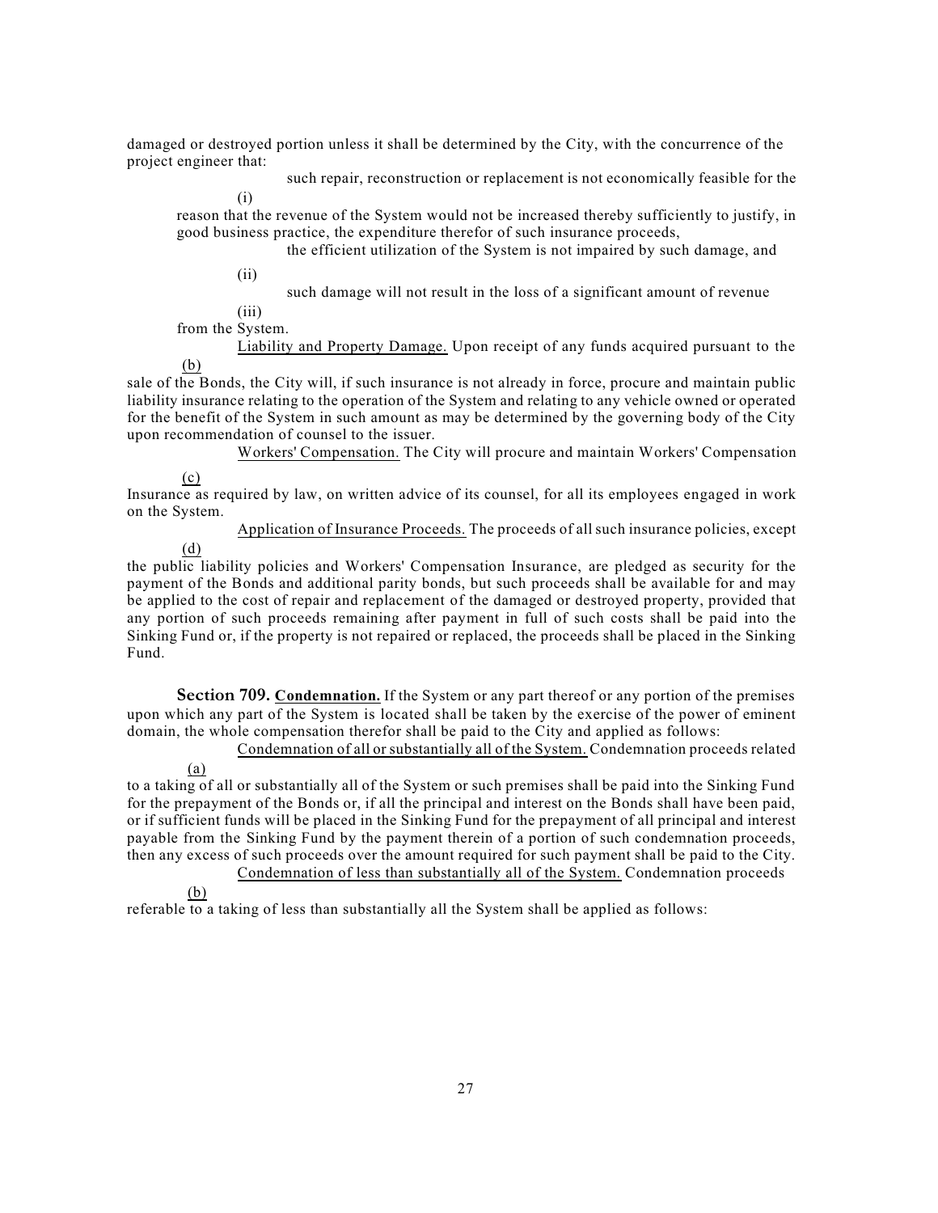damaged or destroyed portion unless it shall be determined by the City, with the concurrence of the project engineer that:

(i) such repair, reconstruction or replacement is not economically feasible for the reason that the revenue of the System would not be increased thereby sufficiently to justify, in good business practice, the expenditure therefor of such insurance proceeds,

(ii) the efficient utilization of the System is not impaired by such damage, and

(iii) such damage will not result in the loss of a significant amount of revenue from the System.

(b) Liability and Property Damage. Upon receipt of any funds acquired pursuant to the sale of the Bonds, the City will, if such insurance is not already in force, procure and maintain public liability insurance relating to the operation of the System and relating to any vehicle owned or operated for the benefit of the System in such amount as may be determined by the governing body of the City upon recommendation of counsel to the issuer.

(c) Workers' Compensation. The City will procure and maintain Workers' Compensation Insurance as required by law, on written advice of its counsel, for all its employees engaged in work on the System.

(d) Application of Insurance Proceeds. The proceeds of all such insurance policies, except the public liability policies and Workers' Compensation Insurance, are pledged as security for the payment of the Bonds and additional parity bonds, but such proceeds shall be available for and may be applied to the cost of repair and replacement of the damaged or destroyed property, provided that any portion of such proceeds remaining after payment in full of such costs shall be paid into the Sinking Fund or, if the property is not repaired or replaced, the proceeds shall be placed in the Sinking Fund.

**Section 709. Condemnation.** If the System or any part thereof or any portion of the premises upon which any part of the System is located shall be taken by the exercise of the power of eminent domain, the whole compensation therefor shall be paid to the City and applied as follows:

(a) Condemnation of all or substantially all of the System. Condemnation proceeds related to a taking of all or substantially all of the System or such premises shall be paid into the Sinking Fund for the prepayment of the Bonds or, if all the principal and interest on the Bonds shall have been paid, or if sufficient funds will be placed in the Sinking Fund for the prepayment of all principal and interest payable from the Sinking Fund by the payment therein of a portion of such condemnation proceeds, then any excess of such proceeds over the amount required for such payment shall be paid to the City.

(b) Condemnation of less than substantially all of the System. Condemnation proceeds referable to a taking of less than substantially all the System shall be applied as follows: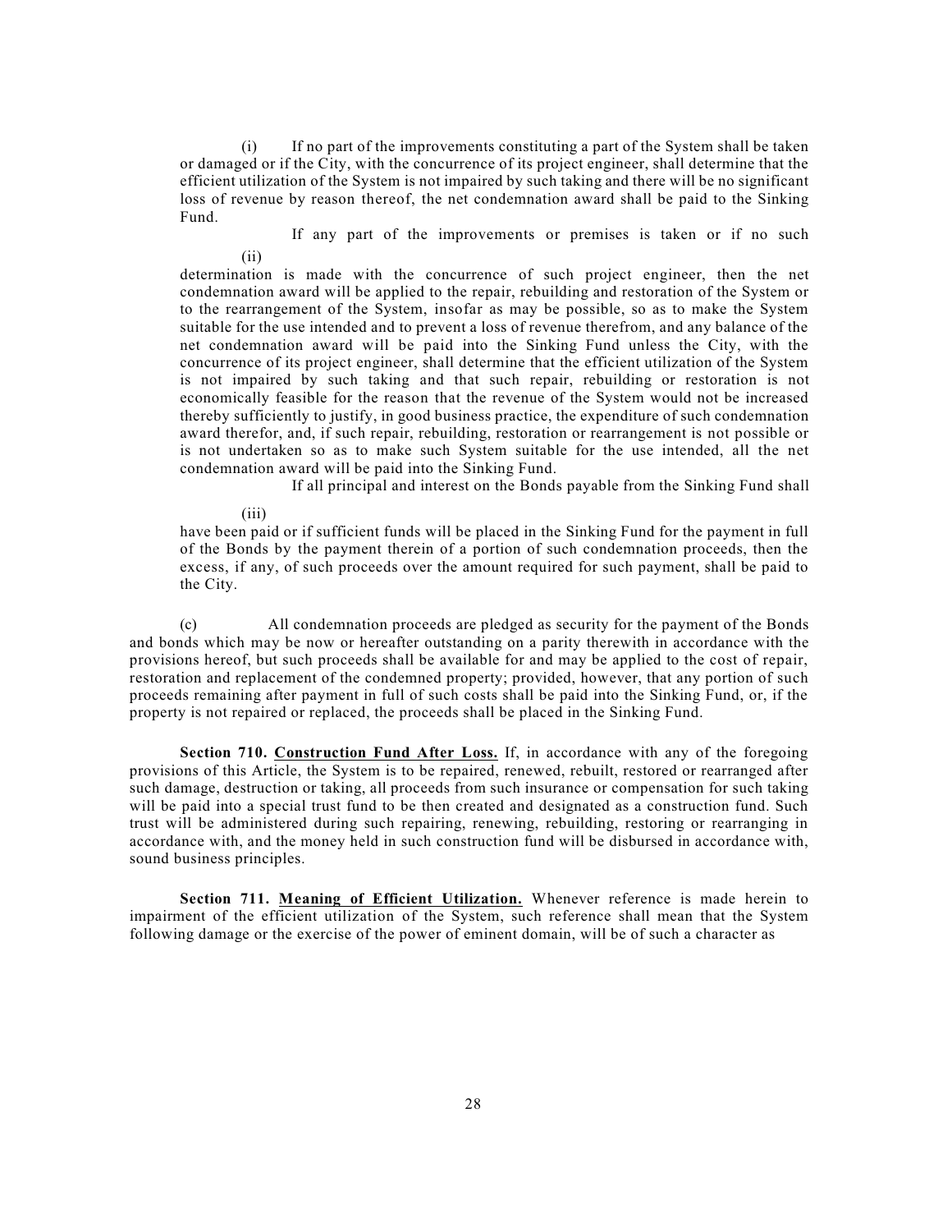(i) If no part of the improvements constituting a part of the System shall be taken or damaged or if the City, with the concurrence of its project engineer, shall determine that the efficient utilization of the System is not impaired by such taking and there will be no significant loss of revenue by reason thereof, the net condemnation award shall be paid to the Sinking Fund.

(ii) If any part of the improvements or premises is taken or if no such determination is made with the concurrence of such project engineer, then the net condemnation award will be applied to the repair, rebuilding and restoration of the System or to the rearrangement of the System, insofar as may be possible, so as to make the System suitable for the use intended and to prevent a loss of revenue therefrom, and any balance of the net condemnation award will be paid into the Sinking Fund unless the City, with the concurrence of its project engineer, shall determine that the efficient utilization of the System is not impaired by such taking and that such repair, rebuilding or restoration is not economically feasible for the reason that the revenue of the System would not be increased thereby sufficiently to justify, in good business practice, the expenditure of such condemnation award therefor, and, if such repair, rebuilding, restoration or rearrangement is not possible or is not undertaken so as to make such System suitable for the use intended, all the net condemnation award will be paid into the Sinking Fund.

(iii) If all principal and interest on the Bonds payable from the Sinking Fund shall have been paid or if sufficient funds will be placed in the Sinking Fund for the payment in full of the Bonds by the payment therein of a portion of such condemnation proceeds, then the excess, if any, of such proceeds over the amount required for such payment, shall be paid to the City.

(c) All condemnation proceeds are pledged as security for the payment of the Bonds and bonds which may be now or hereafter outstanding on a parity therewith in accordance with the provisions hereof, but such proceeds shall be available for and may be applied to the cost of repair, restoration and replacement of the condemned property; provided, however, that any portion of such proceeds remaining after payment in full of such costs shall be paid into the Sinking Fund, or, if the property is not repaired or replaced, the proceeds shall be placed in the Sinking Fund.

**Section 710. Construction Fund After Loss.** If, in accordance with any of the foregoing provisions of this Article, the System is to be repaired, renewed, rebuilt, restored or rearranged after such damage, destruction or taking, all proceeds from such insurance or compensation for such taking will be paid into a special trust fund to be then created and designated as a construction fund. Such trust will be administered during such repairing, renewing, rebuilding, restoring or rearranging in accordance with, and the money held in such construction fund will be disbursed in accordance with, sound business principles.

**Section 711. Meaning of Efficient Utilization.** Whenever reference is made herein to impairment of the efficient utilization of the System, such reference shall mean that the System following damage or the exercise of the power of eminent domain, will be of such a character as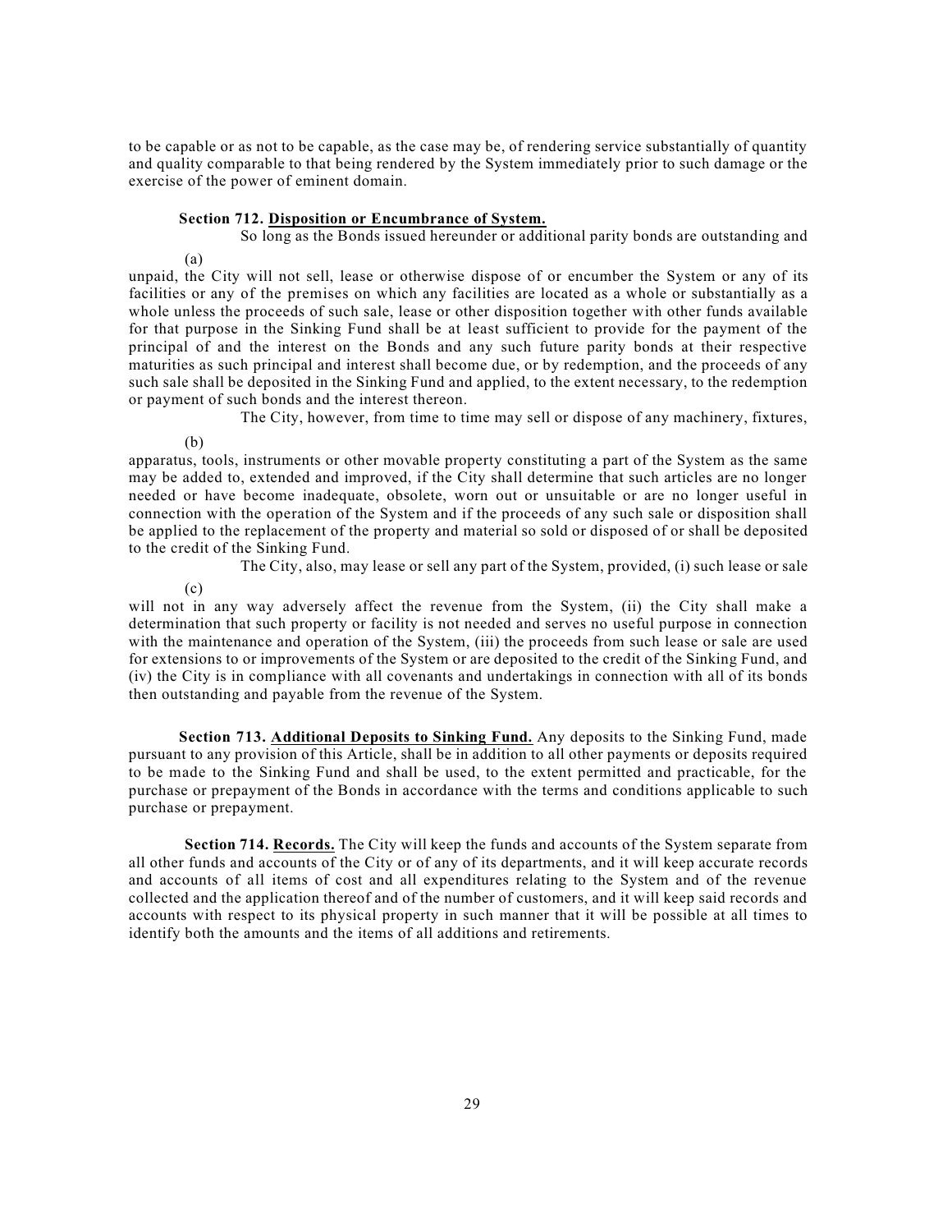to be capable or as not to be capable, as the case may be, of rendering service substantially of quantity and quality comparable to that being rendered by the System immediately prior to such damage or the exercise of the power of eminent domain.

**Section 712. Disposition or Encumbrance of System.**

(a) So long as the Bonds issued hereunder or additional parity bonds are outstanding and unpaid, the City will not sell, lease or otherwise dispose of or encumber the System or any of its facilities or any of the premises on which any facilities are located as a whole or substantially as a whole unless the proceeds of such sale, lease or other disposition together with other funds available for that purpose in the Sinking Fund shall be at least sufficient to provide for the payment of the principal of and the interest on the Bonds and any such future parity bonds at their respective maturities as such principal and interest shall become due, or by redemption, and the proceeds of any such sale shall be deposited in the Sinking Fund and applied, to the extent necessary, to the redemption or payment of such bonds and the interest thereon.

(b) The City, however, from time to time may sell or dispose of any machinery, fixtures, apparatus, tools, instruments or other movable property constituting a part of the System as the same may be added to, extended and improved, if the City shall determine that such articles are no longer needed or have become inadequate, obsolete, worn out or unsuitable or are no longer useful in connection with the operation of the System and if the proceeds of any such sale or disposition shall be applied to the replacement of the property and material so sold or disposed of or shall be deposited to the credit of the Sinking Fund.

(c) The City, also, may lease or sell any part of the System, provided, (i) such lease or sale will not in any way adversely affect the revenue from the System, (ii) the City shall make a determination that such property or facility is not needed and serves no useful purpose in connection with the maintenance and operation of the System, (iii) the proceeds from such lease or sale are used for extensions to or improvements of the System or are deposited to the credit of the Sinking Fund, and (iv) the City is in compliance with all covenants and undertakings in connection with all of its bonds then outstanding and payable from the revenue of the System.

**Section 713. Additional Deposits to Sinking Fund.** Any deposits to the Sinking Fund, made pursuant to any provision of this Article, shall be in addition to all other payments or deposits required to be made to the Sinking Fund and shall be used, to the extent permitted and practicable, for the purchase or prepayment of the Bonds in accordance with the terms and conditions applicable to such purchase or prepayment.

**Section 714. Records.** The City will keep the funds and accounts of the System separate from all other funds and accounts of the City or of any of its departments, and it will keep accurate records and accounts of all items of cost and all expenditures relating to the System and of the revenue collected and the application thereof and of the number of customers, and it will keep said records and accounts with respect to its physical property in such manner that it will be possible at all times to identify both the amounts and the items of all additions and retirements.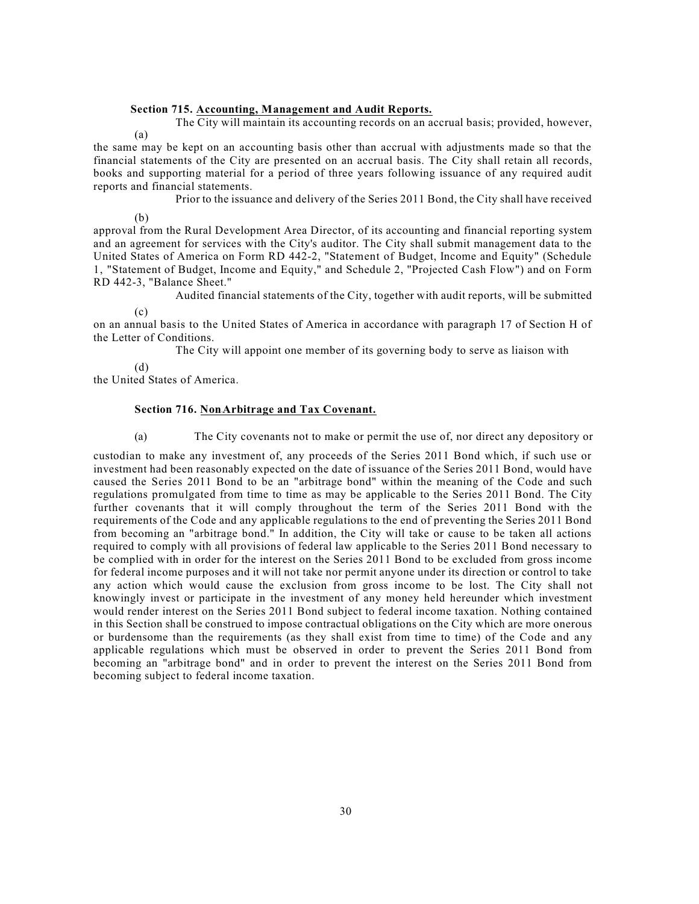**Section 715. Accounting, Management and Audit Reports.**

(a) The City will maintain its accounting records on an accrual basis; provided, however, the same may be kept on an accounting basis other than accrual with adjustments made so that the financial statements of the City are presented on an accrual basis. The City shall retain all records, books and supporting material for a period of three years following issuance of any required audit reports and financial statements.

(b) Prior to the issuance and delivery of the Series 2011 Bond, the City shall have received approval from the Rural Development Area Director, of its accounting and financial reporting system and an agreement for services with the City's auditor. The City shall submit management data to the United States of America on Form RD 442-2, "Statement of Budget, Income and Equity" (Schedule 1, "Statement of Budget, Income and Equity," and Schedule 2, "Projected Cash Flow") and on Form RD 442-3, "Balance Sheet."

(c) Audited financial statements of the City, together with audit reports, will be submitted on an annual basis to the United States of America in accordance with paragraph 17 of Section H of the Letter of Conditions.

(d) The City will appoint one member of its governing body to serve as liaison with the United States of America.

**Section 716. NonArbitrage and Tax Covenant.**

(a) The City covenants not to make or permit the use of, nor direct any depository or custodian to make any investment of, any proceeds of the Series 2011 Bond which, if such use or investment had been reasonably expected on the date of issuance of the Series 2011 Bond, would have caused the Series 2011 Bond to be an "arbitrage bond" within the meaning of the Code and such regulations promulgated from time to time as may be applicable to the Series 2011 Bond. The City further covenants that it will comply throughout the term of the Series 2011 Bond with the requirements of the Code and any applicable regulations to the end of preventing the Series 2011 Bond from becoming an "arbitrage bond." In addition, the City will take or cause to be taken all actions required to comply with all provisions of federal law applicable to the Series 2011 Bond necessary to be complied with in order for the interest on the Series 2011 Bond to be excluded from gross income for federal income purposes and it will not take nor permit anyone under its direction or control to take any action which would cause the exclusion from gross income to be lost. The City shall not knowingly invest or participate in the investment of any money held hereunder which investment would render interest on the Series 2011 Bond subject to federal income taxation. Nothing contained in this Section shall be construed to impose contractual obligations on the City which are more onerous or burdensome than the requirements (as they shall exist from time to time) of the Code and any applicable regulations which must be observed in order to prevent the Series 2011 Bond from becoming an "arbitrage bond" and in order to prevent the interest on the Series 2011 Bond from becoming subject to federal income taxation.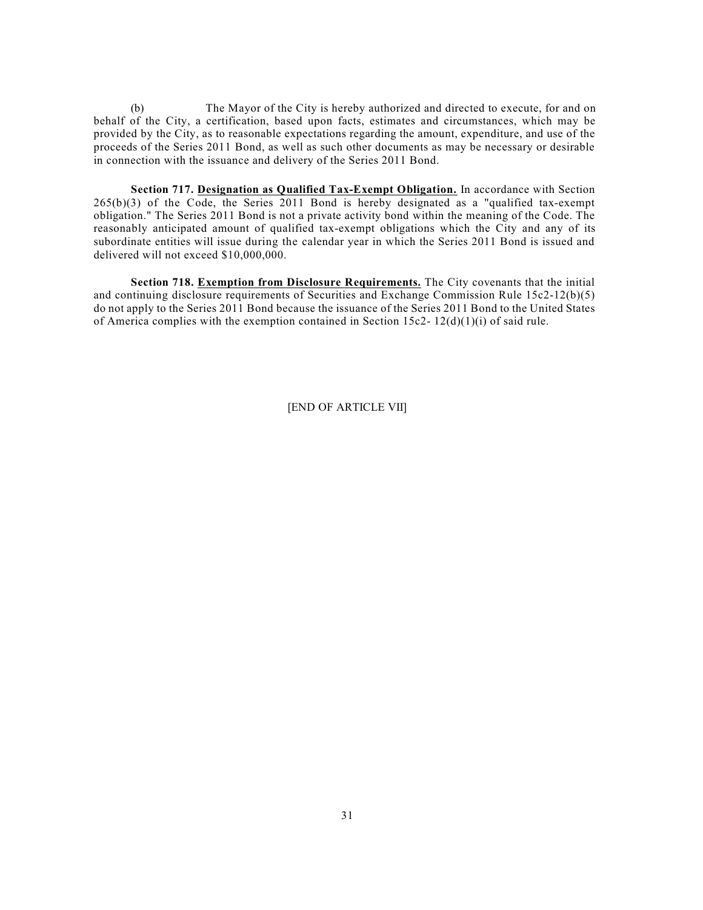(b) The Mayor of the City is hereby authorized and directed to execute, for and on behalf of the City, a certification, based upon facts, estimates and circumstances, which may be provided by the City, as to reasonable expectations regarding the amount, expenditure, and use of the proceeds of the Series 2011 Bond, as well as such other documents as may be necessary or desirable in connection with the issuance and delivery of the Series 2011 Bond.

**Section 717. Designation as Qualified Tax-Exempt Obligation.** In accordance with Section 265(b)(3) of the Code, the Series 2011 Bond is hereby designated as a "qualified tax-exempt obligation." The Series 2011 Bond is not a private activity bond within the meaning of the Code. The reasonably anticipated amount of qualified tax-exempt obligations which the City and any of its subordinate entities will issue during the calendar year in which the Series 2011 Bond is issued and delivered will not exceed $10,000,000.

**Section 718. Exemption from Disclosure Requirements.** The City covenants that the initial and continuing disclosure requirements of Securities and Exchange Commission Rule 15c2-12(b)(5) do not apply to the Series 2011 Bond because the issuance of the Series 2011 Bond to the United States of America complies with the exemption contained in Section 15c2- 12(d)(1)(i) of said rule.

[END OF ARTICLE VII]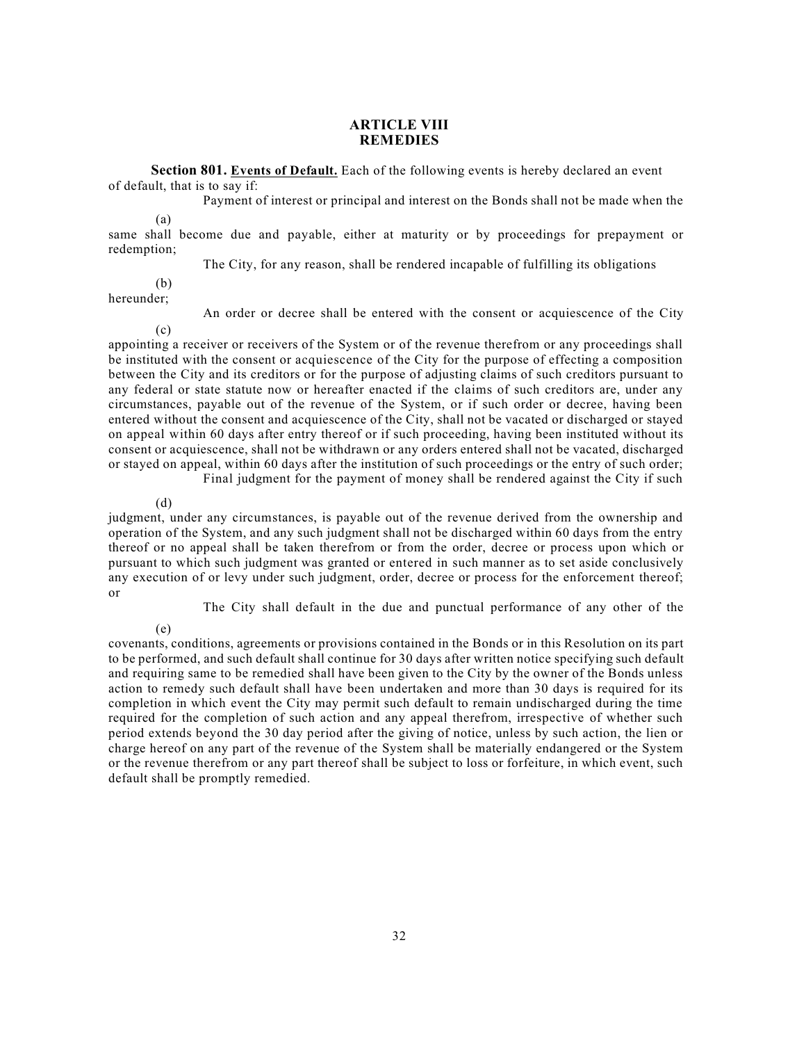# ARTICLE VIII
# REMEDIES

**Section 801. Events of Default.** Each of the following events is hereby declared an event of default, that is to say if:

(a) Payment of interest or principal and interest on the Bonds shall not be made when the same shall become due and payable, either at maturity or by proceedings for prepayment or redemption;

(b) The City, for any reason, shall be rendered incapable of fulfilling its obligations hereunder;

(c) An order or decree shall be entered with the consent or acquiescence of the City appointing a receiver or receivers of the System or of the revenue therefrom or any proceedings shall be instituted with the consent or acquiescence of the City for the purpose of effecting a composition between the City and its creditors or for the purpose of adjusting claims of such creditors pursuant to any federal or state statute now or hereafter enacted if the claims of such creditors are, under any circumstances, payable out of the revenue of the System, or if such order or decree, having been entered without the consent and acquiescence of the City, shall not be vacated or discharged or stayed on appeal within 60 days after entry thereof or if such proceeding, having been instituted without its consent or acquiescence, shall not be withdrawn or any orders entered shall not be vacated, discharged or stayed on appeal, within 60 days after the institution of such proceedings or the entry of such order;

(d) Final judgment for the payment of money shall be rendered against the City if such judgment, under any circumstances, is payable out of the revenue derived from the ownership and operation of the System, and any such judgment shall not be discharged within 60 days from the entry thereof or no appeal shall be taken therefrom or from the order, decree or process upon which or pursuant to which such judgment was granted or entered in such manner as to set aside conclusively any execution of or levy under such judgment, order, decree or process for the enforcement thereof; or

(e) The City shall default in the due and punctual performance of any other of the covenants, conditions, agreements or provisions contained in the Bonds or in this Resolution on its part to be performed, and such default shall continue for 30 days after written notice specifying such default and requiring same to be remedied shall have been given to the City by the owner of the Bonds unless action to remedy such default shall have been undertaken and more than 30 days is required for its completion in which event the City may permit such default to remain undischarged during the time required for the completion of such action and any appeal therefrom, irrespective of whether such period extends beyond the 30 day period after the giving of notice, unless by such action, the lien or charge hereof on any part of the revenue of the System shall be materially endangered or the System or the revenue therefrom or any part thereof shall be subject to loss or forfeiture, in which event, such default shall be promptly remedied.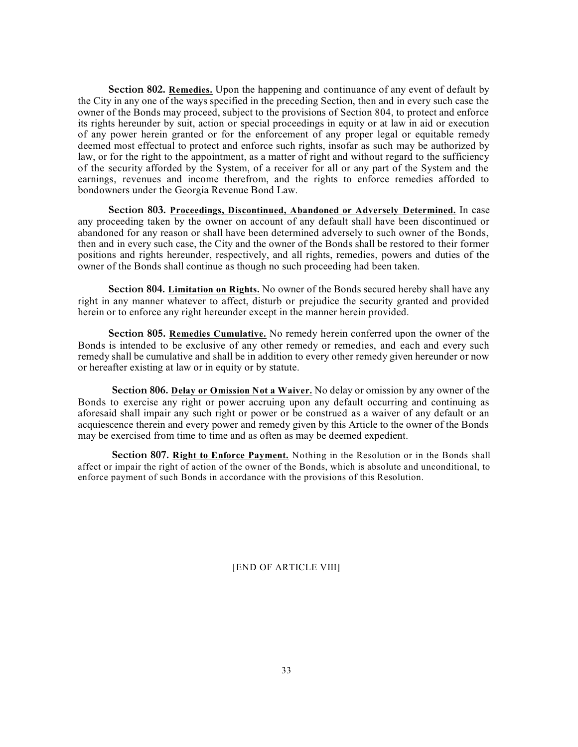**Section 802. Remedies.** Upon the happening and continuance of any event of default by the City in any one of the ways specified in the preceding Section, then and in every such case the owner of the Bonds may proceed, subject to the provisions of Section 804, to protect and enforce its rights hereunder by suit, action or special proceedings in equity or at law in aid or execution of any power herein granted or for the enforcement of any proper legal or equitable remedy deemed most effectual to protect and enforce such rights, insofar as such may be authorized by law, or for the right to the appointment, as a matter of right and without regard to the sufficiency of the security afforded by the System, of a receiver for all or any part of the System and the earnings, revenues and income therefrom, and the rights to enforce remedies afforded to bondowners under the Georgia Revenue Bond Law.

**Section 803. Proceedings, Discontinued, Abandoned or Adversely Determined.** In case any proceeding taken by the owner on account of any default shall have been discontinued or abandoned for any reason or shall have been determined adversely to such owner of the Bonds, then and in every such case, the City and the owner of the Bonds shall be restored to their former positions and rights hereunder, respectively, and all rights, remedies, powers and duties of the owner of the Bonds shall continue as though no such proceeding had been taken.

**Section 804. Limitation on Rights.** No owner of the Bonds secured hereby shall have any right in any manner whatever to affect, disturb or prejudice the security granted and provided herein or to enforce any right hereunder except in the manner herein provided.

**Section 805. Remedies Cumulative.** No remedy herein conferred upon the owner of the Bonds is intended to be exclusive of any other remedy or remedies, and each and every such remedy shall be cumulative and shall be in addition to every other remedy given hereunder or now or hereafter existing at law or in equity or by statute.

**Section 806. Delay or Omission Not a Waiver.** No delay or omission by any owner of the Bonds to exercise any right or power accruing upon any default occurring and continuing as aforesaid shall impair any such right or power or be construed as a waiver of any default or an acquiescence therein and every power and remedy given by this Article to the owner of the Bonds may be exercised from time to time and as often as may be deemed expedient.

**Section 807. Right to Enforce Payment.** Nothing in the Resolution or in the Bonds shall affect or impair the right of action of the owner of the Bonds, which is absolute and unconditional, to enforce payment of such Bonds in accordance with the provisions of this Resolution.

[END OF ARTICLE VIII]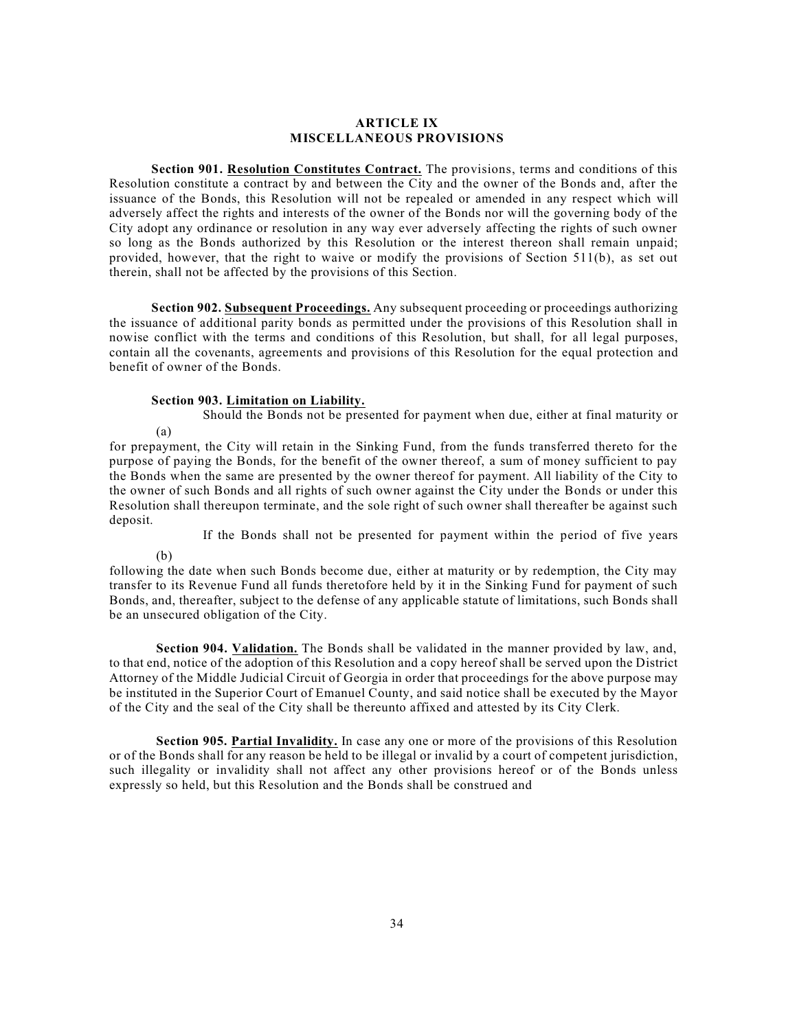## ARTICLE IX
## MISCELLANEOUS PROVISIONS

**Section 901. Resolution Constitutes Contract.** The provisions, terms and conditions of this Resolution constitute a contract by and between the City and the owner of the Bonds and, after the issuance of the Bonds, this Resolution will not be repealed or amended in any respect which will adversely affect the rights and interests of the owner of the Bonds nor will the governing body of the City adopt any ordinance or resolution in any way ever adversely affecting the rights of such owner so long as the Bonds authorized by this Resolution or the interest thereon shall remain unpaid; provided, however, that the right to waive or modify the provisions of Section 511(b), as set out therein, shall not be affected by the provisions of this Section.

**Section 902. Subsequent Proceedings.** Any subsequent proceeding or proceedings authorizing the issuance of additional parity bonds as permitted under the provisions of this Resolution shall in nowise conflict with the terms and conditions of this Resolution, but shall, for all legal purposes, contain all the covenants, agreements and provisions of this Resolution for the equal protection and benefit of owner of the Bonds.

**Section 903. Limitation on Liability.**

(a) Should the Bonds not be presented for payment when due, either at final maturity or for prepayment, the City will retain in the Sinking Fund, from the funds transferred thereto for the purpose of paying the Bonds, for the benefit of the owner thereof, a sum of money sufficient to pay the Bonds when the same are presented by the owner thereof for payment. All liability of the City to the owner of such Bonds and all rights of such owner against the City under the Bonds or under this Resolution shall thereupon terminate, and the sole right of such owner shall thereafter be against such deposit.

(b) If the Bonds shall not be presented for payment within the period of five years following the date when such Bonds become due, either at maturity or by redemption, the City may transfer to its Revenue Fund all funds theretofore held by it in the Sinking Fund for payment of such Bonds, and, thereafter, subject to the defense of any applicable statute of limitations, such Bonds shall be an unsecured obligation of the City.

**Section 904. Validation.** The Bonds shall be validated in the manner provided by law, and, to that end, notice of the adoption of this Resolution and a copy hereof shall be served upon the District Attorney of the Middle Judicial Circuit of Georgia in order that proceedings for the above purpose may be instituted in the Superior Court of Emanuel County, and said notice shall be executed by the Mayor of the City and the seal of the City shall be thereunto affixed and attested by its City Clerk.

**Section 905. Partial Invalidity.** In case any one or more of the provisions of this Resolution or of the Bonds shall for any reason be held to be illegal or invalid by a court of competent jurisdiction, such illegality or invalidity shall not affect any other provisions hereof or of the Bonds unless expressly so held, but this Resolution and the Bonds shall be construed and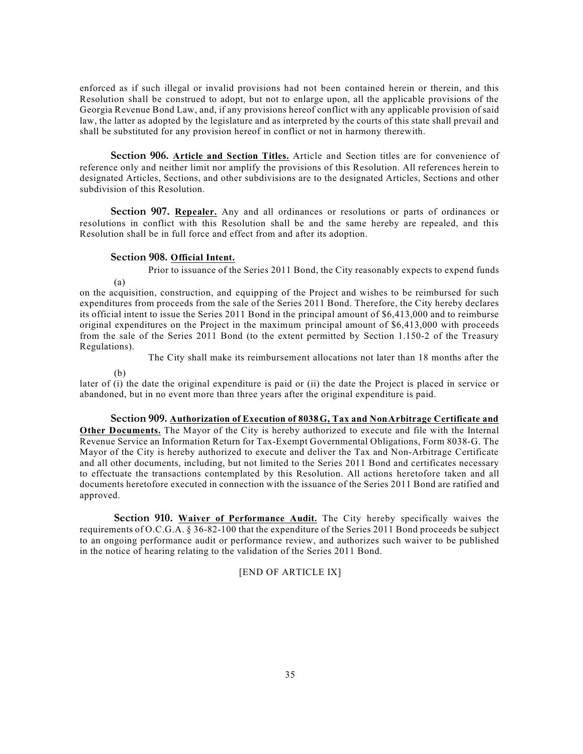enforced as if such illegal or invalid provisions had not been contained herein or therein, and this Resolution shall be construed to adopt, but not to enlarge upon, all the applicable provisions of the Georgia Revenue Bond Law, and, if any provisions hereof conflict with any applicable provision of said law, the latter as adopted by the legislature and as interpreted by the courts of this state shall prevail and shall be substituted for any provision hereof in conflict or not in harmony therewith.

**Section 906. Article and Section Titles.** Article and Section titles are for convenience of reference only and neither limit nor amplify the provisions of this Resolution. All references herein to designated Articles, Sections, and other subdivisions are to the designated Articles, Sections and other subdivision of this Resolution.

**Section 907. Repealer.** Any and all ordinances or resolutions or parts of ordinances or resolutions in conflict with this Resolution shall be and the same hereby are repealed, and this Resolution shall be in full force and effect from and after its adoption.

**Section 908. Official Intent.**

(a) Prior to issuance of the Series 2011 Bond, the City reasonably expects to expend funds on the acquisition, construction, and equipping of the Project and wishes to be reimbursed for such expenditures from proceeds from the sale of the Series 2011 Bond. Therefore, the City hereby declares its official intent to issue the Series 2011 Bond in the principal amount of $6,413,000 and to reimburse original expenditures on the Project in the maximum principal amount of $6,413,000 with proceeds from the sale of the Series 2011 Bond (to the extent permitted by Section 1.150-2 of the Treasury Regulations).

(b) The City shall make its reimbursement allocations not later than 18 months after the later of (i) the date the original expenditure is paid or (ii) the date the Project is placed in service or abandoned, but in no event more than three years after the original expenditure is paid.

**Section 909. Authorization of Execution of 8038G, Tax and NonArbitrage Certificate and Other Documents.** The Mayor of the City is hereby authorized to execute and file with the Internal Revenue Service an Information Return for Tax-Exempt Governmental Obligations, Form 8038-G. The Mayor of the City is hereby authorized to execute and deliver the Tax and Non-Arbitrage Certificate and all other documents, including, but not limited to the Series 2011 Bond and certificates necessary to effectuate the transactions contemplated by this Resolution. All actions heretofore taken and all documents heretofore executed in connection with the issuance of the Series 2011 Bond are ratified and approved.

**Section 910. Waiver of Performance Audit.** The City hereby specifically waives the requirements of O.C.G.A. § 36-82-100 that the expenditure of the Series 2011 Bond proceeds be subject to an ongoing performance audit or performance review, and authorizes such waiver to be published in the notice of hearing relating to the validation of the Series 2011 Bond.

[END OF ARTICLE IX]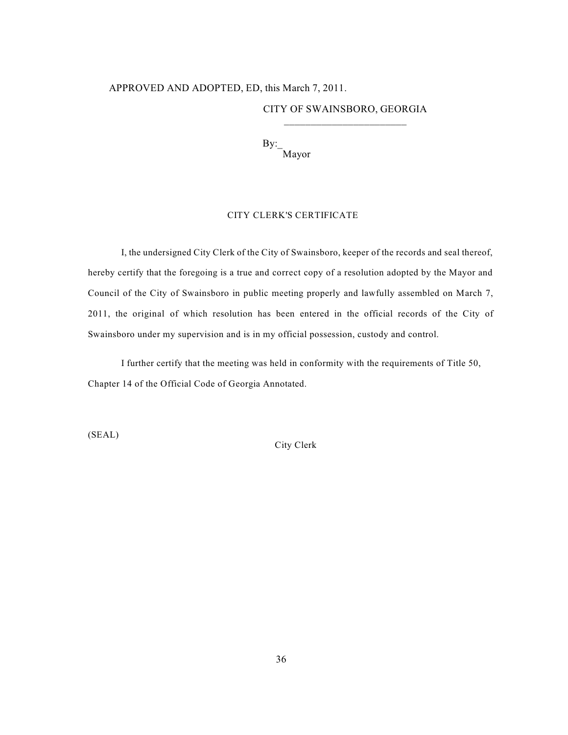APPROVED AND ADOPTED, ED, this March 7, 2011.

CITY OF SWAINSBORO, GEORGIA

_______________________

By:_
Mayor

CITY CLERK'S CERTIFICATE

I, the undersigned City Clerk of the City of Swainsboro, keeper of the records and seal thereof, hereby certify that the foregoing is a true and correct copy of a resolution adopted by the Mayor and Council of the City of Swainsboro in public meeting properly and lawfully assembled on March 7, 2011, the original of which resolution has been entered in the official records of the City of Swainsboro under my supervision and is in my official possession, custody and control.

I further certify that the meeting was held in conformity with the requirements of Title 50, Chapter 14 of the Official Code of Georgia Annotated.

(SEAL)

City Clerk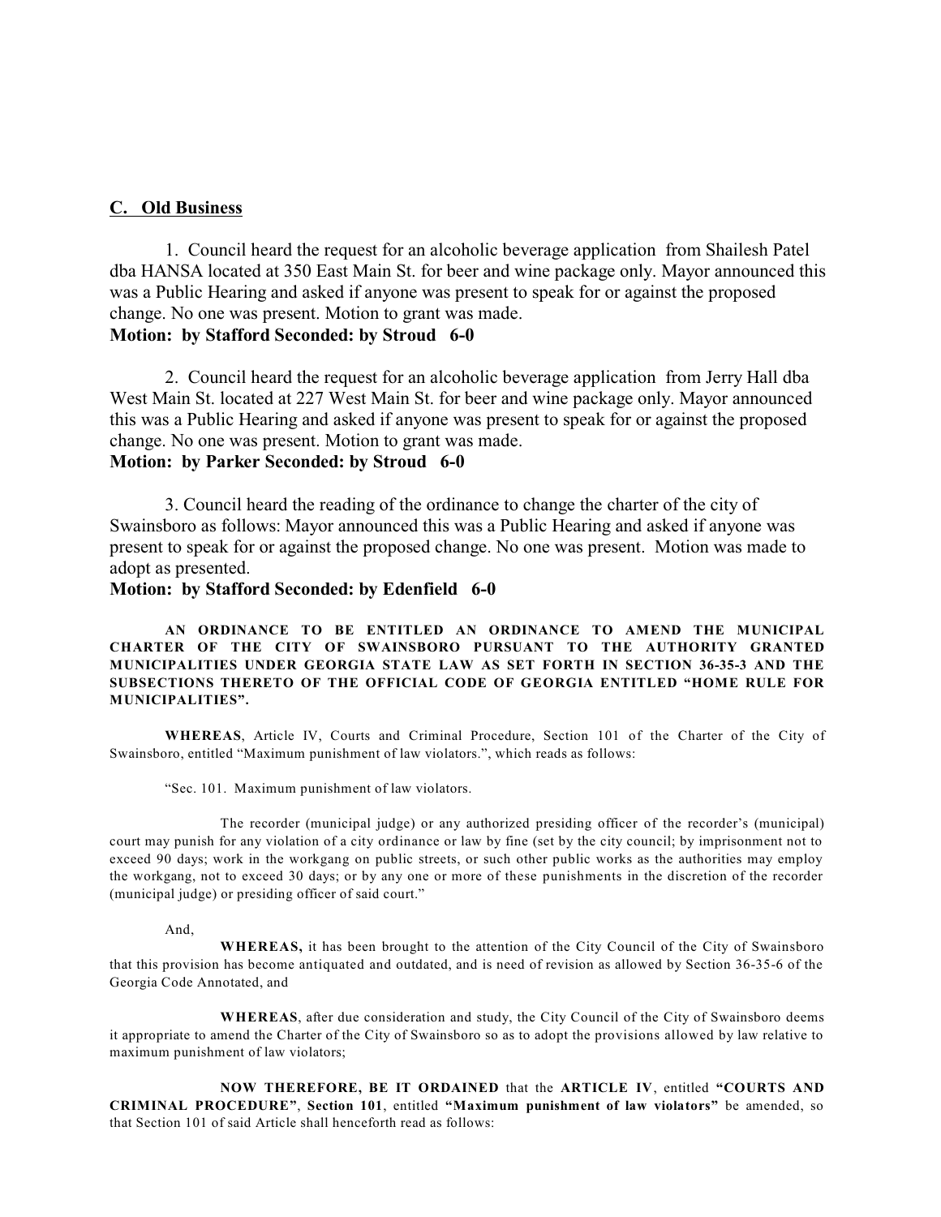## C. Old Business

1. Council heard the request for an alcoholic beverage application from Shailesh Patel dba HANSA located at 350 East Main St. for beer and wine package only. Mayor announced this was a Public Hearing and asked if anyone was present to speak for or against the proposed change. No one was present. Motion to grant was made.

**Motion: by Stafford Seconded: by Stroud 6-0**

2. Council heard the request for an alcoholic beverage application from Jerry Hall dba West Main St. located at 227 West Main St. for beer and wine package only. Mayor announced this was a Public Hearing and asked if anyone was present to speak for or against the proposed change. No one was present. Motion to grant was made.

**Motion: by Parker Seconded: by Stroud 6-0**

3. Council heard the reading of the ordinance to change the charter of the city of Swainsboro as follows: Mayor announced this was a Public Hearing and asked if anyone was present to speak for or against the proposed change. No one was present. Motion was made to adopt as presented.

**Motion: by Stafford Seconded: by Edenfield 6-0**

**AN ORDINANCE TO BE ENTITLED AN ORDINANCE TO AMEND THE MUNICIPAL CHARTER OF THE CITY OF SWAINSBORO PURSUANT TO THE AUTHORITY GRANTED MUNICIPALITIES UNDER GEORGIA STATE LAW AS SET FORTH IN SECTION 36-35-3 AND THE SUBSECTIONS THERETO OF THE OFFICIAL CODE OF GEORGIA ENTITLED "HOME RULE FOR MUNICIPALITIES".**

**WHEREAS**, Article IV, Courts and Criminal Procedure, Section 101 of the Charter of the City of Swainsboro, entitled "Maximum punishment of law violators.", which reads as follows:

"Sec. 101. Maximum punishment of law violators.

The recorder (municipal judge) or any authorized presiding officer of the recorder's (municipal) court may punish for any violation of a city ordinance or law by fine (set by the city council; by imprisonment not to exceed 90 days; work in the workgang on public streets, or such other public works as the authorities may employ the workgang, not to exceed 30 days; or by any one or more of these punishments in the discretion of the recorder (municipal judge) or presiding officer of said court."

And,

**WHEREAS,** it has been brought to the attention of the City Council of the City of Swainsboro that this provision has become antiquated and outdated, and is need of revision as allowed by Section 36-35-6 of the Georgia Code Annotated, and

**WHEREAS**, after due consideration and study, the City Council of the City of Swainsboro deems it appropriate to amend the Charter of the City of Swainsboro so as to adopt the provisions allowed by law relative to maximum punishment of law violators;

**NOW THEREFORE, BE IT ORDAINED** that the **ARTICLE IV**, entitled **"COURTS AND CRIMINAL PROCEDURE"**, **Section 101**, entitled **"Maximum punishment of law violators"** be amended, so that Section 101 of said Article shall henceforth read as follows: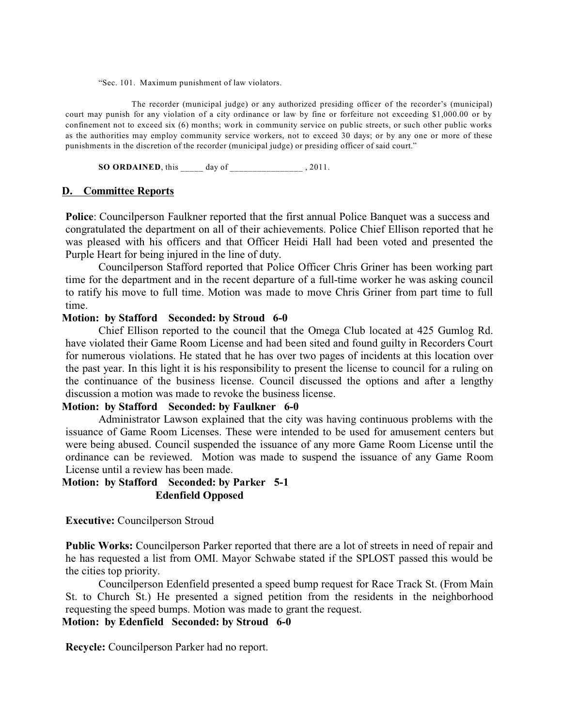"Sec. 101. Maximum punishment of law violators.

The recorder (municipal judge) or any authorized presiding officer of the recorder's (municipal) court may punish for any violation of a city ordinance or law by fine or forfeiture not exceeding $1,000.00 or by confinement not to exceed six (6) months; work in community service on public streets, or such other public works as the authorities may employ community service workers, not to exceed 30 days; or by any one or more of these punishments in the discretion of the recorder (municipal judge) or presiding officer of said court."

**SO ORDAINED**, this _____ day of ________________ , 2011.

## D. Committee Reports

**Police**: Councilperson Faulkner reported that the first annual Police Banquet was a success and congratulated the department on all of their achievements. Police Chief Ellison reported that he was pleased with his officers and that Officer Heidi Hall had been voted and presented the Purple Heart for being injured in the line of duty.

Councilperson Stafford reported that Police Officer Chris Griner has been working part time for the department and in the recent departure of a full-time worker he was asking council to ratify his move to full time. Motion was made to move Chris Griner from part time to full time.

**Motion: by Stafford Seconded: by Stroud 6-0**

Chief Ellison reported to the council that the Omega Club located at 425 Gumlog Rd. have violated their Game Room License and had been sited and found guilty in Recorders Court for numerous violations. He stated that he has over two pages of incidents at this location over the past year. In this light it is his responsibility to present the license to council for a ruling on the continuance of the business license. Council discussed the options and after a lengthy discussion a motion was made to revoke the business license.

**Motion: by Stafford Seconded: by Faulkner 6-0**

Administrator Lawson explained that the city was having continuous problems with the issuance of Game Room Licenses. These were intended to be used for amusement centers but were being abused. Council suspended the issuance of any more Game Room License until the ordinance can be reviewed. Motion was made to suspend the issuance of any Game Room License until a review has been made.

**Motion: by Stafford Seconded: by Parker 5-1**
**Edenfield Opposed**

**Executive:** Councilperson Stroud

**Public Works:** Councilperson Parker reported that there are a lot of streets in need of repair and he has requested a list from OMI. Mayor Schwabe stated if the SPLOST passed this would be the cities top priority.

Councilperson Edenfield presented a speed bump request for Race Track St. (From Main St. to Church St.) He presented a signed petition from the residents in the neighborhood requesting the speed bumps. Motion was made to grant the request.

**Motion: by Edenfield Seconded: by Stroud 6-0**

**Recycle:** Councilperson Parker had no report.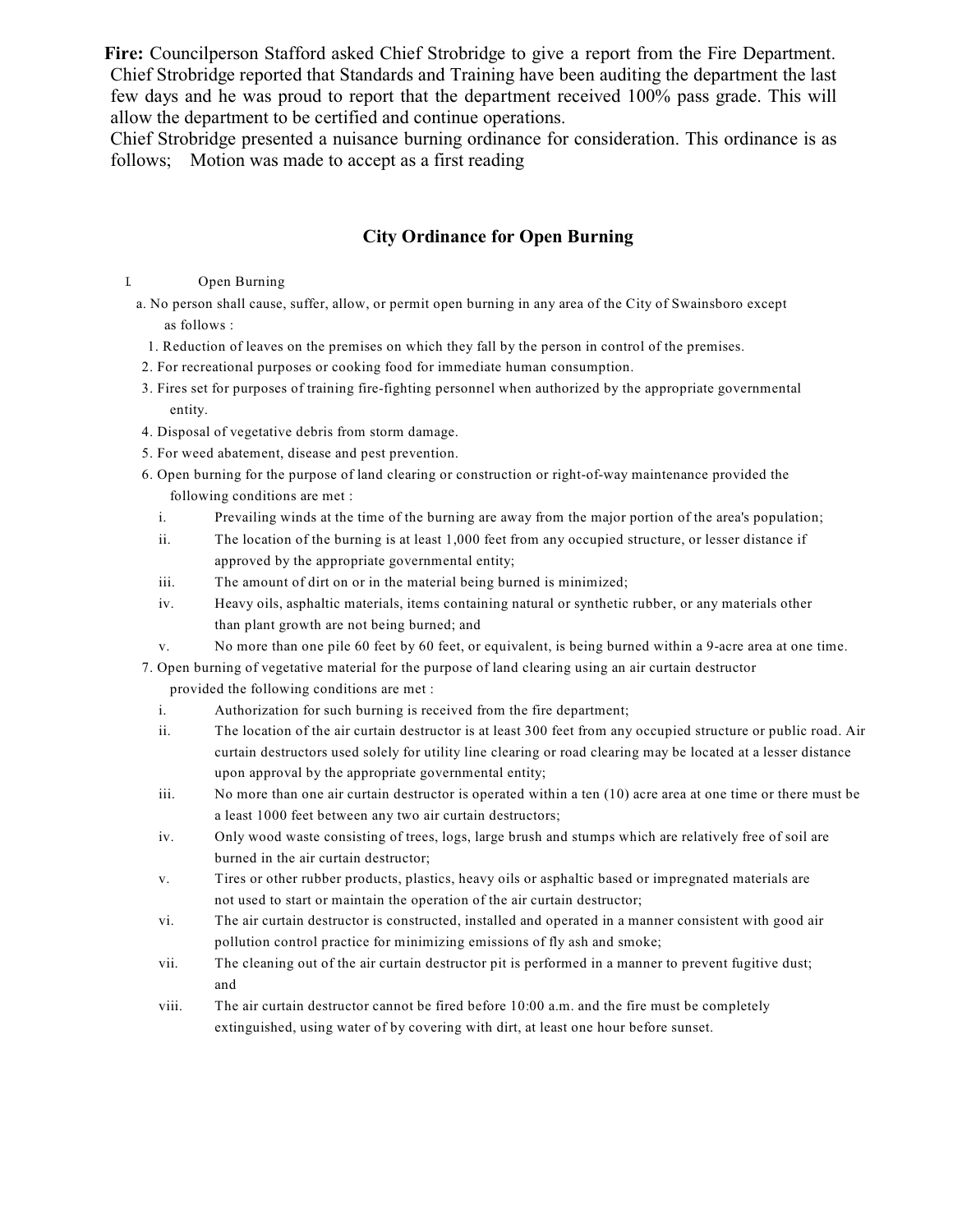**Fire:** Councilperson Stafford asked Chief Strobridge to give a report from the Fire Department. Chief Strobridge reported that Standards and Training have been auditing the department the last few days and he was proud to report that the department received 100% pass grade. This will allow the department to be certified and continue operations.

Chief Strobridge presented a nuisance burning ordinance for consideration. This ordinance is as follows; Motion was made to accept as a first reading

## City Ordinance for Open Burning

I. Open Burning

a. No person shall cause, suffer, allow, or permit open burning in any area of the City of Swainsboro except as follows :

1. Reduction of leaves on the premises on which they fall by the person in control of the premises.
2. For recreational purposes or cooking food for immediate human consumption.
3. Fires set for purposes of training fire-fighting personnel when authorized by the appropriate governmental entity.
4. Disposal of vegetative debris from storm damage.
5. For weed abatement, disease and pest prevention.
6. Open burning for the purpose of land clearing or construction or right-of-way maintenance provided the following conditions are met :
   - i. Prevailing winds at the time of the burning are away from the major portion of the area's population;
   - ii. The location of the burning is at least 1,000 feet from any occupied structure, or lesser distance if approved by the appropriate governmental entity;
   - iii. The amount of dirt on or in the material being burned is minimized;
   - iv. Heavy oils, asphaltic materials, items containing natural or synthetic rubber, or any materials other than plant growth are not being burned; and
   - v. No more than one pile 60 feet by 60 feet, or equivalent, is being burned within a 9-acre area at one time.
7. Open burning of vegetative material for the purpose of land clearing using an air curtain destructor provided the following conditions are met :
   - i. Authorization for such burning is received from the fire department;
   - ii. The location of the air curtain destructor is at least 300 feet from any occupied structure or public road. Air curtain destructors used solely for utility line clearing or road clearing may be located at a lesser distance upon approval by the appropriate governmental entity;
   - iii. No more than one air curtain destructor is operated within a ten (10) acre area at one time or there must be a least 1000 feet between any two air curtain destructors;
   - iv. Only wood waste consisting of trees, logs, large brush and stumps which are relatively free of soil are burned in the air curtain destructor;
   - v. Tires or other rubber products, plastics, heavy oils or asphaltic based or impregnated materials are not used to start or maintain the operation of the air curtain destructor;
   - vi. The air curtain destructor is constructed, installed and operated in a manner consistent with good air pollution control practice for minimizing emissions of fly ash and smoke;
   - vii. The cleaning out of the air curtain destructor pit is performed in a manner to prevent fugitive dust; and
   - viii. The air curtain destructor cannot be fired before 10:00 a.m. and the fire must be completely extinguished, using water of by covering with dirt, at least one hour before sunset.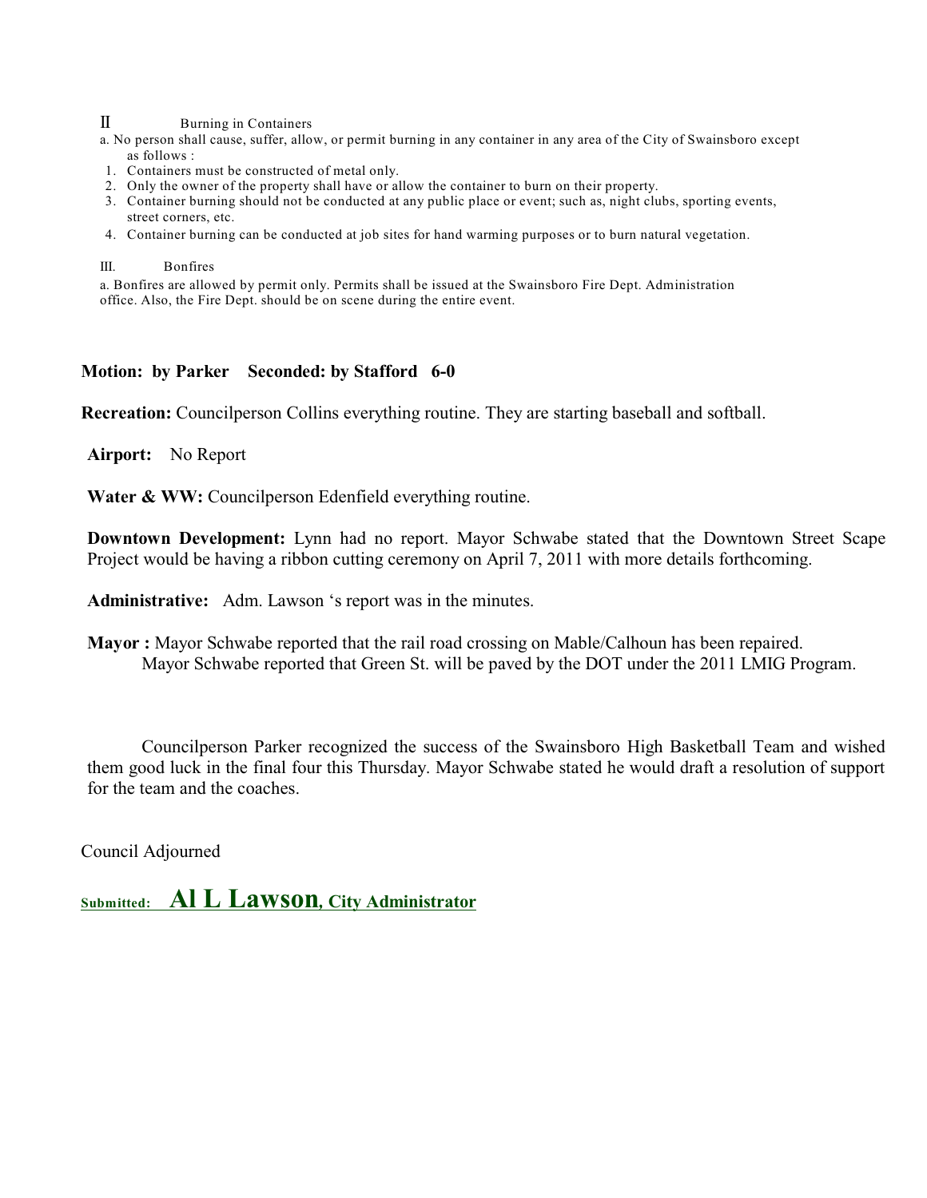II Burning in Containers

a. No person shall cause, suffer, allow, or permit burning in any container in any area of the City of Swainsboro except as follows :

1. Containers must be constructed of metal only.
2. Only the owner of the property shall have or allow the container to burn on their property.
3. Container burning should not be conducted at any public place or event; such as, night clubs, sporting events, street corners, etc.
4. Container burning can be conducted at job sites for hand warming purposes or to burn natural vegetation.

III. Bonfires

a. Bonfires are allowed by permit only. Permits shall be issued at the Swainsboro Fire Dept. Administration office. Also, the Fire Dept. should be on scene during the entire event.

**Motion: by Parker Seconded: by Stafford 6-0**

**Recreation:** Councilperson Collins everything routine. They are starting baseball and softball.

**Airport:** No Report

**Water & WW:** Councilperson Edenfield everything routine.

**Downtown Development:** Lynn had no report. Mayor Schwabe stated that the Downtown Street Scape Project would be having a ribbon cutting ceremony on April 7, 2011 with more details forthcoming.

**Administrative:** Adm. Lawson 's report was in the minutes.

**Mayor :** Mayor Schwabe reported that the rail road crossing on Mable/Calhoun has been repaired.
Mayor Schwabe reported that Green St. will be paved by the DOT under the 2011 LMIG Program.

Councilperson Parker recognized the success of the Swainsboro High Basketball Team and wished them good luck in the final four this Thursday. Mayor Schwabe stated he would draft a resolution of support for the team and the coaches.

Council Adjourned

**Submitted: Al L Lawson, City Administrator**